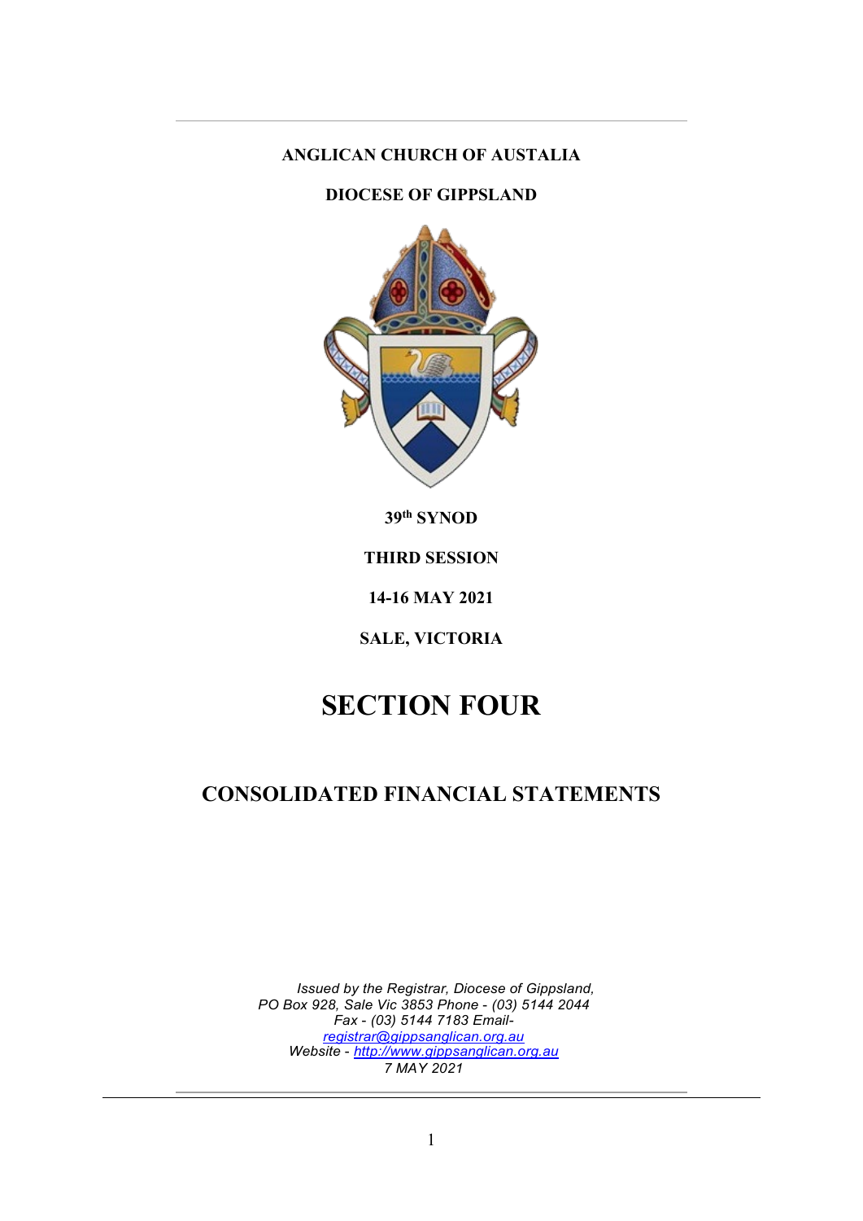**ANGLICAN CHURCH OF AUSTALIA**

**DIOCESE OF GIPPSLAND**

**39th SYNOD**

**THIRD SESSION**

**14-16 MAY 2021**

**SALE, VICTORIA**

# SECTION FOUR

## CONSOLIDATED FINANCIAL STATEMENTS

*Issued by the Registrar, Diocese of Gippsland,*
*PO Box 928, Sale Vic 3853 Phone - (03) 5144 2044*
*Fax - (03) 5144 7183 Email-*
*registrar@gippsanglican.org.au*
*Website - http://www.gippsanglican.org.au*
*7 MAY 2021*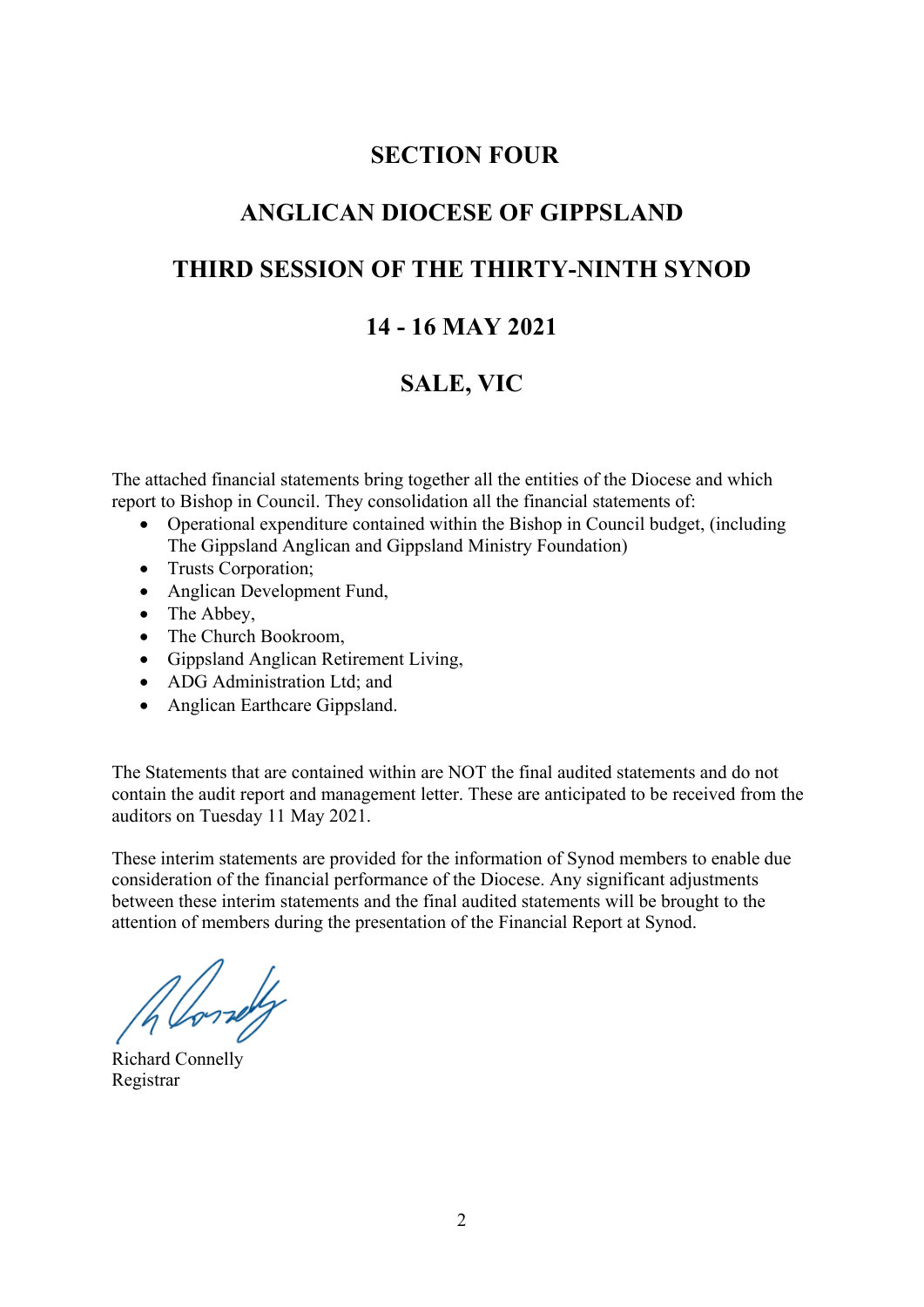# SECTION FOUR

# ANGLICAN DIOCESE OF GIPPSLAND

# THIRD SESSION OF THE THIRTY-NINTH SYNOD

# 14 - 16 MAY 2021

# SALE, VIC

The attached financial statements bring together all the entities of the Diocese and which report to Bishop in Council. They consolidation all the financial statements of:

- Operational expenditure contained within the Bishop in Council budget, (including The Gippsland Anglican and Gippsland Ministry Foundation)
- Trusts Corporation;
- Anglican Development Fund,
- The Abbey,
- The Church Bookroom,
- Gippsland Anglican Retirement Living,
- ADG Administration Ltd; and
- Anglican Earthcare Gippsland.

The Statements that are contained within are NOT the final audited statements and do not contain the audit report and management letter. These are anticipated to be received from the auditors on Tuesday 11 May 2021.

These interim statements are provided for the information of Synod members to enable due consideration of the financial performance of the Diocese. Any significant adjustments between these interim statements and the final audited statements will be brought to the attention of members during the presentation of the Financial Report at Synod.

Richard Connelly
Registrar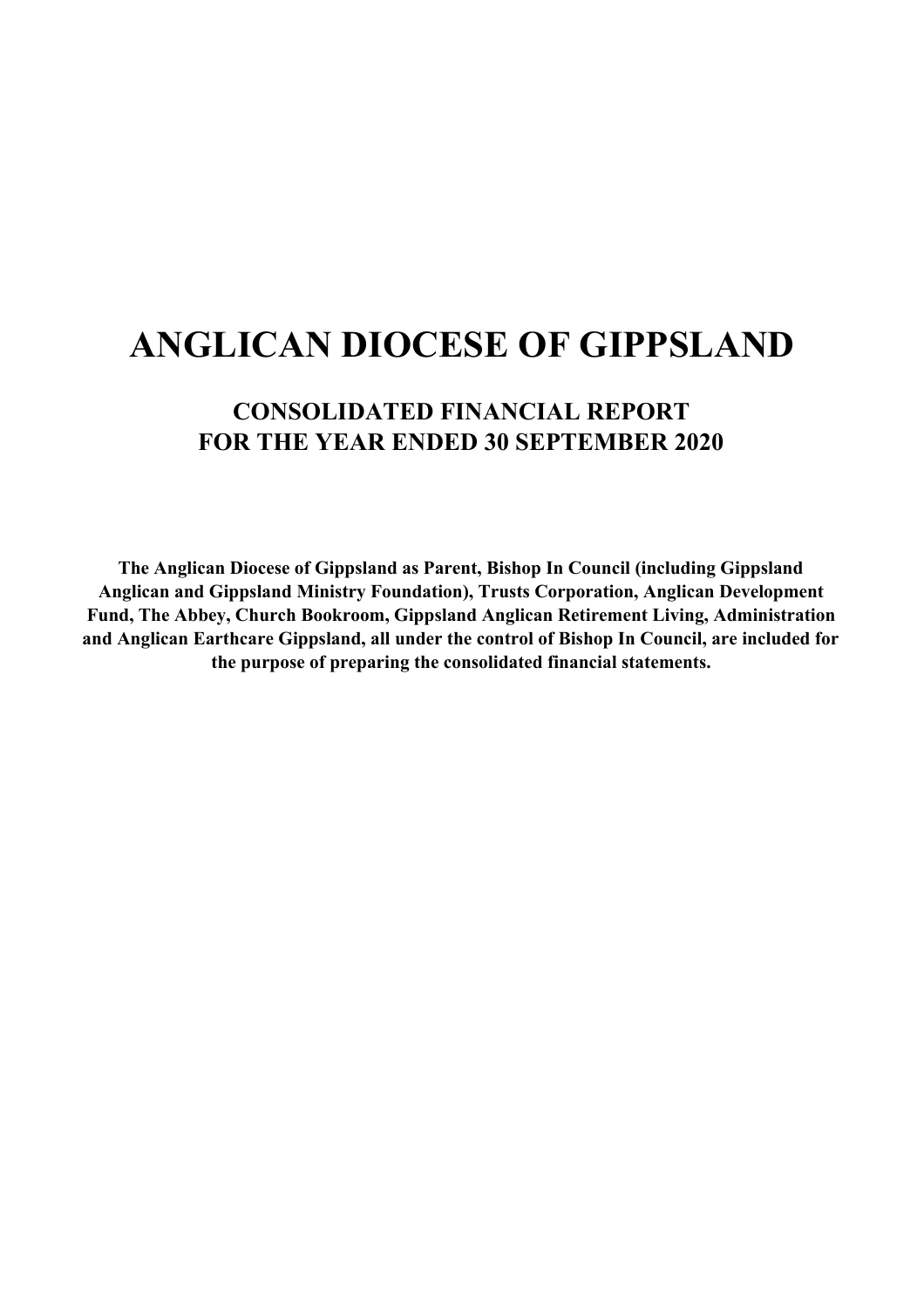# ANGLICAN DIOCESE OF GIPPSLAND

## CONSOLIDATED FINANCIAL REPORT
## FOR THE YEAR ENDED 30 SEPTEMBER 2020

**The Anglican Diocese of Gippsland as Parent, Bishop In Council (including Gippsland Anglican and Gippsland Ministry Foundation), Trusts Corporation, Anglican Development Fund, The Abbey, Church Bookroom, Gippsland Anglican Retirement Living, Administration and Anglican Earthcare Gippsland, all under the control of Bishop In Council, are included for the purpose of preparing the consolidated financial statements.**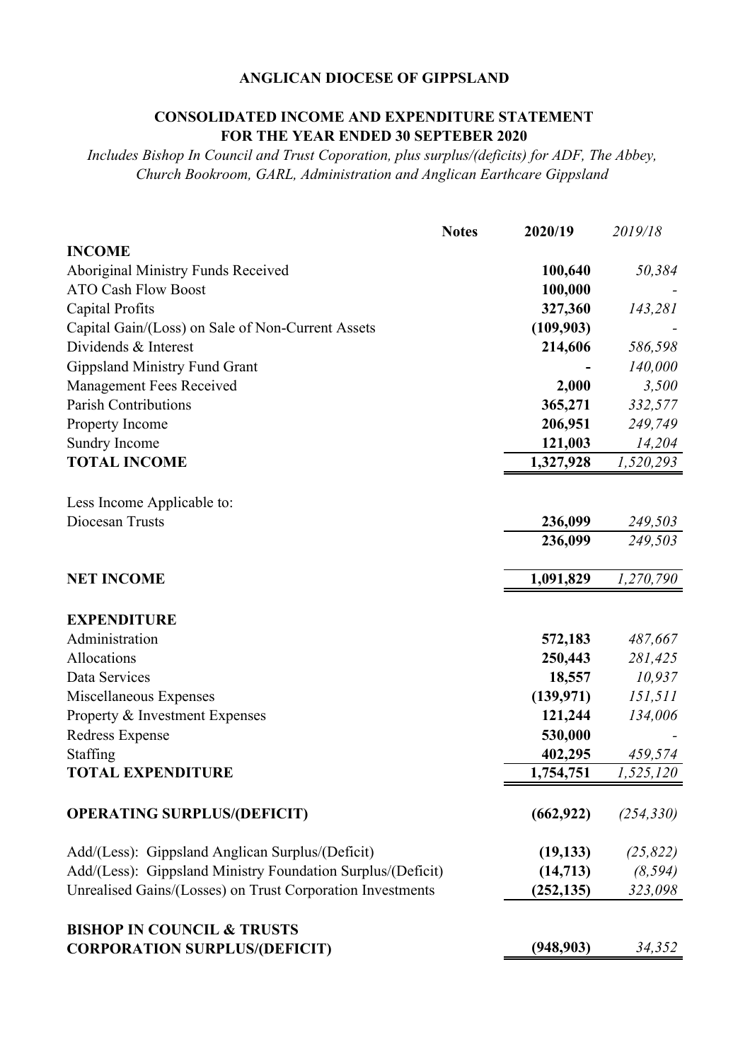# ANGLICAN DIOCESE OF GIPPSLAND

## CONSOLIDATED INCOME AND EXPENDITURE STATEMENT
## FOR THE YEAR ENDED 30 SEPTEBER 2020

*Includes Bishop In Council and Trust Coporation, plus surplus/(deficits) for ADF, The Abbey, Church Bookroom, GARL, Administration and Anglican Earthcare Gippsland*

| | Notes | 2020/19 | *2019/18* |
|---|---|---|---|
| **INCOME** | | | |
| Aboriginal Ministry Funds Received | | **100,640** | *50,384* |
| ATO Cash Flow Boost | | **100,000** | - |
| Capital Profits | | **327,360** | *143,281* |
| Capital Gain/(Loss) on Sale of Non-Current Assets | | **(109,903)** | - |
| Dividends & Interest | | **214,606** | *586,598* |
| Gippsland Ministry Fund Grant | | **-** | *140,000* |
| Management Fees Received | | **2,000** | *3,500* |
| Parish Contributions | | **365,271** | *332,577* |
| Property Income | | **206,951** | *249,749* |
| Sundry Income | | **121,003** | *14,204* |
| **TOTAL INCOME** | | **1,327,928** | *1,520,293* |
| | | | |
| Less Income Applicable to: | | | |
| Diocesan Trusts | | **236,099** | *249,503* |
| | | **236,099** | *249,503* |
| | | | |
| **NET INCOME** | | **1,091,829** | *1,270,790* |
| | | | |
| **EXPENDITURE** | | | |
| Administration | | **572,183** | *487,667* |
| Allocations | | **250,443** | *281,425* |
| Data Services | | **18,557** | *10,937* |
| Miscellaneous Expenses | | **(139,971)** | *151,511* |
| Property & Investment Expenses | | **121,244** | *134,006* |
| Redress Expense | | **530,000** | - |
| Staffing | | **402,295** | *459,574* |
| **TOTAL EXPENDITURE** | | **1,754,751** | *1,525,120* |
| | | | |
| **OPERATING SURPLUS/(DEFICIT)** | | **(662,922)** | *(254,330)* |
| | | | |
| Add/(Less): Gippsland Anglican Surplus/(Deficit) | | **(19,133)** | *(25,822)* |
| Add/(Less): Gippsland Ministry Foundation Surplus/(Deficit) | | **(14,713)** | *(8,594)* |
| Unrealised Gains/(Losses) on Trust Corporation Investments | | **(252,135)** | *323,098* |
| | | | |
| **BISHOP IN COUNCIL & TRUSTS CORPORATION SURPLUS/(DEFICIT)** | | **(948,903)** | *34,352* |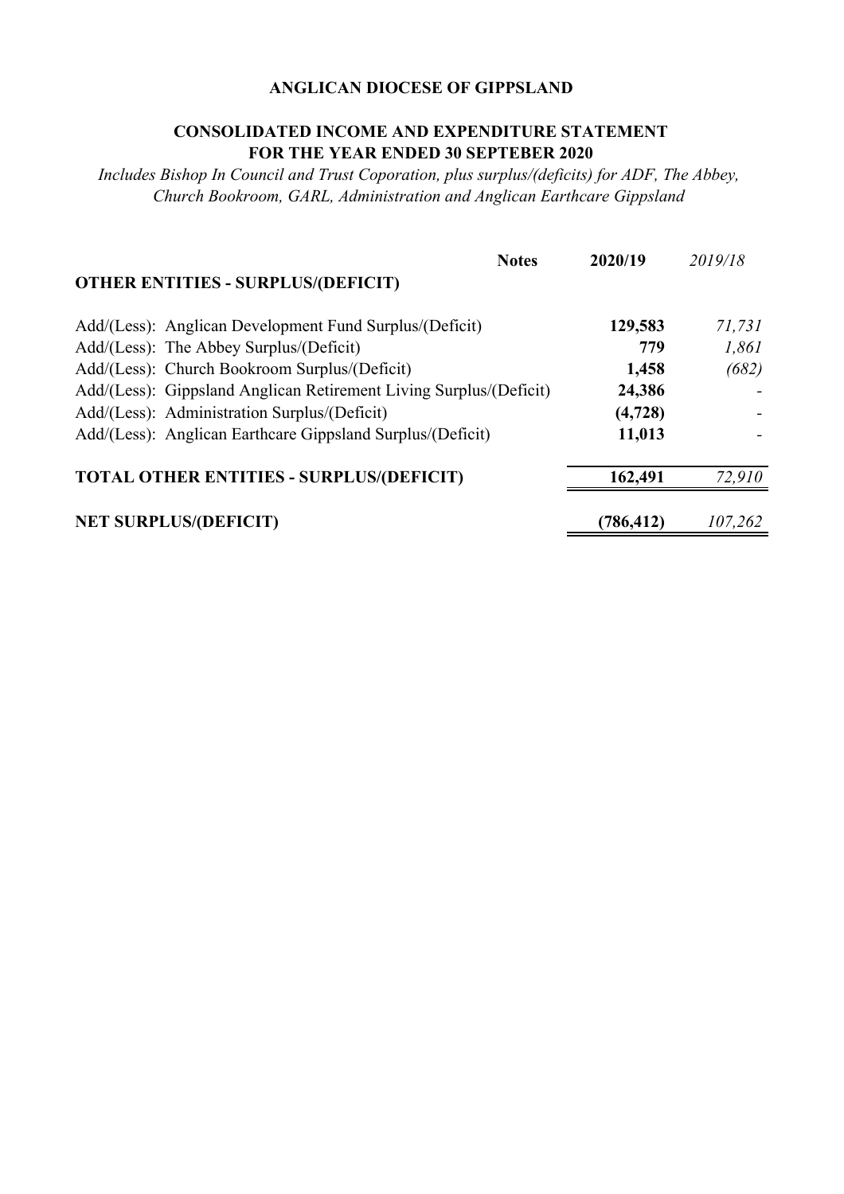**ANGLICAN DIOCESE OF GIPPSLAND**

**CONSOLIDATED INCOME AND EXPENDITURE STATEMENT**
**FOR THE YEAR ENDED 30 SEPTEBER 2020**

*Includes Bishop In Council and Trust Coporation, plus surplus/(deficits) for ADF, The Abbey, Church Bookroom, GARL, Administration and Anglican Earthcare Gippsland*

| | Notes | 2020/19 | *2019/18* |
|---|---|---|---|
| **OTHER ENTITIES - SURPLUS/(DEFICIT)** | | | |
| Add/(Less): Anglican Development Fund Surplus/(Deficit) | | **129,583** | *71,731* |
| Add/(Less): The Abbey Surplus/(Deficit) | | **779** | *1,861* |
| Add/(Less): Church Bookroom Surplus/(Deficit) | | **1,458** | *(682)* |
| Add/(Less): Gippsland Anglican Retirement Living Surplus/(Deficit) | | **24,386** | - |
| Add/(Less): Administration Surplus/(Deficit) | | **(4,728)** | - |
| Add/(Less): Anglican Earthcare Gippsland Surplus/(Deficit) | | **11,013** | - |
| **TOTAL OTHER ENTITIES - SURPLUS/(DEFICIT)** | | **162,491** | *72,910* |
| **NET SURPLUS/(DEFICIT)** | | **(786,412)** | *107,262* |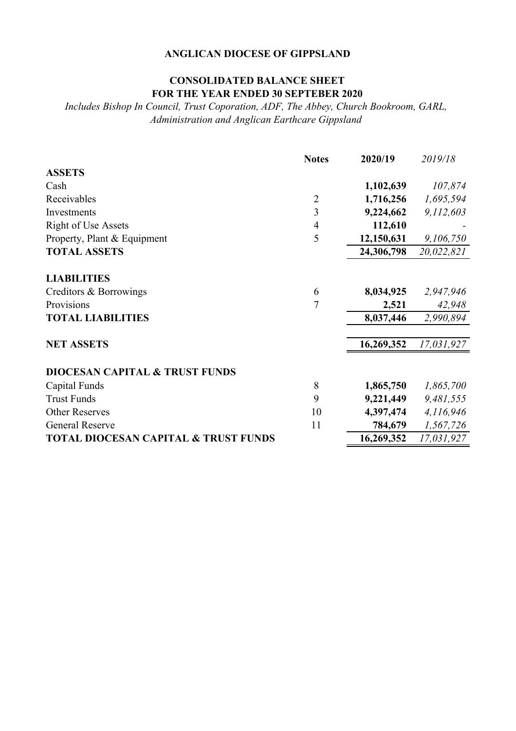**ANGLICAN DIOCESE OF GIPPSLAND**

**CONSOLIDATED BALANCE SHEET**
**FOR THE YEAR ENDED 30 SEPTEBER 2020**

*Includes Bishop In Council, Trust Coporation, ADF, The Abbey, Church Bookroom, GARL, Administration and Anglican Earthcare Gippsland*

| | Notes | 2020/19 | *2019/18* |
|---|---|---|---|
| **ASSETS** | | | |
| Cash | | **1,102,639** | *107,874* |
| Receivables | 2 | **1,716,256** | *1,695,594* |
| Investments | 3 | **9,224,662** | *9,112,603* |
| Right of Use Assets | 4 | **112,610** | - |
| Property, Plant & Equipment | 5 | **12,150,631** | *9,106,750* |
| **TOTAL ASSETS** | | **24,306,798** | *20,022,821* |
| | | | |
| **LIABILITIES** | | | |
| Creditors & Borrowings | 6 | **8,034,925** | *2,947,946* |
| Provisions | 7 | **2,521** | *42,948* |
| **TOTAL LIABILITIES** | | **8,037,446** | *2,990,894* |
| | | | |
| **NET ASSETS** | | **16,269,352** | *17,031,927* |
| | | | |
| **DIOCESAN CAPITAL & TRUST FUNDS** | | | |
| Capital Funds | 8 | **1,865,750** | *1,865,700* |
| Trust Funds | 9 | **9,221,449** | *9,481,555* |
| Other Reserves | 10 | **4,397,474** | *4,116,946* |
| General Reserve | 11 | **784,679** | *1,567,726* |
| **TOTAL DIOCESAN CAPITAL & TRUST FUNDS** | | **16,269,352** | *17,031,927* |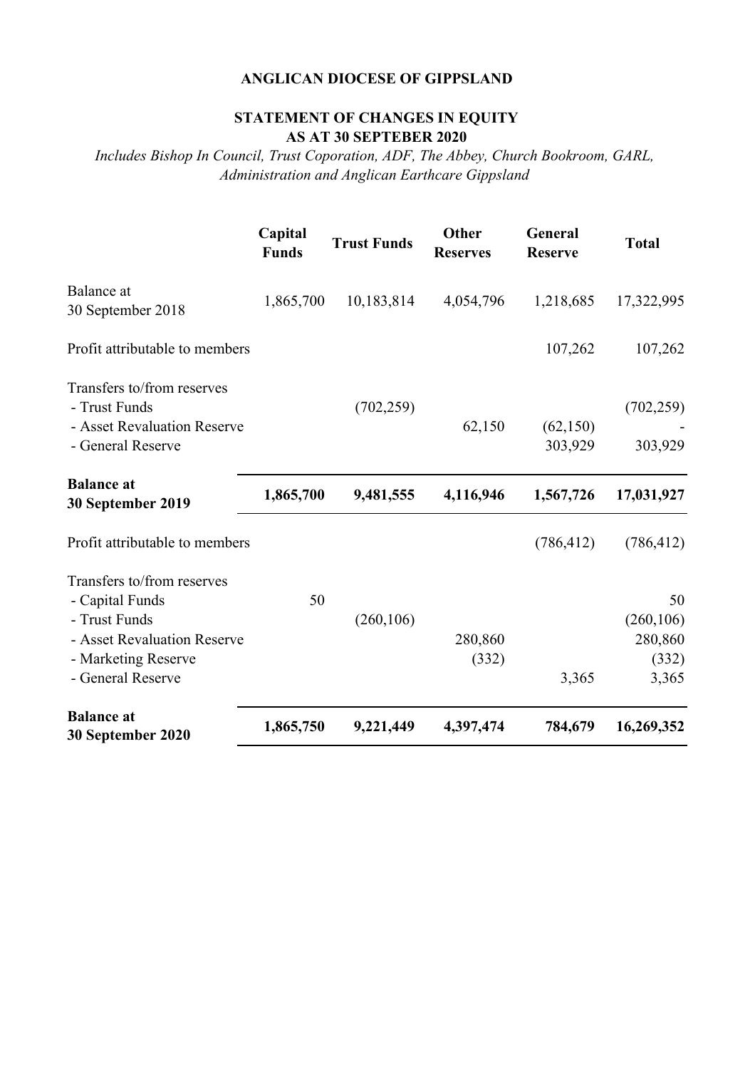**ANGLICAN DIOCESE OF GIPPSLAND**

**STATEMENT OF CHANGES IN EQUITY**
**AS AT 30 SEPTEBER 2020**

*Includes Bishop In Council, Trust Coporation, ADF, The Abbey, Church Bookroom, GARL, Administration and Anglican Earthcare Gippsland*

| | Capital Funds | Trust Funds | Other Reserves | General Reserve | Total |
|---|---|---|---|---|---|
| Balance at 30 September 2018 | 1,865,700 | 10,183,814 | 4,054,796 | 1,218,685 | 17,322,995 |
| Profit attributable to members | | | | 107,262 | 107,262 |
| Transfers to/from reserves | | | | | |
| - Trust Funds | | (702,259) | | | (702,259) |
| - Asset Revaluation Reserve | | | 62,150 | (62,150) | - |
| - General Reserve | | | | 303,929 | 303,929 |
| **Balance at 30 September 2019** | **1,865,700** | **9,481,555** | **4,116,946** | **1,567,726** | **17,031,927** |
| Profit attributable to members | | | | (786,412) | (786,412) |
| Transfers to/from reserves | | | | | |
| - Capital Funds | 50 | | | | 50 |
| - Trust Funds | | (260,106) | | | (260,106) |
| - Asset Revaluation Reserve | | | 280,860 | | 280,860 |
| - Marketing Reserve | | | (332) | | (332) |
| - General Reserve | | | | 3,365 | 3,365 |
| **Balance at 30 September 2020** | **1,865,750** | **9,221,449** | **4,397,474** | **784,679** | **16,269,352** |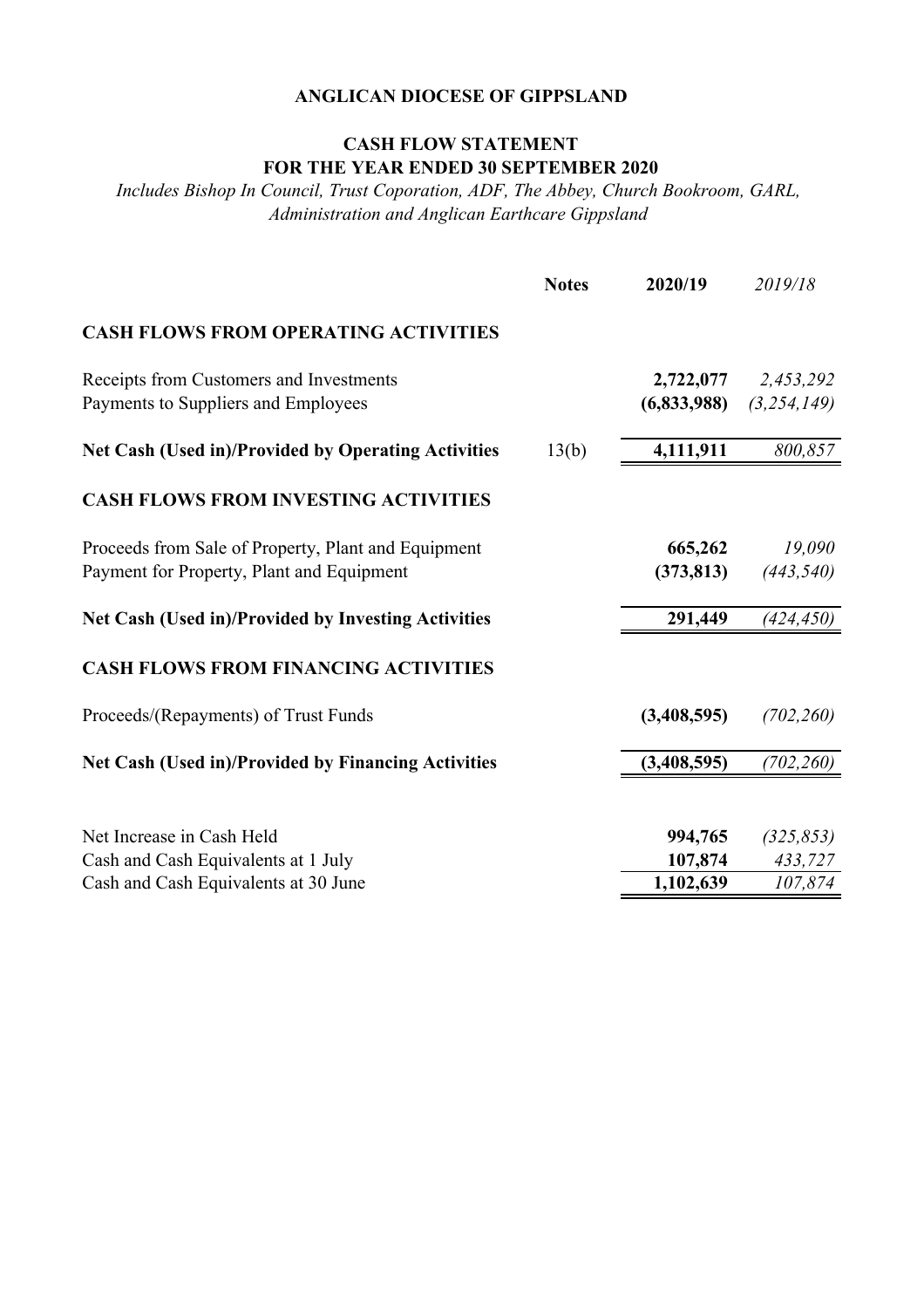**ANGLICAN DIOCESE OF GIPPSLAND**

**CASH FLOW STATEMENT**
**FOR THE YEAR ENDED 30 SEPTEMBER 2020**

*Includes Bishop In Council, Trust Coporation, ADF, The Abbey, Church Bookroom, GARL, Administration and Anglican Earthcare Gippsland*

| | **Notes** | **2020/19** | *2019/18* |
|---|---|---|---|
| **CASH FLOWS FROM OPERATING ACTIVITIES** | | | |
| Receipts from Customers and Investments | | **2,722,077** | *2,453,292* |
| Payments to Suppliers and Employees | | **(6,833,988)** | *(3,254,149)* |
| **Net Cash (Used in)/Provided by Operating Activities** | 13(b) | **4,111,911** | *800,857* |
| **CASH FLOWS FROM INVESTING ACTIVITIES** | | | |
| Proceeds from Sale of Property, Plant and Equipment | | **665,262** | *19,090* |
| Payment for Property, Plant and Equipment | | **(373,813)** | *(443,540)* |
| **Net Cash (Used in)/Provided by Investing Activities** | | **291,449** | *(424,450)* |
| **CASH FLOWS FROM FINANCING ACTIVITIES** | | | |
| Proceeds/(Repayments) of Trust Funds | | **(3,408,595)** | *(702,260)* |
| **Net Cash (Used in)/Provided by Financing Activities** | | **(3,408,595)** | *(702,260)* |
| Net Increase in Cash Held | | **994,765** | *(325,853)* |
| Cash and Cash Equivalents at 1 July | | **107,874** | *433,727* |
| Cash and Cash Equivalents at 30 June | | **1,102,639** | *107,874* |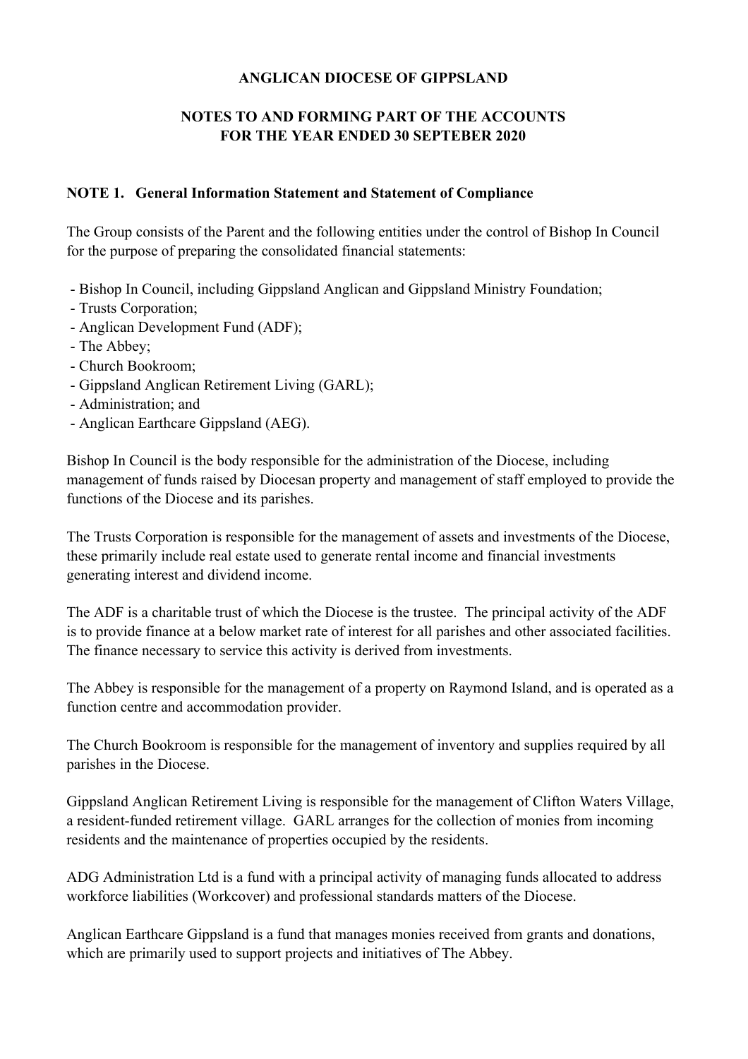# ANGLICAN DIOCESE OF GIPPSLAND

## NOTES TO AND FORMING PART OF THE ACCOUNTS FOR THE YEAR ENDED 30 SEPTEBER 2020

### NOTE 1. General Information Statement and Statement of Compliance

The Group consists of the Parent and the following entities under the control of Bishop In Council for the purpose of preparing the consolidated financial statements:

- Bishop In Council, including Gippsland Anglican and Gippsland Ministry Foundation;
- Trusts Corporation;
- Anglican Development Fund (ADF);
- The Abbey;
- Church Bookroom;
- Gippsland Anglican Retirement Living (GARL);
- Administration; and
- Anglican Earthcare Gippsland (AEG).

Bishop In Council is the body responsible for the administration of the Diocese, including management of funds raised by Diocesan property and management of staff employed to provide the functions of the Diocese and its parishes.

The Trusts Corporation is responsible for the management of assets and investments of the Diocese, these primarily include real estate used to generate rental income and financial investments generating interest and dividend income.

The ADF is a charitable trust of which the Diocese is the trustee. The principal activity of the ADF is to provide finance at a below market rate of interest for all parishes and other associated facilities. The finance necessary to service this activity is derived from investments.

The Abbey is responsible for the management of a property on Raymond Island, and is operated as a function centre and accommodation provider.

The Church Bookroom is responsible for the management of inventory and supplies required by all parishes in the Diocese.

Gippsland Anglican Retirement Living is responsible for the management of Clifton Waters Village, a resident-funded retirement village. GARL arranges for the collection of monies from incoming residents and the maintenance of properties occupied by the residents.

ADG Administration Ltd is a fund with a principal activity of managing funds allocated to address workforce liabilities (Workcover) and professional standards matters of the Diocese.

Anglican Earthcare Gippsland is a fund that manages monies received from grants and donations, which are primarily used to support projects and initiatives of The Abbey.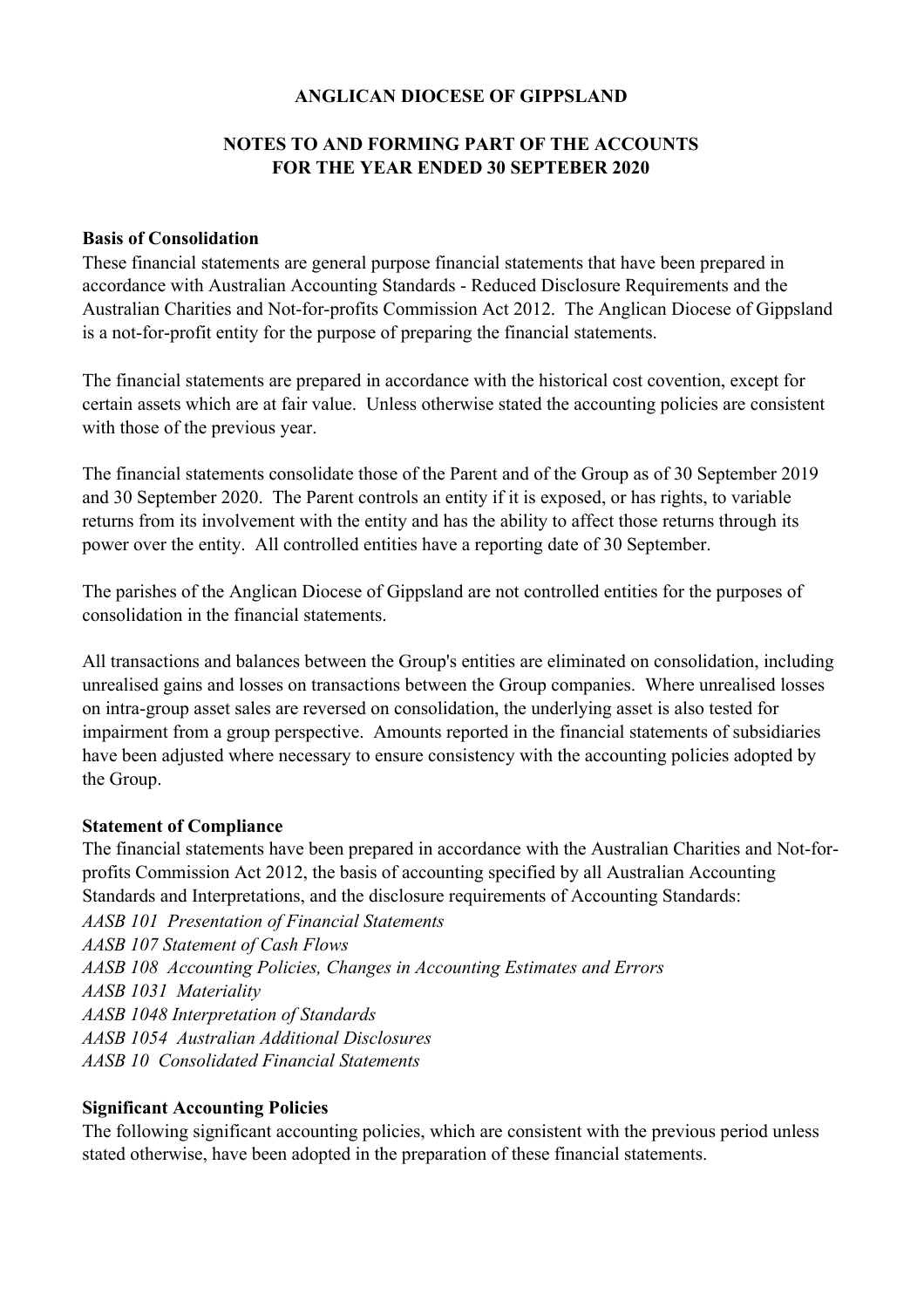**ANGLICAN DIOCESE OF GIPPSLAND**

**NOTES TO AND FORMING PART OF THE ACCOUNTS**
**FOR THE YEAR ENDED 30 SEPTEBER 2020**

**Basis of Consolidation**

These financial statements are general purpose financial statements that have been prepared in accordance with Australian Accounting Standards - Reduced Disclosure Requirements and the Australian Charities and Not-for-profits Commission Act 2012. The Anglican Diocese of Gippsland is a not-for-profit entity for the purpose of preparing the financial statements.

The financial statements are prepared in accordance with the historical cost covention, except for certain assets which are at fair value. Unless otherwise stated the accounting policies are consistent with those of the previous year.

The financial statements consolidate those of the Parent and of the Group as of 30 September 2019 and 30 September 2020. The Parent controls an entity if it is exposed, or has rights, to variable returns from its involvement with the entity and has the ability to affect those returns through its power over the entity. All controlled entities have a reporting date of 30 September.

The parishes of the Anglican Diocese of Gippsland are not controlled entities for the purposes of consolidation in the financial statements.

All transactions and balances between the Group's entities are eliminated on consolidation, including unrealised gains and losses on transactions between the Group companies. Where unrealised losses on intra-group asset sales are reversed on consolidation, the underlying asset is also tested for impairment from a group perspective. Amounts reported in the financial statements of subsidiaries have been adjusted where necessary to ensure consistency with the accounting policies adopted by the Group.

**Statement of Compliance**

The financial statements have been prepared in accordance with the Australian Charities and Not-for-profits Commission Act 2012, the basis of accounting specified by all Australian Accounting Standards and Interpretations, and the disclosure requirements of Accounting Standards:

*AASB 101 Presentation of Financial Statements*
*AASB 107 Statement of Cash Flows*
*AASB 108 Accounting Policies, Changes in Accounting Estimates and Errors*
*AASB 1031 Materiality*
*AASB 1048 Interpretation of Standards*
*AASB 1054 Australian Additional Disclosures*
*AASB 10 Consolidated Financial Statements*

**Significant Accounting Policies**

The following significant accounting policies, which are consistent with the previous period unless stated otherwise, have been adopted in the preparation of these financial statements.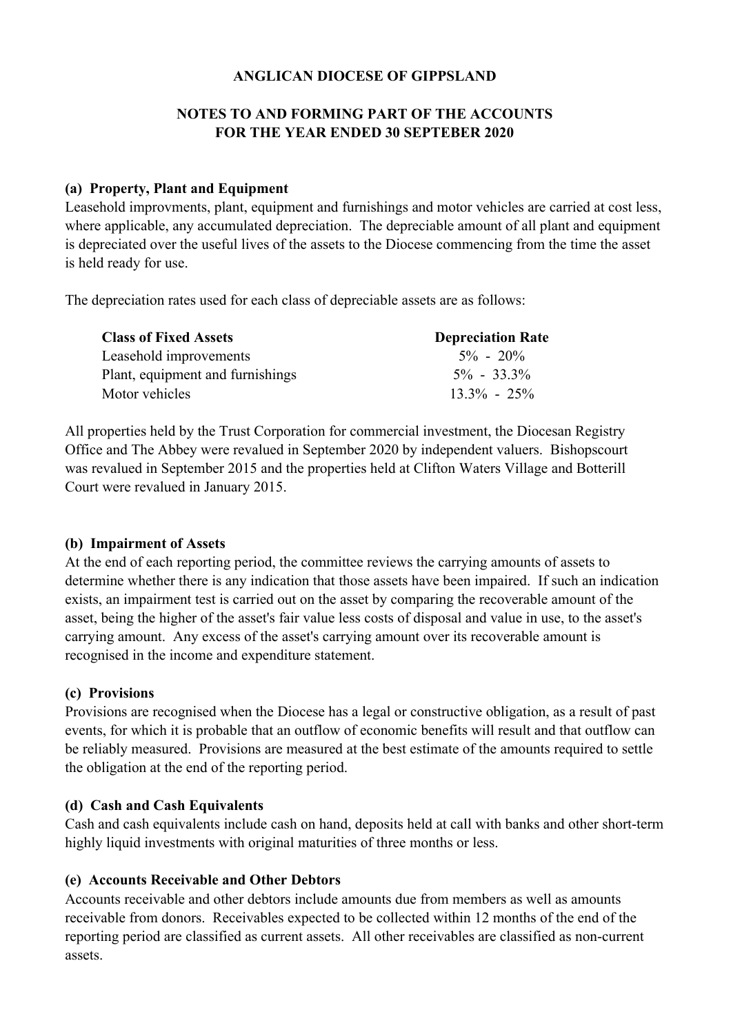**ANGLICAN DIOCESE OF GIPPSLAND**

**NOTES TO AND FORMING PART OF THE ACCOUNTS**
**FOR THE YEAR ENDED 30 SEPTEBER 2020**

**(a) Property, Plant and Equipment**

Leasehold improvments, plant, equipment and furnishings and motor vehicles are carried at cost less, where applicable, any accumulated depreciation. The depreciable amount of all plant and equipment is depreciated over the useful lives of the assets to the Diocese commencing from the time the asset is held ready for use.

The depreciation rates used for each class of depreciable assets are as follows:

| Class of Fixed Assets | Depreciation Rate |
|---|---|
| Leasehold improvements | 5% - 20% |
| Plant, equipment and furnishings | 5% - 33.3% |
| Motor vehicles | 13.3% - 25% |

All properties held by the Trust Corporation for commercial investment, the Diocesan Registry Office and The Abbey were revalued in September 2020 by independent valuers. Bishopscourt was revalued in September 2015 and the properties held at Clifton Waters Village and Botterill Court were revalued in January 2015.

**(b) Impairment of Assets**

At the end of each reporting period, the committee reviews the carrying amounts of assets to determine whether there is any indication that those assets have been impaired. If such an indication exists, an impairment test is carried out on the asset by comparing the recoverable amount of the asset, being the higher of the asset's fair value less costs of disposal and value in use, to the asset's carrying amount. Any excess of the asset's carrying amount over its recoverable amount is recognised in the income and expenditure statement.

**(c) Provisions**

Provisions are recognised when the Diocese has a legal or constructive obligation, as a result of past events, for which it is probable that an outflow of economic benefits will result and that outflow can be reliably measured. Provisions are measured at the best estimate of the amounts required to settle the obligation at the end of the reporting period.

**(d) Cash and Cash Equivalents**

Cash and cash equivalents include cash on hand, deposits held at call with banks and other short-term highly liquid investments with original maturities of three months or less.

**(e) Accounts Receivable and Other Debtors**

Accounts receivable and other debtors include amounts due from members as well as amounts receivable from donors. Receivables expected to be collected within 12 months of the end of the reporting period are classified as current assets. All other receivables are classified as non-current assets.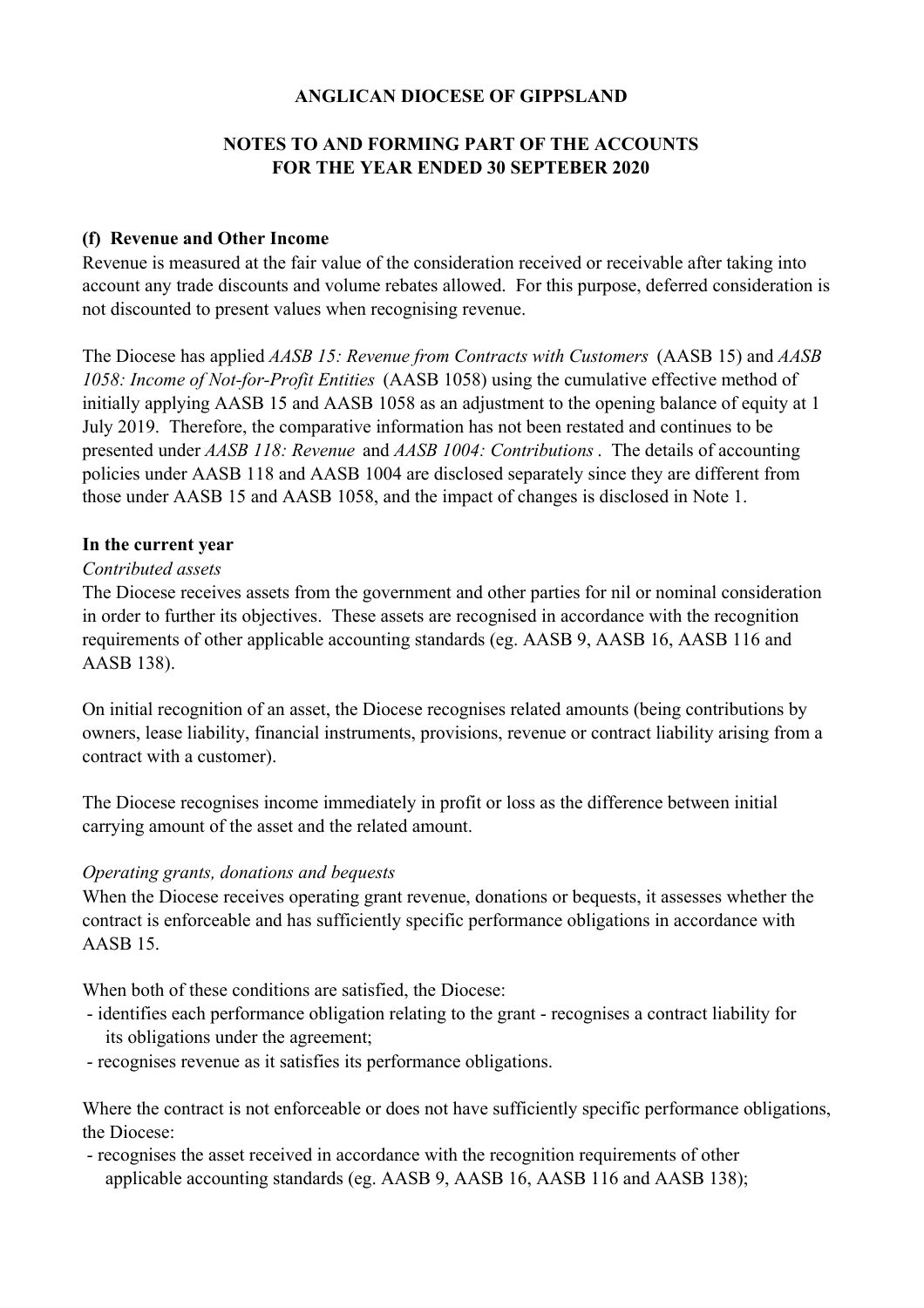**ANGLICAN DIOCESE OF GIPPSLAND**

**NOTES TO AND FORMING PART OF THE ACCOUNTS FOR THE YEAR ENDED 30 SEPTEBER 2020**

**(f) Revenue and Other Income**

Revenue is measured at the fair value of the consideration received or receivable after taking into account any trade discounts and volume rebates allowed. For this purpose, deferred consideration is not discounted to present values when recognising revenue.

The Diocese has applied *AASB 15: Revenue from Contracts with Customers* (AASB 15) and *AASB 1058: Income of Not-for-Profit Entities* (AASB 1058) using the cumulative effective method of initially applying AASB 15 and AASB 1058 as an adjustment to the opening balance of equity at 1 July 2019. Therefore, the comparative information has not been restated and continues to be presented under *AASB 118: Revenue* and *AASB 1004: Contributions*. The details of accounting policies under AASB 118 and AASB 1004 are disclosed separately since they are different from those under AASB 15 and AASB 1058, and the impact of changes is disclosed in Note 1.

**In the current year**

*Contributed assets*

The Diocese receives assets from the government and other parties for nil or nominal consideration in order to further its objectives. These assets are recognised in accordance with the recognition requirements of other applicable accounting standards (eg. AASB 9, AASB 16, AASB 116 and AASB 138).

On initial recognition of an asset, the Diocese recognises related amounts (being contributions by owners, lease liability, financial instruments, provisions, revenue or contract liability arising from a contract with a customer).

The Diocese recognises income immediately in profit or loss as the difference between initial carrying amount of the asset and the related amount.

*Operating grants, donations and bequests*

When the Diocese receives operating grant revenue, donations or bequests, it assesses whether the contract is enforceable and has sufficiently specific performance obligations in accordance with AASB 15.

When both of these conditions are satisfied, the Diocese:

- identifies each performance obligation relating to the grant - recognises a contract liability for its obligations under the agreement;
- recognises revenue as it satisfies its performance obligations.

Where the contract is not enforceable or does not have sufficiently specific performance obligations, the Diocese:

- recognises the asset received in accordance with the recognition requirements of other applicable accounting standards (eg. AASB 9, AASB 16, AASB 116 and AASB 138);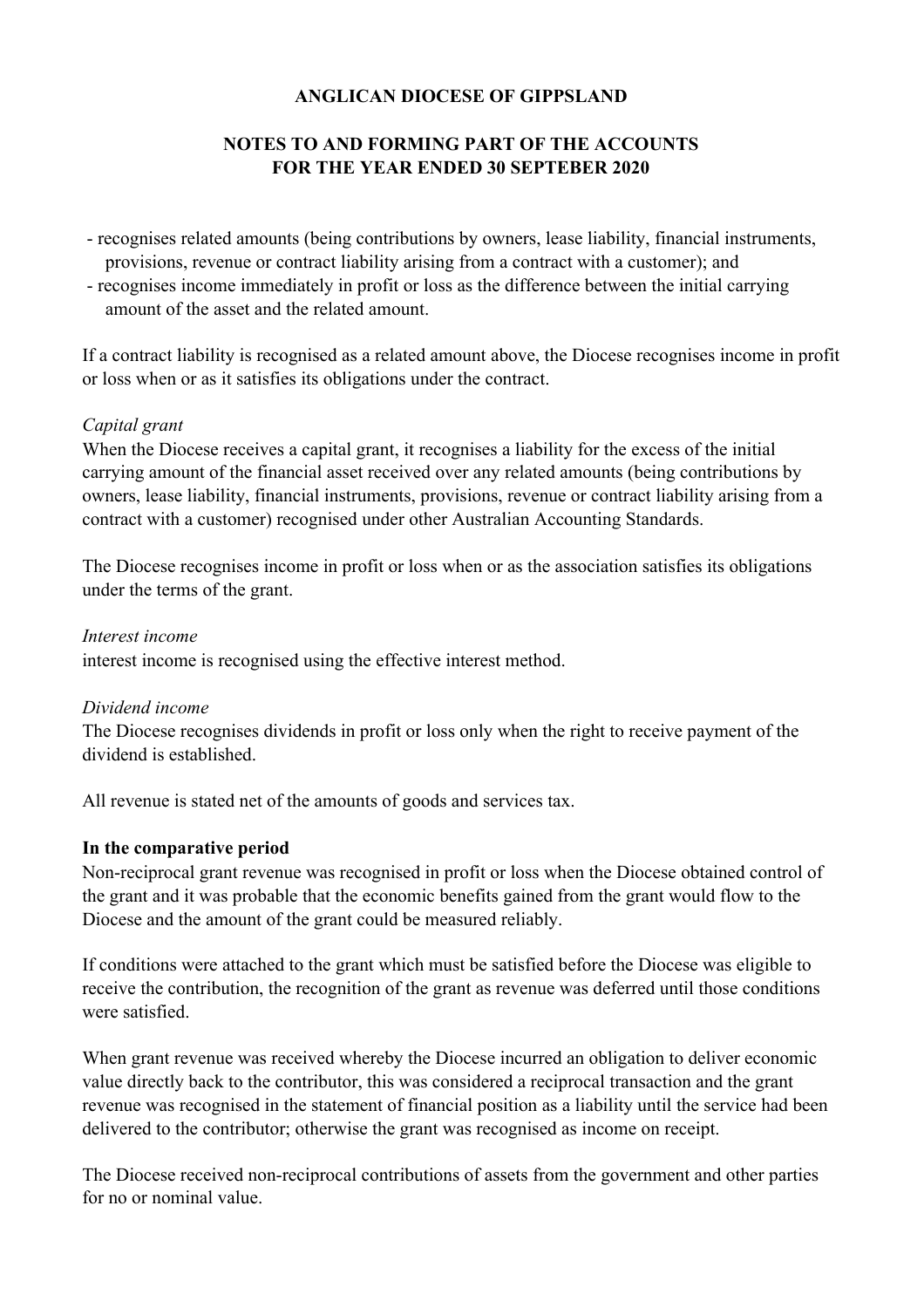- recognises related amounts (being contributions by owners, lease liability, financial instruments, provisions, revenue or contract liability arising from a contract with a customer); and
- recognises income immediately in profit or loss as the difference between the initial carrying amount of the asset and the related amount.

If a contract liability is recognised as a related amount above, the Diocese recognises income in profit or loss when or as it satisfies its obligations under the contract.

*Capital grant*

When the Diocese receives a capital grant, it recognises a liability for the excess of the initial carrying amount of the financial asset received over any related amounts (being contributions by owners, lease liability, financial instruments, provisions, revenue or contract liability arising from a contract with a customer) recognised under other Australian Accounting Standards.

The Diocese recognises income in profit or loss when or as the association satisfies its obligations under the terms of the grant.

*Interest income*

interest income is recognised using the effective interest method.

*Dividend income*

The Diocese recognises dividends in profit or loss only when the right to receive payment of the dividend is established.

All revenue is stated net of the amounts of goods and services tax.

**In the comparative period**

Non-reciprocal grant revenue was recognised in profit or loss when the Diocese obtained control of the grant and it was probable that the economic benefits gained from the grant would flow to the Diocese and the amount of the grant could be measured reliably.

If conditions were attached to the grant which must be satisfied before the Diocese was eligible to receive the contribution, the recognition of the grant as revenue was deferred until those conditions were satisfied.

When grant revenue was received whereby the Diocese incurred an obligation to deliver economic value directly back to the contributor, this was considered a reciprocal transaction and the grant revenue was recognised in the statement of financial position as a liability until the service had been delivered to the contributor; otherwise the grant was recognised as income on receipt.

The Diocese received non-reciprocal contributions of assets from the government and other parties for no or nominal value.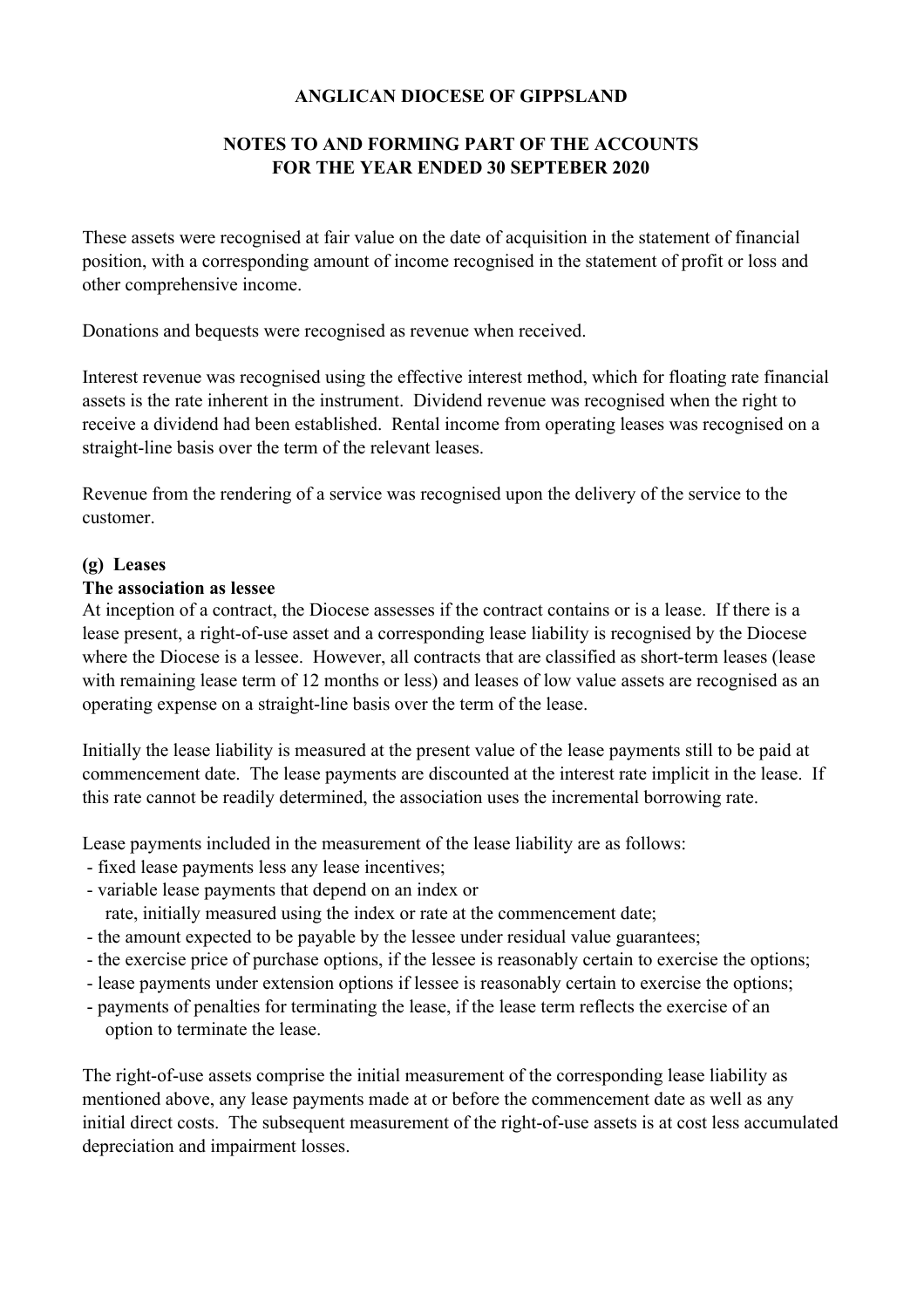**ANGLICAN DIOCESE OF GIPPSLAND**

**NOTES TO AND FORMING PART OF THE ACCOUNTS**
**FOR THE YEAR ENDED 30 SEPTEBER 2020**

These assets were recognised at fair value on the date of acquisition in the statement of financial position, with a corresponding amount of income recognised in the statement of profit or loss and other comprehensive income.

Donations and bequests were recognised as revenue when received.

Interest revenue was recognised using the effective interest method, which for floating rate financial assets is the rate inherent in the instrument. Dividend revenue was recognised when the right to receive a dividend had been established. Rental income from operating leases was recognised on a straight-line basis over the term of the relevant leases.

Revenue from the rendering of a service was recognised upon the delivery of the service to the customer.

**(g) Leases**

**The association as lessee**

At inception of a contract, the Diocese assesses if the contract contains or is a lease. If there is a lease present, a right-of-use asset and a corresponding lease liability is recognised by the Diocese where the Diocese is a lessee. However, all contracts that are classified as short-term leases (lease with remaining lease term of 12 months or less) and leases of low value assets are recognised as an operating expense on a straight-line basis over the term of the lease.

Initially the lease liability is measured at the present value of the lease payments still to be paid at commencement date. The lease payments are discounted at the interest rate implicit in the lease. If this rate cannot be readily determined, the association uses the incremental borrowing rate.

Lease payments included in the measurement of the lease liability are as follows:

- fixed lease payments less any lease incentives;
- variable lease payments that depend on an index or rate, initially measured using the index or rate at the commencement date;
- the amount expected to be payable by the lessee under residual value guarantees;
- the exercise price of purchase options, if the lessee is reasonably certain to exercise the options;
- lease payments under extension options if lessee is reasonably certain to exercise the options;
- payments of penalties for terminating the lease, if the lease term reflects the exercise of an option to terminate the lease.

The right-of-use assets comprise the initial measurement of the corresponding lease liability as mentioned above, any lease payments made at or before the commencement date as well as any initial direct costs. The subsequent measurement of the right-of-use assets is at cost less accumulated depreciation and impairment losses.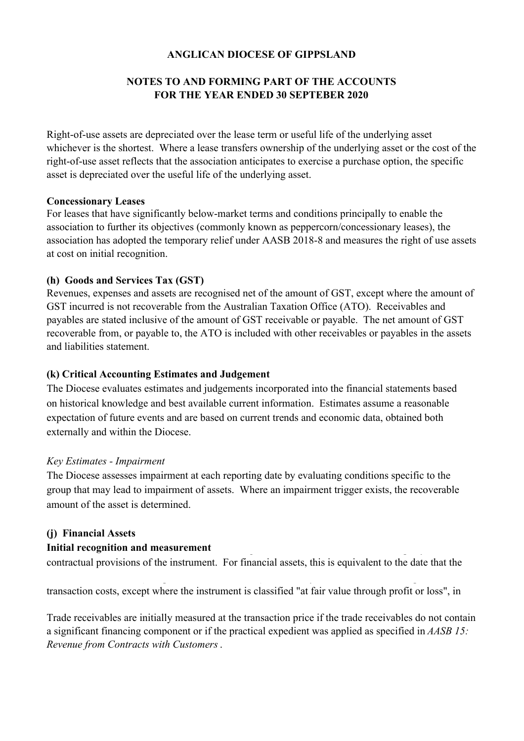Right-of-use assets are depreciated over the lease term or useful life of the underlying asset whichever is the shortest. Where a lease transfers ownership of the underlying asset or the cost of the right-of-use asset reflects that the association anticipates to exercise a purchase option, the specific asset is depreciated over the useful life of the underlying asset.

**Concessionary Leases**

For leases that have significantly below-market terms and conditions principally to enable the association to further its objectives (commonly known as peppercorn/concessionary leases), the association has adopted the temporary relief under AASB 2018-8 and measures the right of use assets at cost on initial recognition.

### (h) Goods and Services Tax (GST)

Revenues, expenses and assets are recognised net of the amount of GST, except where the amount of GST incurred is not recoverable from the Australian Taxation Office (ATO). Receivables and payables are stated inclusive of the amount of GST receivable or payable. The net amount of GST recoverable from, or payable to, the ATO is included with other receivables or payables in the assets and liabilities statement.

### (k) Critical Accounting Estimates and Judgement

The Diocese evaluates estimates and judgements incorporated into the financial statements based on historical knowledge and best available current information. Estimates assume a reasonable expectation of future events and are based on current trends and economic data, obtained both externally and within the Diocese.

*Key Estimates - Impairment*

The Diocese assesses impairment at each reporting date by evaluating conditions specific to the group that may lead to impairment of assets. Where an impairment trigger exists, the recoverable amount of the asset is determined.

### (j) Financial Assets

**Initial recognition and measurement**

contractual provisions of the instrument. For financial assets, this is equivalent to the date that the

transaction costs, except where the instrument is classified "at fair value through profit or loss", in

Trade receivables are initially measured at the transaction price if the trade receivables do not contain a significant financing component or if the practical expedient was applied as specified in *AASB 15: Revenue from Contracts with Customers* .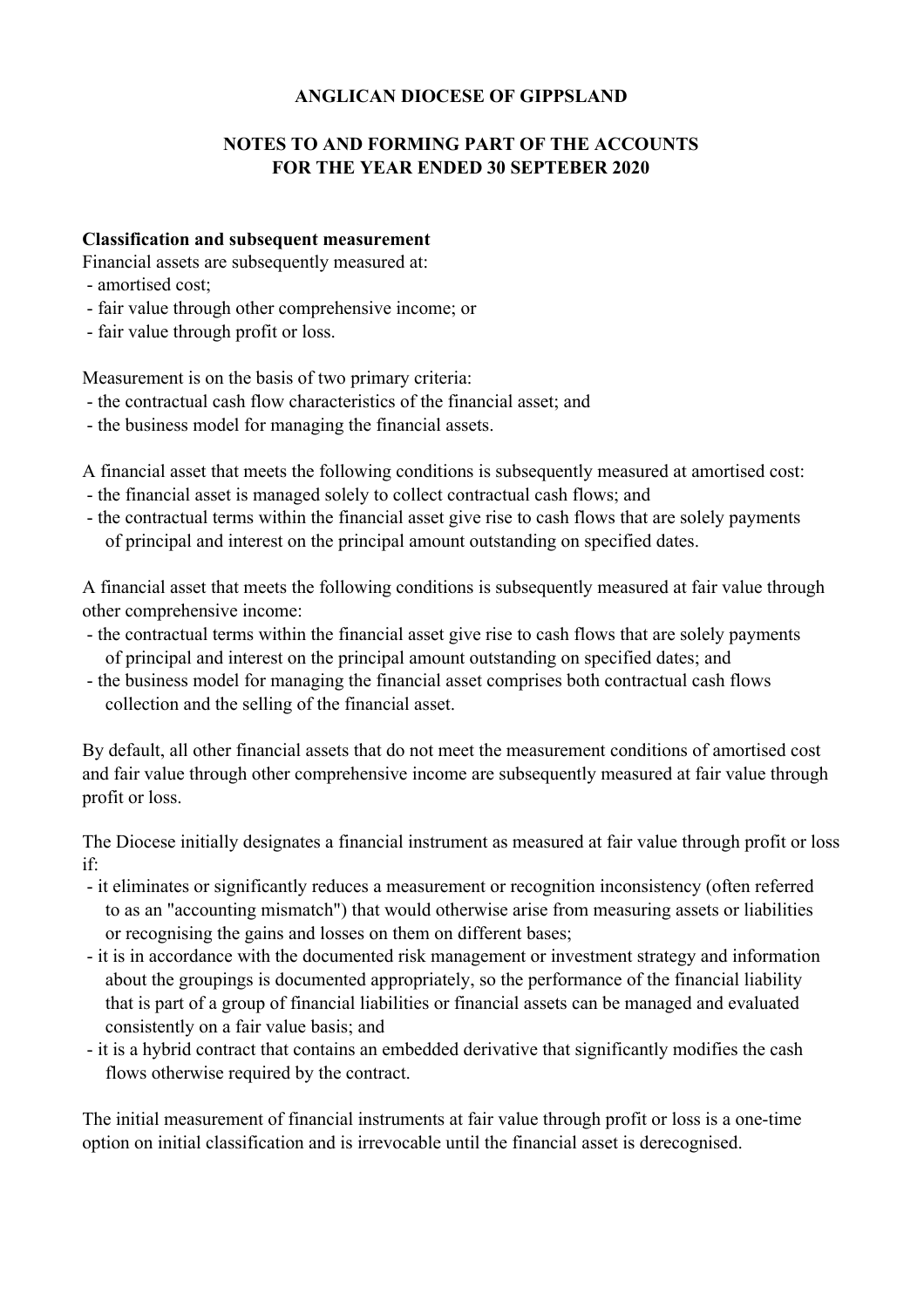**ANGLICAN DIOCESE OF GIPPSLAND**

**NOTES TO AND FORMING PART OF THE ACCOUNTS FOR THE YEAR ENDED 30 SEPTEBER 2020**

**Classification and subsequent measurement**

Financial assets are subsequently measured at:

- amortised cost;
- fair value through other comprehensive income; or
- fair value through profit or loss.

Measurement is on the basis of two primary criteria:

- the contractual cash flow characteristics of the financial asset; and
- the business model for managing the financial assets.

A financial asset that meets the following conditions is subsequently measured at amortised cost:

- the financial asset is managed solely to collect contractual cash flows; and
- the contractual terms within the financial asset give rise to cash flows that are solely payments of principal and interest on the principal amount outstanding on specified dates.

A financial asset that meets the following conditions is subsequently measured at fair value through other comprehensive income:

- the contractual terms within the financial asset give rise to cash flows that are solely payments of principal and interest on the principal amount outstanding on specified dates; and
- the business model for managing the financial asset comprises both contractual cash flows collection and the selling of the financial asset.

By default, all other financial assets that do not meet the measurement conditions of amortised cost and fair value through other comprehensive income are subsequently measured at fair value through profit or loss.

The Diocese initially designates a financial instrument as measured at fair value through profit or loss if:

- it eliminates or significantly reduces a measurement or recognition inconsistency (often referred to as an "accounting mismatch") that would otherwise arise from measuring assets or liabilities or recognising the gains and losses on them on different bases;
- it is in accordance with the documented risk management or investment strategy and information about the groupings is documented appropriately, so the performance of the financial liability that is part of a group of financial liabilities or financial assets can be managed and evaluated consistently on a fair value basis; and
- it is a hybrid contract that contains an embedded derivative that significantly modifies the cash flows otherwise required by the contract.

The initial measurement of financial instruments at fair value through profit or loss is a one-time option on initial classification and is irrevocable until the financial asset is derecognised.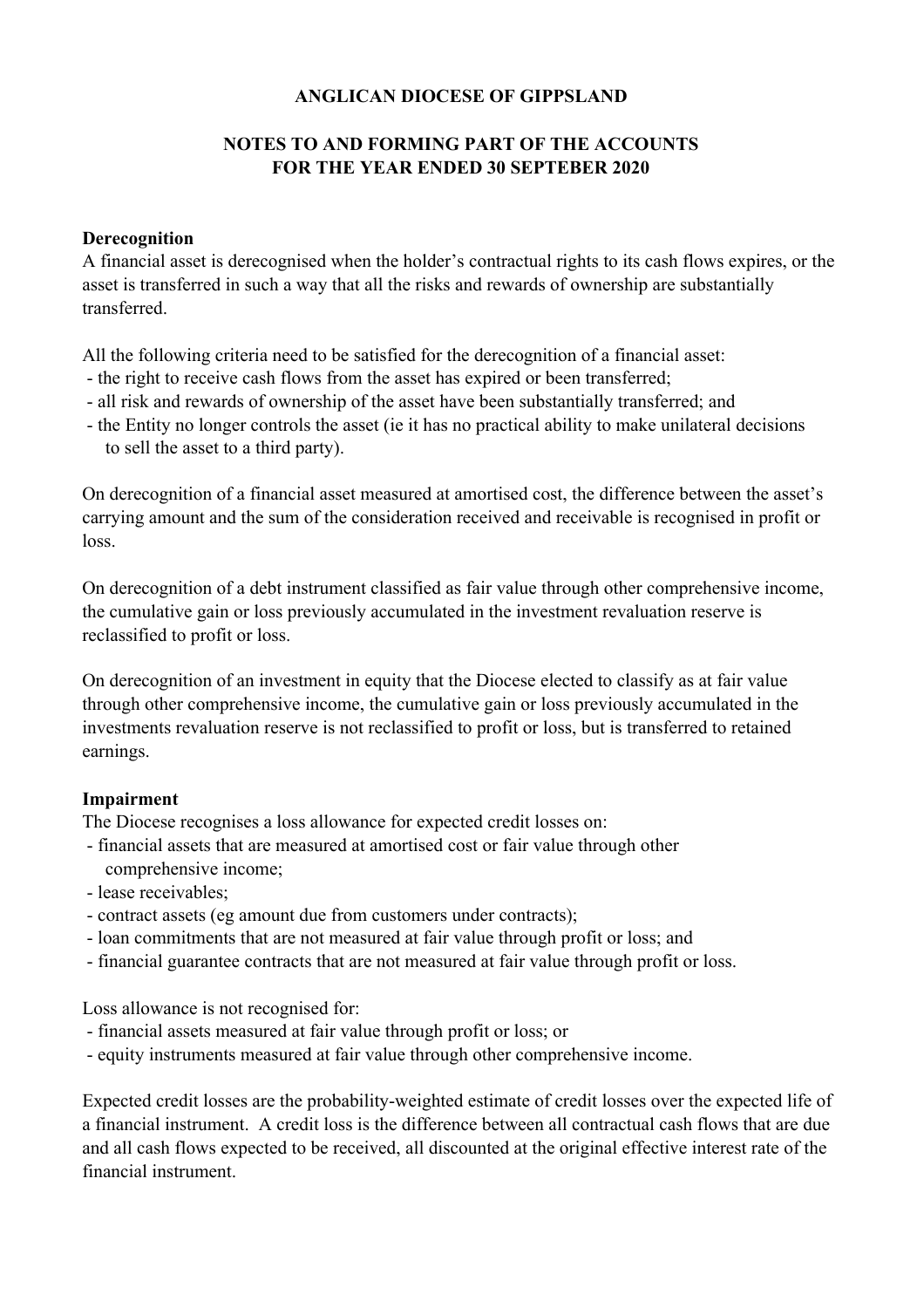# ANGLICAN DIOCESE OF GIPPSLAND

## NOTES TO AND FORMING PART OF THE ACCOUNTS
## FOR THE YEAR ENDED 30 SEPTEBER 2020

**Derecognition**

A financial asset is derecognised when the holder's contractual rights to its cash flows expires, or the asset is transferred in such a way that all the risks and rewards of ownership are substantially transferred.

All the following criteria need to be satisfied for the derecognition of a financial asset:

- the right to receive cash flows from the asset has expired or been transferred;
- all risk and rewards of ownership of the asset have been substantially transferred; and
- the Entity no longer controls the asset (ie it has no practical ability to make unilateral decisions to sell the asset to a third party).

On derecognition of a financial asset measured at amortised cost, the difference between the asset's carrying amount and the sum of the consideration received and receivable is recognised in profit or loss.

On derecognition of a debt instrument classified as fair value through other comprehensive income, the cumulative gain or loss previously accumulated in the investment revaluation reserve is reclassified to profit or loss.

On derecognition of an investment in equity that the Diocese elected to classify as at fair value through other comprehensive income, the cumulative gain or loss previously accumulated in the investments revaluation reserve is not reclassified to profit or loss, but is transferred to retained earnings.

**Impairment**

The Diocese recognises a loss allowance for expected credit losses on:

- financial assets that are measured at amortised cost or fair value through other comprehensive income;
- lease receivables;
- contract assets (eg amount due from customers under contracts);
- loan commitments that are not measured at fair value through profit or loss; and
- financial guarantee contracts that are not measured at fair value through profit or loss.

Loss allowance is not recognised for:

- financial assets measured at fair value through profit or loss; or
- equity instruments measured at fair value through other comprehensive income.

Expected credit losses are the probability-weighted estimate of credit losses over the expected life of a financial instrument. A credit loss is the difference between all contractual cash flows that are due and all cash flows expected to be received, all discounted at the original effective interest rate of the financial instrument.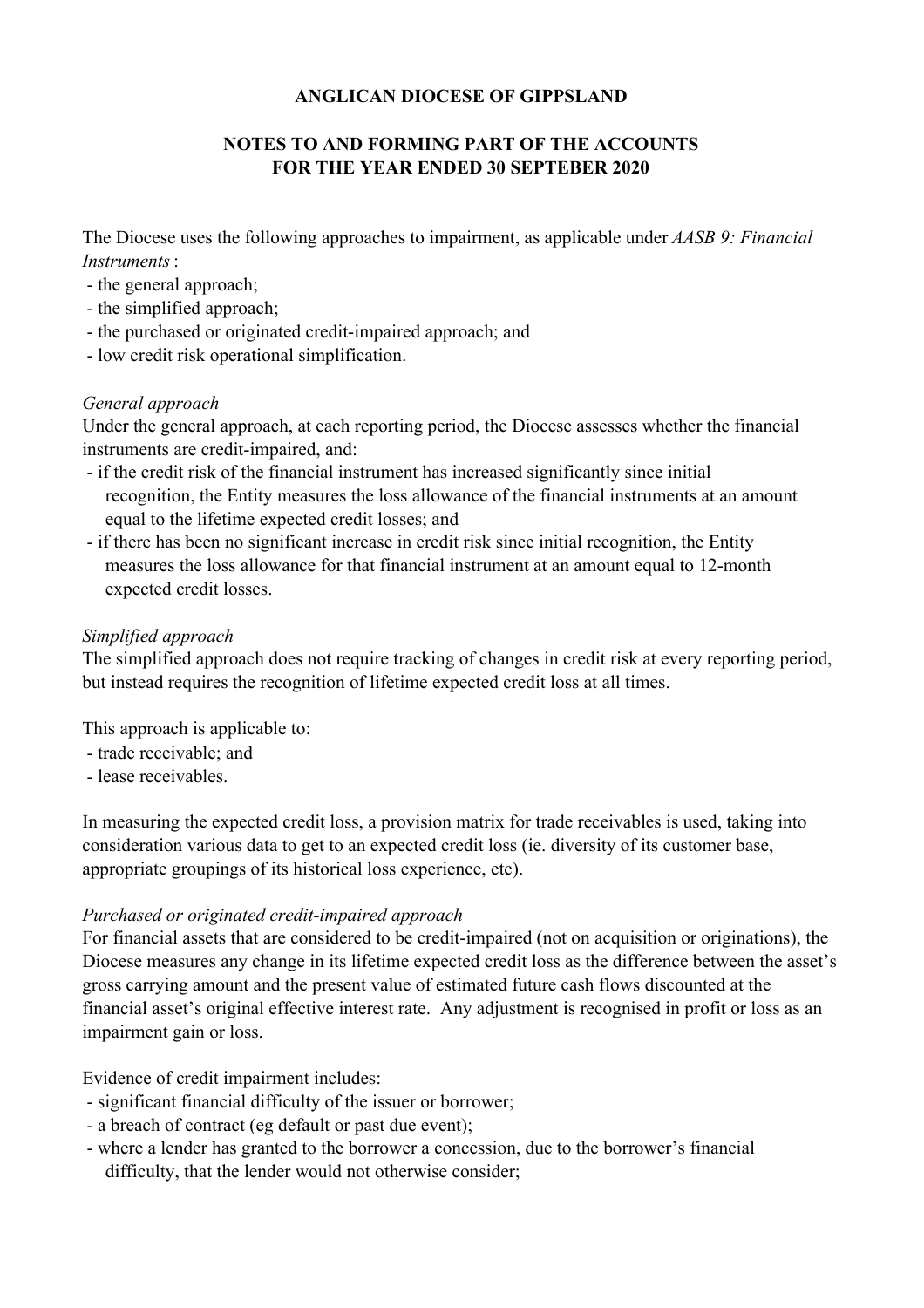**ANGLICAN DIOCESE OF GIPPSLAND**

**NOTES TO AND FORMING PART OF THE ACCOUNTS FOR THE YEAR ENDED 30 SEPTEBER 2020**

The Diocese uses the following approaches to impairment, as applicable under *AASB 9: Financial Instruments* :

- the general approach;
- the simplified approach;
- the purchased or originated credit-impaired approach; and
- low credit risk operational simplification.

*General approach*

Under the general approach, at each reporting period, the Diocese assesses whether the financial instruments are credit-impaired, and:

- if the credit risk of the financial instrument has increased significantly since initial recognition, the Entity measures the loss allowance of the financial instruments at an amount equal to the lifetime expected credit losses; and
- if there has been no significant increase in credit risk since initial recognition, the Entity measures the loss allowance for that financial instrument at an amount equal to 12-month expected credit losses.

*Simplified approach*

The simplified approach does not require tracking of changes in credit risk at every reporting period, but instead requires the recognition of lifetime expected credit loss at all times.

This approach is applicable to:

- trade receivable; and
- lease receivables.

In measuring the expected credit loss, a provision matrix for trade receivables is used, taking into consideration various data to get to an expected credit loss (ie. diversity of its customer base, appropriate groupings of its historical loss experience, etc).

*Purchased or originated credit-impaired approach*

For financial assets that are considered to be credit-impaired (not on acquisition or originations), the Diocese measures any change in its lifetime expected credit loss as the difference between the asset's gross carrying amount and the present value of estimated future cash flows discounted at the financial asset's original effective interest rate. Any adjustment is recognised in profit or loss as an impairment gain or loss.

Evidence of credit impairment includes:

- significant financial difficulty of the issuer or borrower;
- a breach of contract (eg default or past due event);
- where a lender has granted to the borrower a concession, due to the borrower's financial difficulty, that the lender would not otherwise consider;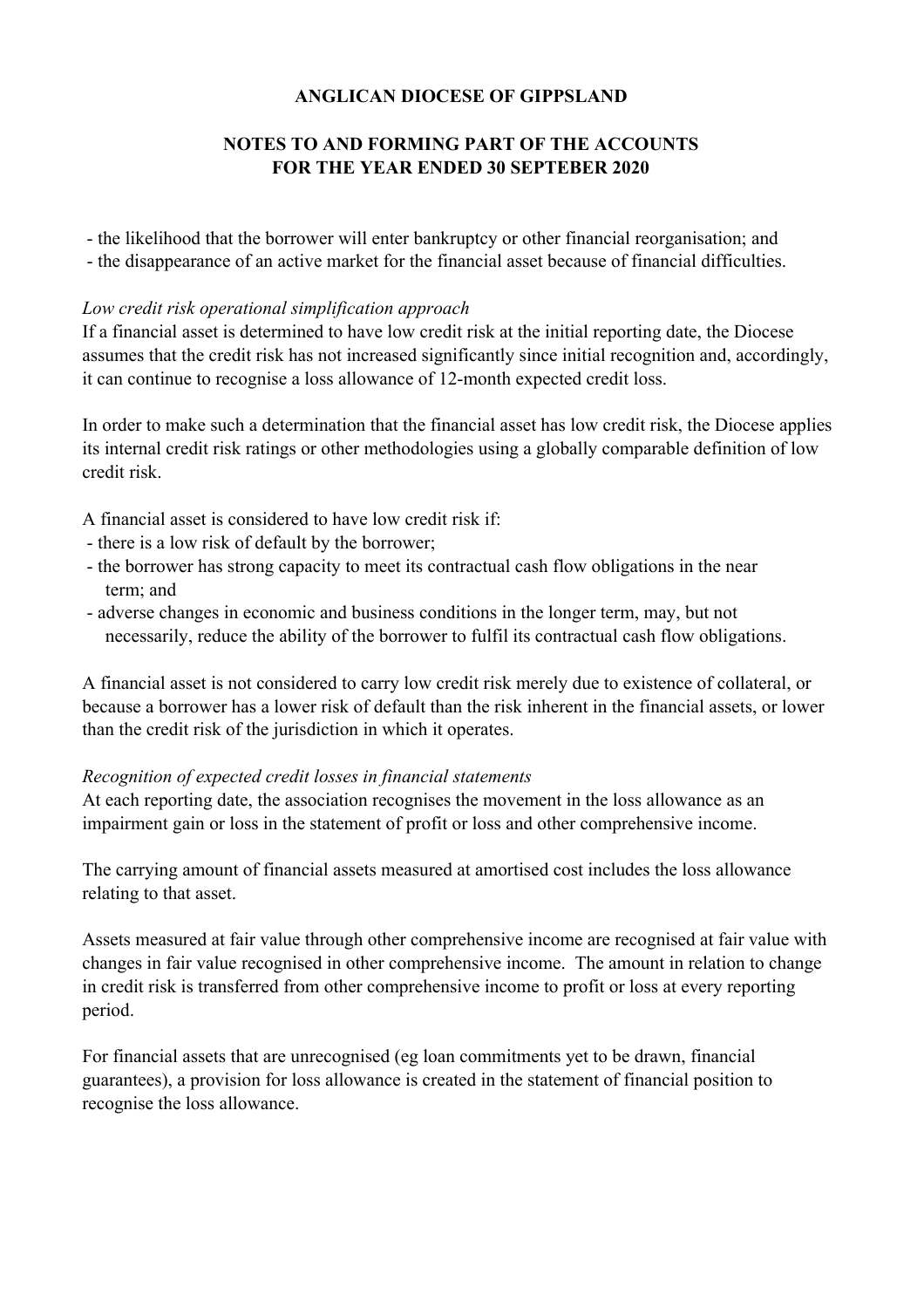- the likelihood that the borrower will enter bankruptcy or other financial reorganisation; and
- the disappearance of an active market for the financial asset because of financial difficulties.

*Low credit risk operational simplification approach*

If a financial asset is determined to have low credit risk at the initial reporting date, the Diocese assumes that the credit risk has not increased significantly since initial recognition and, accordingly, it can continue to recognise a loss allowance of 12-month expected credit loss.

In order to make such a determination that the financial asset has low credit risk, the Diocese applies its internal credit risk ratings or other methodologies using a globally comparable definition of low credit risk.

A financial asset is considered to have low credit risk if:

- there is a low risk of default by the borrower;
- the borrower has strong capacity to meet its contractual cash flow obligations in the near term; and
- adverse changes in economic and business conditions in the longer term, may, but not necessarily, reduce the ability of the borrower to fulfil its contractual cash flow obligations.

A financial asset is not considered to carry low credit risk merely due to existence of collateral, or because a borrower has a lower risk of default than the risk inherent in the financial assets, or lower than the credit risk of the jurisdiction in which it operates.

*Recognition of expected credit losses in financial statements*

At each reporting date, the association recognises the movement in the loss allowance as an impairment gain or loss in the statement of profit or loss and other comprehensive income.

The carrying amount of financial assets measured at amortised cost includes the loss allowance relating to that asset.

Assets measured at fair value through other comprehensive income are recognised at fair value with changes in fair value recognised in other comprehensive income. The amount in relation to change in credit risk is transferred from other comprehensive income to profit or loss at every reporting period.

For financial assets that are unrecognised (eg loan commitments yet to be drawn, financial guarantees), a provision for loss allowance is created in the statement of financial position to recognise the loss allowance.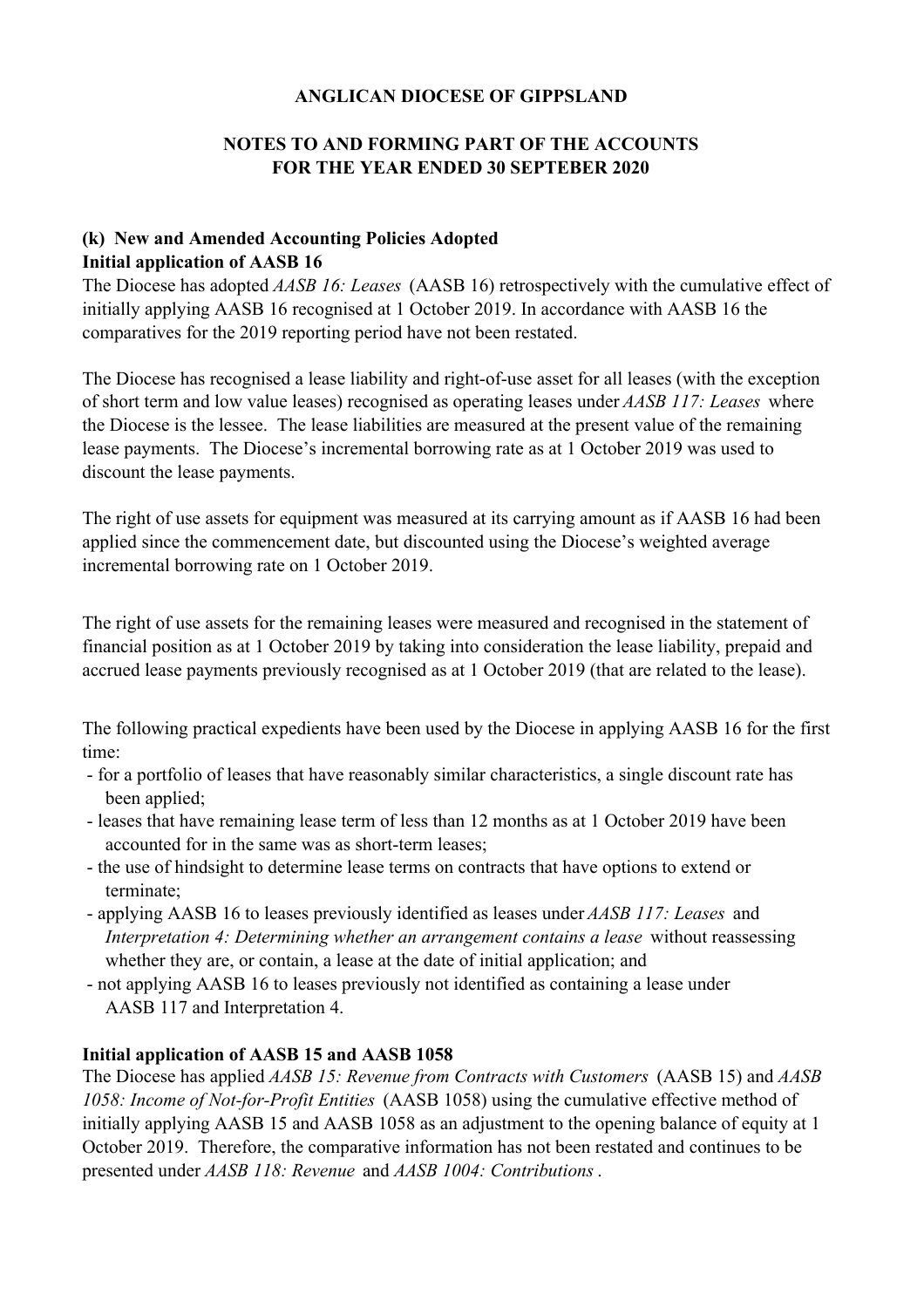ANGLICAN DIOCESE OF GIPPSLAND

NOTES TO AND FORMING PART OF THE ACCOUNTS
FOR THE YEAR ENDED 30 SEPTEBER 2020

**(k) New and Amended Accounting Policies Adopted**
**Initial application of AASB 16**

The Diocese has adopted *AASB 16: Leases* (AASB 16) retrospectively with the cumulative effect of initially applying AASB 16 recognised at 1 October 2019. In accordance with AASB 16 the comparatives for the 2019 reporting period have not been restated.

The Diocese has recognised a lease liability and right-of-use asset for all leases (with the exception of short term and low value leases) recognised as operating leases under *AASB 117: Leases* where the Diocese is the lessee. The lease liabilities are measured at the present value of the remaining lease payments. The Diocese's incremental borrowing rate as at 1 October 2019 was used to discount the lease payments.

The right of use assets for equipment was measured at its carrying amount as if AASB 16 had been applied since the commencement date, but discounted using the Diocese's weighted average incremental borrowing rate on 1 October 2019.

The right of use assets for the remaining leases were measured and recognised in the statement of financial position as at 1 October 2019 by taking into consideration the lease liability, prepaid and accrued lease payments previously recognised as at 1 October 2019 (that are related to the lease).

The following practical expedients have been used by the Diocese in applying AASB 16 for the first time:

- for a portfolio of leases that have reasonably similar characteristics, a single discount rate has been applied;
- leases that have remaining lease term of less than 12 months as at 1 October 2019 have been accounted for in the same was as short-term leases;
- the use of hindsight to determine lease terms on contracts that have options to extend or terminate;
- applying AASB 16 to leases previously identified as leases under *AASB 117: Leases* and *Interpretation 4: Determining whether an arrangement contains a lease* without reassessing whether they are, or contain, a lease at the date of initial application; and
- not applying AASB 16 to leases previously not identified as containing a lease under AASB 117 and Interpretation 4.

**Initial application of AASB 15 and AASB 1058**

The Diocese has applied *AASB 15: Revenue from Contracts with Customers* (AASB 15) and *AASB 1058: Income of Not-for-Profit Entities* (AASB 1058) using the cumulative effective method of initially applying AASB 15 and AASB 1058 as an adjustment to the opening balance of equity at 1 October 2019. Therefore, the comparative information has not been restated and continues to be presented under *AASB 118: Revenue* and *AASB 1004: Contributions*.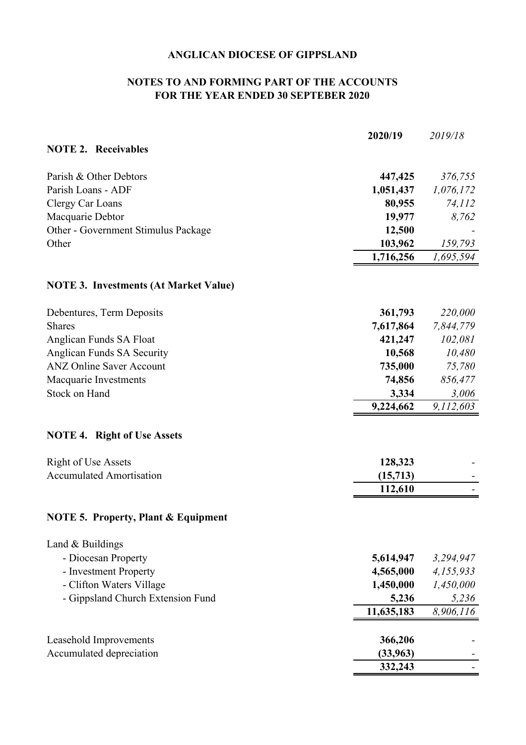**ANGLICAN DIOCESE OF GIPPSLAND**

**NOTES TO AND FORMING PART OF THE ACCOUNTS**
**FOR THE YEAR ENDED 30 SEPTEBER 2020**

| | **2020/19** | *2019/18* |
|---|---|---|
| **NOTE 2. Receivables** | | |
| Parish & Other Debtors | **447,425** | *376,755* |
| Parish Loans - ADF | **1,051,437** | *1,076,172* |
| Clergy Car Loans | **80,955** | *74,112* |
| Macquarie Debtor | **19,977** | *8,762* |
| Other - Government Stimulus Package | **12,500** | - |
| Other | **103,962** | *159,793* |
| | **1,716,256** | *1,695,594* |

| | **2020/19** | *2019/18* |
|---|---|---|
| **NOTE 3. Investments (At Market Value)** | | |
| Debentures, Term Deposits | **361,793** | *220,000* |
| Shares | **7,617,864** | *7,844,779* |
| Anglican Funds SA Float | **421,247** | *102,081* |
| Anglican Funds SA Security | **10,568** | *10,480* |
| ANZ Online Saver Account | **735,000** | *75,780* |
| Macquarie Investments | **74,856** | *856,477* |
| Stock on Hand | **3,334** | *3,006* |
| | **9,224,662** | *9,112,603* |

| | **2020/19** | *2019/18* |
|---|---|---|
| **NOTE 4. Right of Use Assets** | | |
| Right of Use Assets | **128,323** | - |
| Accumulated Amortisation | **(15,713)** | - |
| | **112,610** | - |

| | **2020/19** | *2019/18* |
|---|---|---|
| **NOTE 5. Property, Plant & Equipment** | | |
| Land & Buildings | | |
| - Diocesan Property | **5,614,947** | *3,294,947* |
| - Investment Property | **4,565,000** | *4,155,933* |
| - Clifton Waters Village | **1,450,000** | *1,450,000* |
| - Gippsland Church Extension Fund | **5,236** | *5,236* |
| | **11,635,183** | *8,906,116* |
| Leasehold Improvements | **366,206** | - |
| Accumulated depreciation | **(33,963)** | - |
| | **332,243** | - |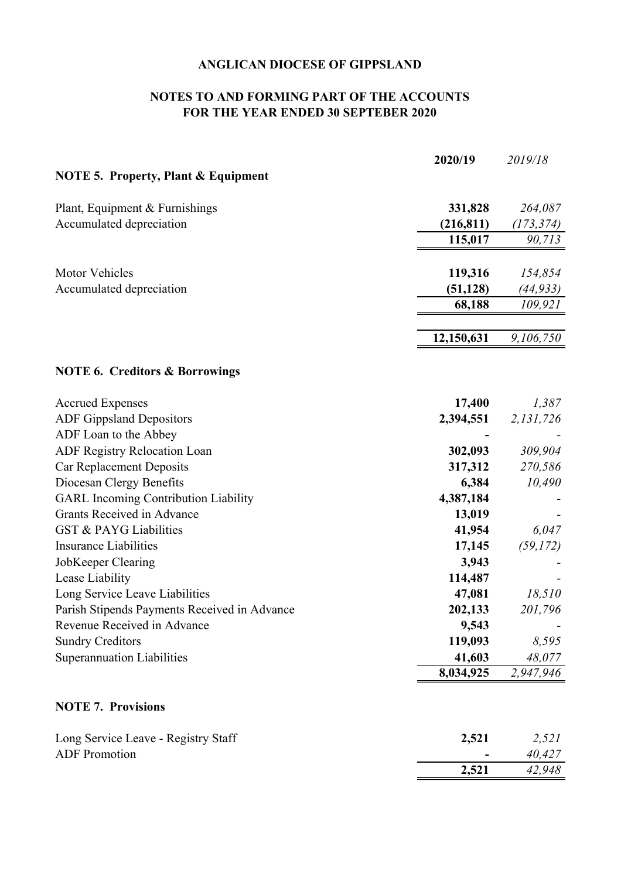**ANGLICAN DIOCESE OF GIPPSLAND**

**NOTES TO AND FORMING PART OF THE ACCOUNTS**
**FOR THE YEAR ENDED 30 SEPTEBER 2020**

| | **2020/19** | *2019/18* |
|---|---|---|
| **NOTE 5. Property, Plant & Equipment** | | |
| Plant, Equipment & Furnishings | **331,828** | *264,087* |
| Accumulated depreciation | **(216,811)** | *(173,374)* |
| | **115,017** | *90,713* |
| Motor Vehicles | **119,316** | *154,854* |
| Accumulated depreciation | **(51,128)** | *(44,933)* |
| | **68,188** | *109,921* |
| | **12,150,631** | *9,106,750* |

**NOTE 6. Creditors & Borrowings**

| | **2020/19** | *2019/18* |
|---|---|---|
| Accrued Expenses | **17,400** | *1,387* |
| ADF Gippsland Depositors | **2,394,551** | *2,131,726* |
| ADF Loan to the Abbey | **-** | - |
| ADF Registry Relocation Loan | **302,093** | *309,904* |
| Car Replacement Deposits | **317,312** | *270,586* |
| Diocesan Clergy Benefits | **6,384** | *10,490* |
| GARL Incoming Contribution Liability | **4,387,184** | - |
| Grants Received in Advance | **13,019** | - |
| GST & PAYG Liabilities | **41,954** | *6,047* |
| Insurance Liabilities | **17,145** | *(59,172)* |
| JobKeeper Clearing | **3,943** | - |
| Lease Liability | **114,487** | - |
| Long Service Leave Liabilities | **47,081** | *18,510* |
| Parish Stipends Payments Received in Advance | **202,133** | *201,796* |
| Revenue Received in Advance | **9,543** | - |
| Sundry Creditors | **119,093** | *8,595* |
| Superannuation Liabilities | **41,603** | *48,077* |
| | **8,034,925** | *2,947,946* |

**NOTE 7. Provisions**

| | **2020/19** | *2019/18* |
|---|---|---|
| Long Service Leave - Registry Staff | **2,521** | *2,521* |
| ADF Promotion | **-** | *40,427* |
| | **2,521** | *42,948* |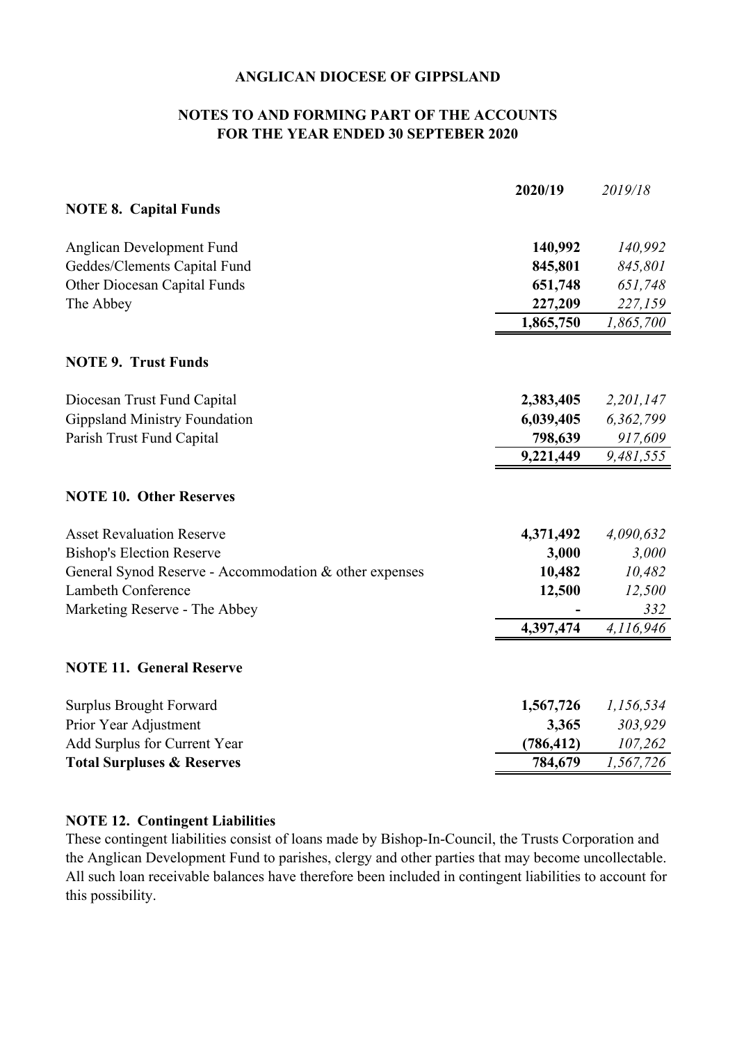**ANGLICAN DIOCESE OF GIPPSLAND**

**NOTES TO AND FORMING PART OF THE ACCOUNTS**
**FOR THE YEAR ENDED 30 SEPTEBER 2020**

| | **2020/19** | *2019/18* |
|---|---|---|
| **NOTE 8. Capital Funds** | | |
| Anglican Development Fund | **140,992** | *140,992* |
| Geddes/Clements Capital Fund | **845,801** | *845,801* |
| Other Diocesan Capital Funds | **651,748** | *651,748* |
| The Abbey | **227,209** | *227,159* |
| | **1,865,750** | *1,865,700* |

| | **2020/19** | *2019/18* |
|---|---|---|
| **NOTE 9. Trust Funds** | | |
| Diocesan Trust Fund Capital | **2,383,405** | *2,201,147* |
| Gippsland Ministry Foundation | **6,039,405** | *6,362,799* |
| Parish Trust Fund Capital | **798,639** | *917,609* |
| | **9,221,449** | *9,481,555* |

| | **2020/19** | *2019/18* |
|---|---|---|
| **NOTE 10. Other Reserves** | | |
| Asset Revaluation Reserve | **4,371,492** | *4,090,632* |
| Bishop's Election Reserve | **3,000** | *3,000* |
| General Synod Reserve - Accommodation & other expenses | **10,482** | *10,482* |
| Lambeth Conference | **12,500** | *12,500* |
| Marketing Reserve - The Abbey | **-** | *332* |
| | **4,397,474** | *4,116,946* |

| | **2020/19** | *2019/18* |
|---|---|---|
| **NOTE 11. General Reserve** | | |
| Surplus Brought Forward | **1,567,726** | *1,156,534* |
| Prior Year Adjustment | **3,365** | *303,929* |
| Add Surplus for Current Year | **(786,412)** | *107,262* |
| **Total Surpluses & Reserves** | **784,679** | *1,567,726* |

**NOTE 12. Contingent Liabilities**

These contingent liabilities consist of loans made by Bishop-In-Council, the Trusts Corporation and the Anglican Development Fund to parishes, clergy and other parties that may become uncollectable. All such loan receivable balances have therefore been included in contingent liabilities to account for this possibility.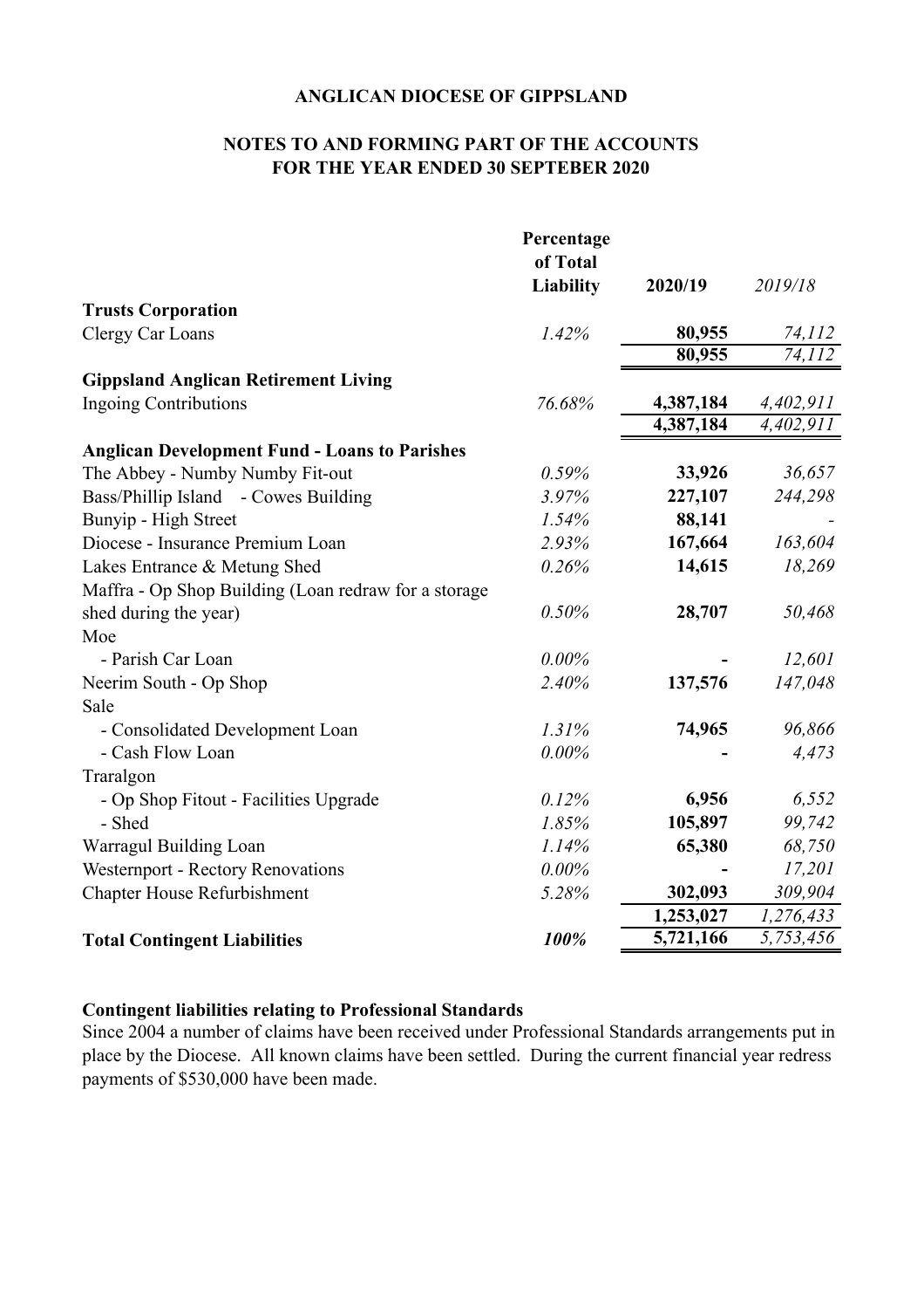**ANGLICAN DIOCESE OF GIPPSLAND**

**NOTES TO AND FORMING PART OF THE ACCOUNTS**
**FOR THE YEAR ENDED 30 SEPTEBER 2020**

| | Percentage of Total Liability | 2020/19 | 2019/18 |
|---|---|---|---|
| **Trusts Corporation** | | | |
| Clergy Car Loans | *1.42%* | **80,955** | *74,112* |
| | | **80,955** | *74,112* |
| **Gippsland Anglican Retirement Living** | | | |
| Ingoing Contributions | *76.68%* | **4,387,184** | *4,402,911* |
| | | **4,387,184** | *4,402,911* |
| **Anglican Development Fund - Loans to Parishes** | | | |
| The Abbey - Numby Numby Fit-out | *0.59%* | **33,926** | *36,657* |
| Bass/Phillip Island - Cowes Building | *3.97%* | **227,107** | *244,298* |
| Bunyip - High Street | *1.54%* | **88,141** | *-* |
| Diocese - Insurance Premium Loan | *2.93%* | **167,664** | *163,604* |
| Lakes Entrance & Metung Shed | *0.26%* | **14,615** | *18,269* |
| Maffra - Op Shop Building (Loan redraw for a storage shed during the year) | *0.50%* | **28,707** | *50,468* |
| Moe | | | |
| - Parish Car Loan | *0.00%* | **-** | *12,601* |
| Neerim South - Op Shop | *2.40%* | **137,576** | *147,048* |
| Sale | | | |
| - Consolidated Development Loan | *1.31%* | **74,965** | *96,866* |
| - Cash Flow Loan | *0.00%* | **-** | *4,473* |
| Traralgon | | | |
| - Op Shop Fitout - Facilities Upgrade | *0.12%* | **6,956** | *6,552* |
| - Shed | *1.85%* | **105,897** | *99,742* |
| Warragul Building Loan | *1.14%* | **65,380** | *68,750* |
| Westernport - Rectory Renovations | *0.00%* | **-** | *17,201* |
| Chapter House Refurbishment | *5.28%* | **302,093** | *309,904* |
| | | **1,253,027** | *1,276,433* |
| **Total Contingent Liabilities** | ***100%*** | **5,721,166** | *5,753,456* |

**Contingent liabilities relating to Professional Standards**

Since 2004 a number of claims have been received under Professional Standards arrangements put in place by the Diocese. All known claims have been settled. During the current financial year redress payments of $530,000 have been made.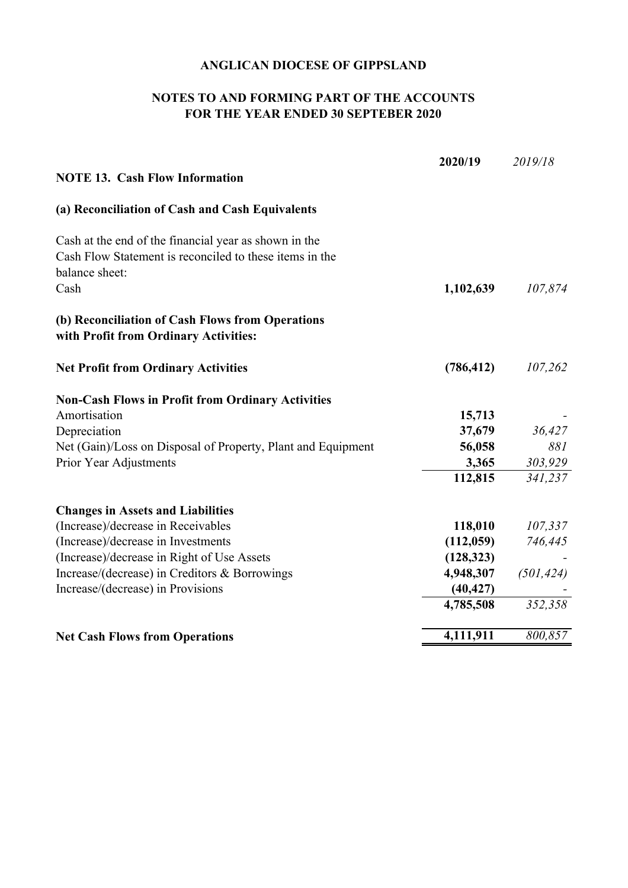**ANGLICAN DIOCESE OF GIPPSLAND**

**NOTES TO AND FORMING PART OF THE ACCOUNTS**
**FOR THE YEAR ENDED 30 SEPTEBER 2020**

| | **2020/19** | *2019/18* |
|---|---|---|
| **NOTE 13. Cash Flow Information** | | |
| **(a) Reconciliation of Cash and Cash Equivalents** | | |
| Cash at the end of the financial year as shown in the Cash Flow Statement is reconciled to these items in the balance sheet: | | |
| Cash | **1,102,639** | *107,874* |
| **(b) Reconciliation of Cash Flows from Operations with Profit from Ordinary Activities:** | | |
| **Net Profit from Ordinary Activities** | **(786,412)** | *107,262* |
| **Non-Cash Flows in Profit from Ordinary Activities** | | |
| Amortisation | **15,713** | - |
| Depreciation | **37,679** | *36,427* |
| Net (Gain)/Loss on Disposal of Property, Plant and Equipment | **56,058** | *881* |
| Prior Year Adjustments | **3,365** | *303,929* |
| | **112,815** | *341,237* |
| **Changes in Assets and Liabilities** | | |
| (Increase)/decrease in Receivables | **118,010** | *107,337* |
| (Increase)/decrease in Investments | **(112,059)** | *746,445* |
| (Increase)/decrease in Right of Use Assets | **(128,323)** | - |
| Increase/(decrease) in Creditors & Borrowings | **4,948,307** | *(501,424)* |
| Increase/(decrease) in Provisions | **(40,427)** | - |
| | **4,785,508** | *352,358* |
| **Net Cash Flows from Operations** | **4,111,911** | *800,857* |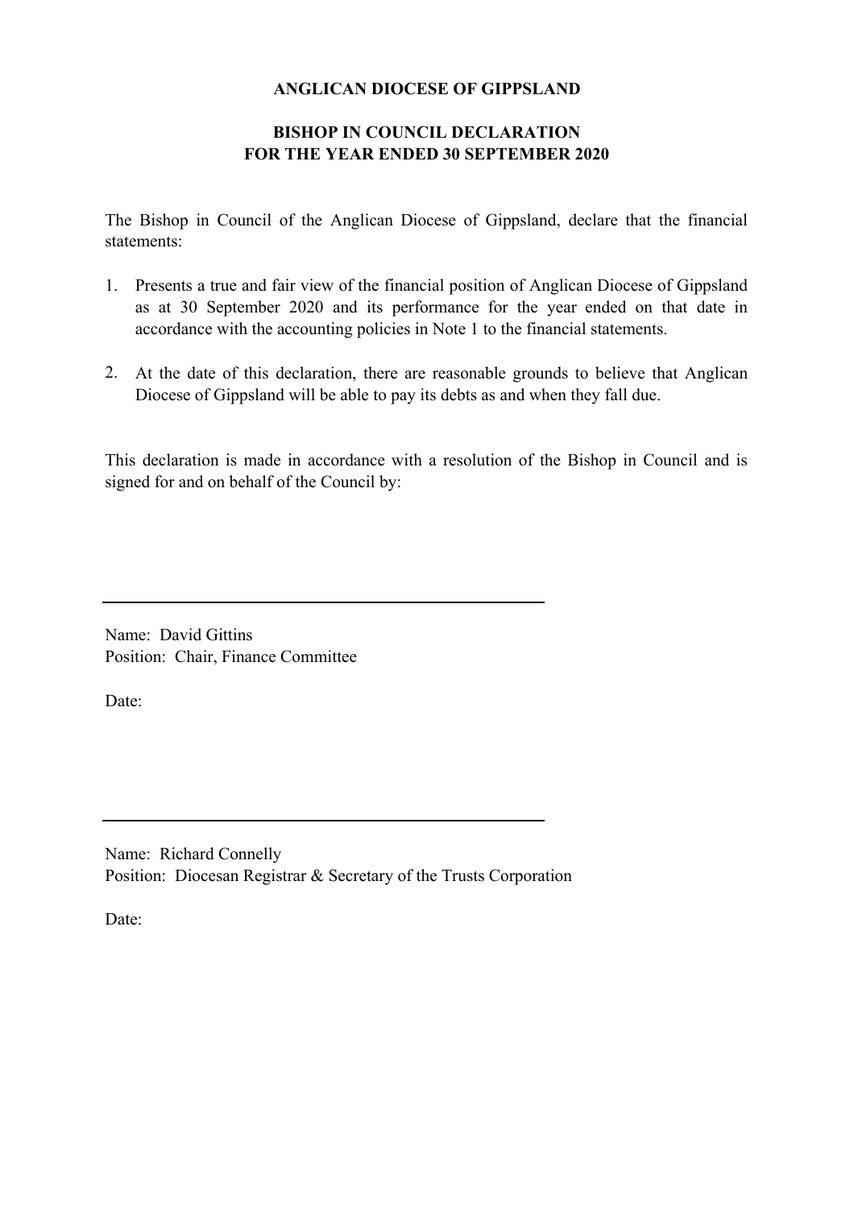**ANGLICAN DIOCESE OF GIPPSLAND**

**BISHOP IN COUNCIL DECLARATION**
**FOR THE YEAR ENDED 30 SEPTEMBER 2020**

The Bishop in Council of the Anglican Diocese of Gippsland, declare that the financial statements:

1. Presents a true and fair view of the financial position of Anglican Diocese of Gippsland as at 30 September 2020 and its performance for the year ended on that date in accordance with the accounting policies in Note 1 to the financial statements.

2. At the date of this declaration, there are reasonable grounds to believe that Anglican Diocese of Gippsland will be able to pay its debts as and when they fall due.

This declaration is made in accordance with a resolution of the Bishop in Council and is signed for and on behalf of the Council by:

\_\_\_\_\_\_\_\_\_\_\_\_\_\_\_\_\_\_\_\_\_\_\_\_\_\_\_\_\_\_\_\_\_\_\_\_\_\_\_\_

Name: David Gittins
Position: Chair, Finance Committee

Date:

\_\_\_\_\_\_\_\_\_\_\_\_\_\_\_\_\_\_\_\_\_\_\_\_\_\_\_\_\_\_\_\_\_\_\_\_\_\_\_\_

Name: Richard Connelly
Position: Diocesan Registrar & Secretary of the Trusts Corporation

Date: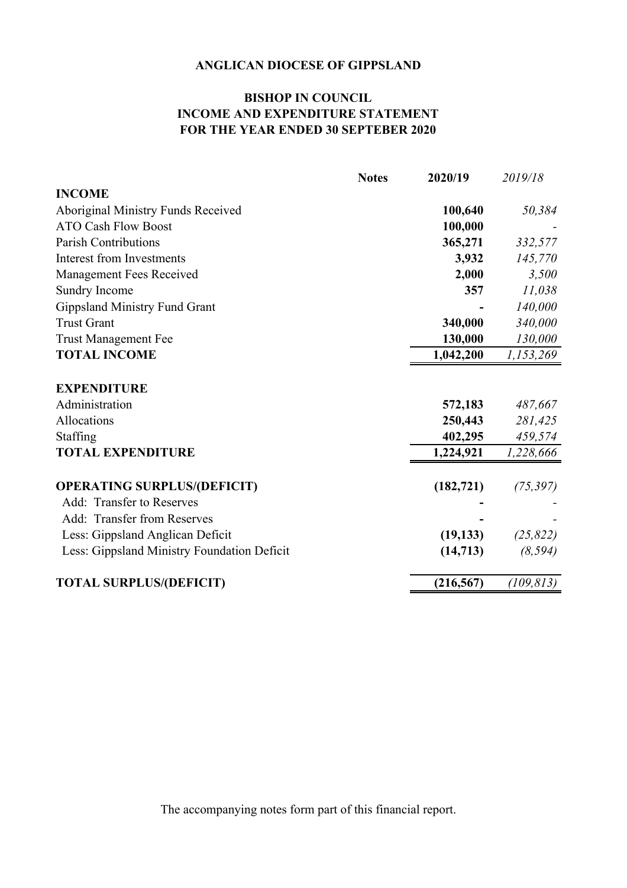# ANGLICAN DIOCESE OF GIPPSLAND

## BISHOP IN COUNCIL
## INCOME AND EXPENDITURE STATEMENT
## FOR THE YEAR ENDED 30 SEPTEBER 2020

| | Notes | **2020/19** | *2019/18* |
|---|---|---|---|
| **INCOME** | | | |
| Aboriginal Ministry Funds Received | | **100,640** | *50,384* |
| ATO Cash Flow Boost | | **100,000** | - |
| Parish Contributions | | **365,271** | *332,577* |
| Interest from Investments | | **3,932** | *145,770* |
| Management Fees Received | | **2,000** | *3,500* |
| Sundry Income | | **357** | *11,038* |
| Gippsland Ministry Fund Grant | | **-** | *140,000* |
| Trust Grant | | **340,000** | *340,000* |
| Trust Management Fee | | **130,000** | *130,000* |
| **TOTAL INCOME** | | **1,042,200** | *1,153,269* |
| | | | |
| **EXPENDITURE** | | | |
| Administration | | **572,183** | *487,667* |
| Allocations | | **250,443** | *281,425* |
| Staffing | | **402,295** | *459,574* |
| **TOTAL EXPENDITURE** | | **1,224,921** | *1,228,666* |
| | | | |
| **OPERATING SURPLUS/(DEFICIT)** | | **(182,721)** | *(75,397)* |
| Add: Transfer to Reserves | | **-** | - |
| Add: Transfer from Reserves | | **-** | - |
| Less: Gippsland Anglican Deficit | | **(19,133)** | *(25,822)* |
| Less: Gippsland Ministry Foundation Deficit | | **(14,713)** | *(8,594)* |
| | | | |
| **TOTAL SURPLUS/(DEFICIT)** | | **(216,567)** | *(109,813)* |

The accompanying notes form part of this financial report.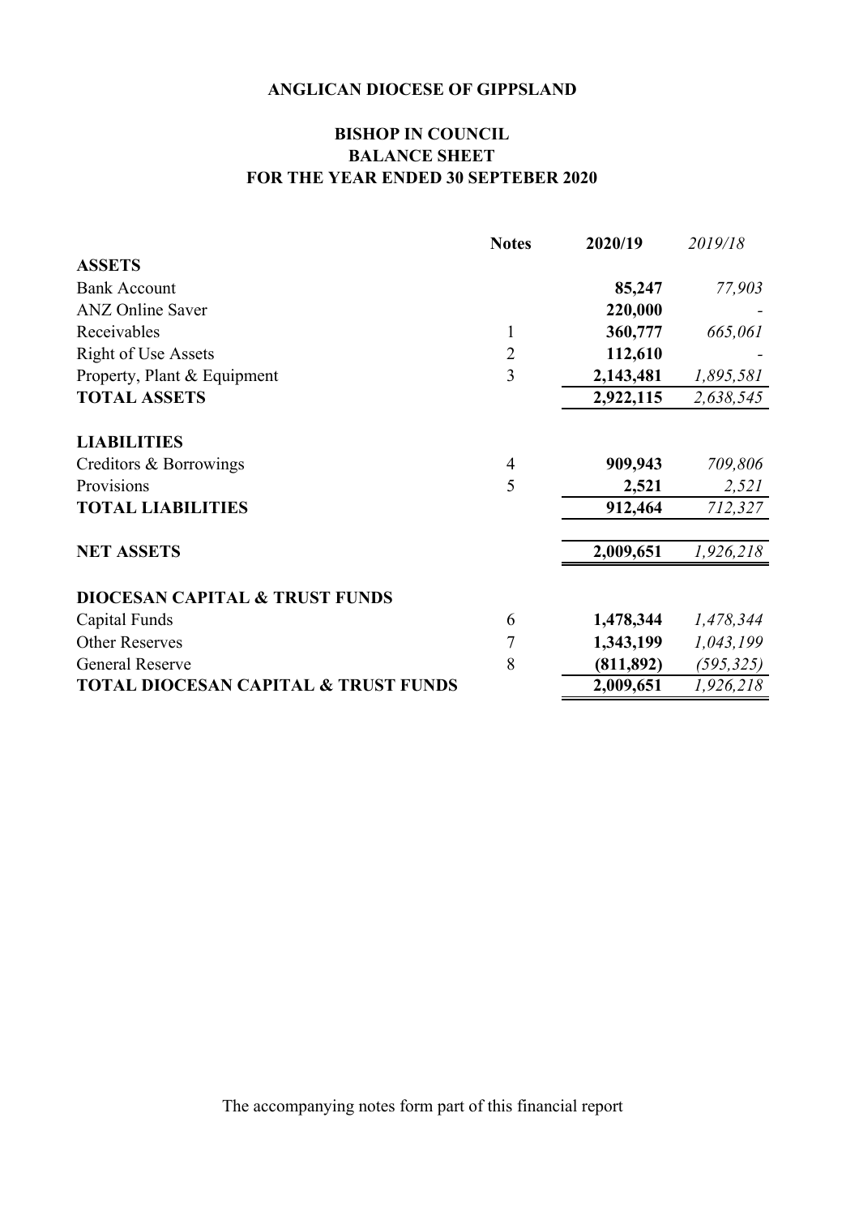# ANGLICAN DIOCESE OF GIPPSLAND

## BISHOP IN COUNCIL
## BALANCE SHEET
## FOR THE YEAR ENDED 30 SEPTEBER 2020

| | Notes | 2020/19 | *2019/18* |
|---|---|---|---|
| **ASSETS** | | | |
| Bank Account | | **85,247** | *77,903* |
| ANZ Online Saver | | **220,000** | - |
| Receivables | 1 | **360,777** | *665,061* |
| Right of Use Assets | 2 | **112,610** | - |
| Property, Plant & Equipment | 3 | **2,143,481** | *1,895,581* |
| **TOTAL ASSETS** | | **2,922,115** | *2,638,545* |
| **LIABILITIES** | | | |
| Creditors & Borrowings | 4 | **909,943** | *709,806* |
| Provisions | 5 | **2,521** | *2,521* |
| **TOTAL LIABILITIES** | | **912,464** | *712,327* |
| **NET ASSETS** | | **2,009,651** | *1,926,218* |
| **DIOCESAN CAPITAL & TRUST FUNDS** | | | |
| Capital Funds | 6 | **1,478,344** | *1,478,344* |
| Other Reserves | 7 | **1,343,199** | *1,043,199* |
| General Reserve | 8 | **(811,892)** | *(595,325)* |
| **TOTAL DIOCESAN CAPITAL & TRUST FUNDS** | | **2,009,651** | *1,926,218* |

The accompanying notes form part of this financial report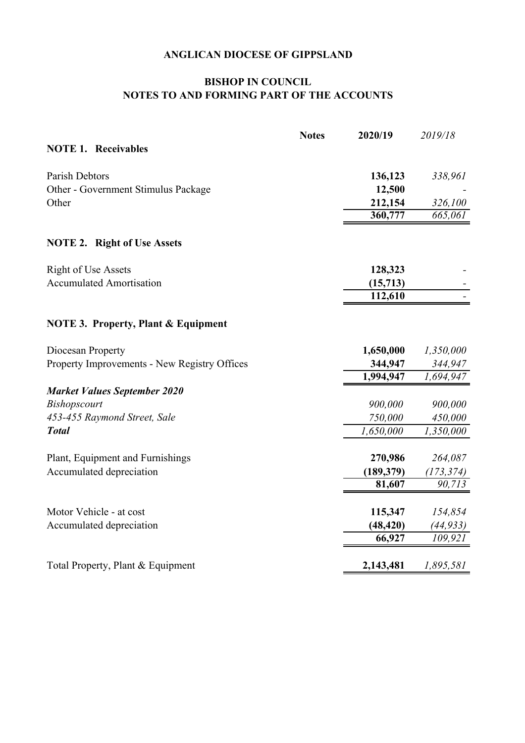# ANGLICAN DIOCESE OF GIPPSLAND

## BISHOP IN COUNCIL
## NOTES TO AND FORMING PART OF THE ACCOUNTS

| | Notes | 2020/19 | *2019/18* |
|---|---|---|---|
| **NOTE 1. Receivables** | | | |
| Parish Debtors | | **136,123** | *338,961* |
| Other - Government Stimulus Package | | **12,500** | - |
| Other | | **212,154** | *326,100* |
| | | **360,777** | *665,061* |
| **NOTE 2. Right of Use Assets** | | | |
| Right of Use Assets | | **128,323** | - |
| Accumulated Amortisation | | **(15,713)** | - |
| | | **112,610** | - |
| **NOTE 3. Property, Plant & Equipment** | | | |
| Diocesan Property | | **1,650,000** | *1,350,000* |
| Property Improvements - New Registry Offices | | **344,947** | *344,947* |
| | | **1,994,947** | *1,694,947* |
| ***Market Values September 2020*** | | | |
| *Bishopscourt* | | *900,000* | *900,000* |
| *453-455 Raymond Street, Sale* | | *750,000* | *450,000* |
| ***Total*** | | *1,650,000* | *1,350,000* |
| Plant, Equipment and Furnishings | | **270,986** | *264,087* |
| Accumulated depreciation | | **(189,379)** | *(173,374)* |
| | | **81,607** | *90,713* |
| Motor Vehicle - at cost | | **115,347** | *154,854* |
| Accumulated depreciation | | **(48,420)** | *(44,933)* |
| | | **66,927** | *109,921* |
| Total Property, Plant & Equipment | | **2,143,481** | *1,895,581* |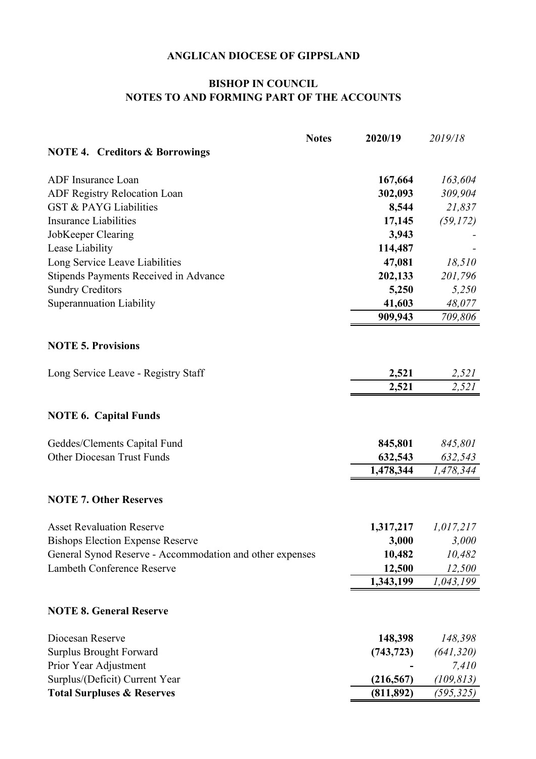**ANGLICAN DIOCESE OF GIPPSLAND**

**BISHOP IN COUNCIL**
**NOTES TO AND FORMING PART OF THE ACCOUNTS**

| | Notes | 2020/19 | *2019/18* |
|---|---|---|---|
| **NOTE 4. Creditors & Borrowings** | | | |
| ADF Insurance Loan | | **167,664** | *163,604* |
| ADF Registry Relocation Loan | | **302,093** | *309,904* |
| GST & PAYG Liabilities | | **8,544** | *21,837* |
| Insurance Liabilities | | **17,145** | *(59,172)* |
| JobKeeper Clearing | | **3,943** | *-* |
| Lease Liability | | **114,487** | *-* |
| Long Service Leave Liabilities | | **47,081** | *18,510* |
| Stipends Payments Received in Advance | | **202,133** | *201,796* |
| Sundry Creditors | | **5,250** | *5,250* |
| Superannuation Liability | | **41,603** | *48,077* |
| | | **909,943** | *709,806* |
| **NOTE 5. Provisions** | | | |
| Long Service Leave - Registry Staff | | **2,521** | *2,521* |
| | | **2,521** | *2,521* |
| **NOTE 6. Capital Funds** | | | |
| Geddes/Clements Capital Fund | | **845,801** | *845,801* |
| Other Diocesan Trust Funds | | **632,543** | *632,543* |
| | | **1,478,344** | *1,478,344* |
| **NOTE 7. Other Reserves** | | | |
| Asset Revaluation Reserve | | **1,317,217** | *1,017,217* |
| Bishops Election Expense Reserve | | **3,000** | *3,000* |
| General Synod Reserve - Accommodation and other expenses | | **10,482** | *10,482* |
| Lambeth Conference Reserve | | **12,500** | *12,500* |
| | | **1,343,199** | *1,043,199* |
| **NOTE 8. General Reserve** | | | |
| Diocesan Reserve | | **148,398** | *148,398* |
| Surplus Brought Forward | | **(743,723)** | *(641,320)* |
| Prior Year Adjustment | | **-** | *7,410* |
| Surplus/(Deficit) Current Year | | **(216,567)** | *(109,813)* |
| **Total Surpluses & Reserves** | | **(811,892)** | *(595,325)* |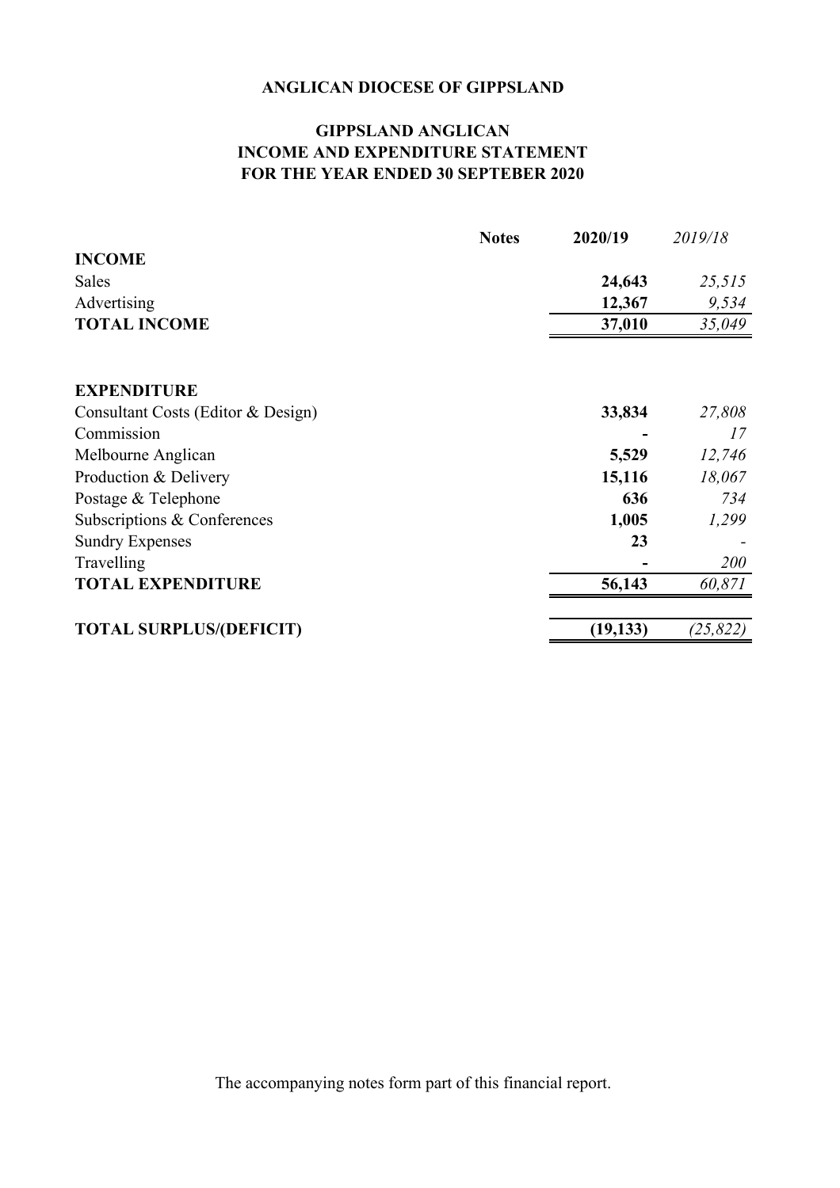**ANGLICAN DIOCESE OF GIPPSLAND**

**GIPPSLAND ANGLICAN**
**INCOME AND EXPENDITURE STATEMENT**
**FOR THE YEAR ENDED 30 SEPTEBER 2020**

| | Notes | 2020/19 | *2019/18* |
|---|---|---|---|
| **INCOME** | | | |
| Sales | | **24,643** | *25,515* |
| Advertising | | **12,367** | *9,534* |
| **TOTAL INCOME** | | **37,010** | *35,049* |
| | | | |
| **EXPENDITURE** | | | |
| Consultant Costs (Editor & Design) | | **33,834** | *27,808* |
| Commission | | **-** | *17* |
| Melbourne Anglican | | **5,529** | *12,746* |
| Production & Delivery | | **15,116** | *18,067* |
| Postage & Telephone | | **636** | *734* |
| Subscriptions & Conferences | | **1,005** | *1,299* |
| Sundry Expenses | | **23** | *-* |
| Travelling | | **-** | *200* |
| **TOTAL EXPENDITURE** | | **56,143** | *60,871* |
| | | | |
| **TOTAL SURPLUS/(DEFICIT)** | | **(19,133)** | *(25,822)* |

The accompanying notes form part of this financial report.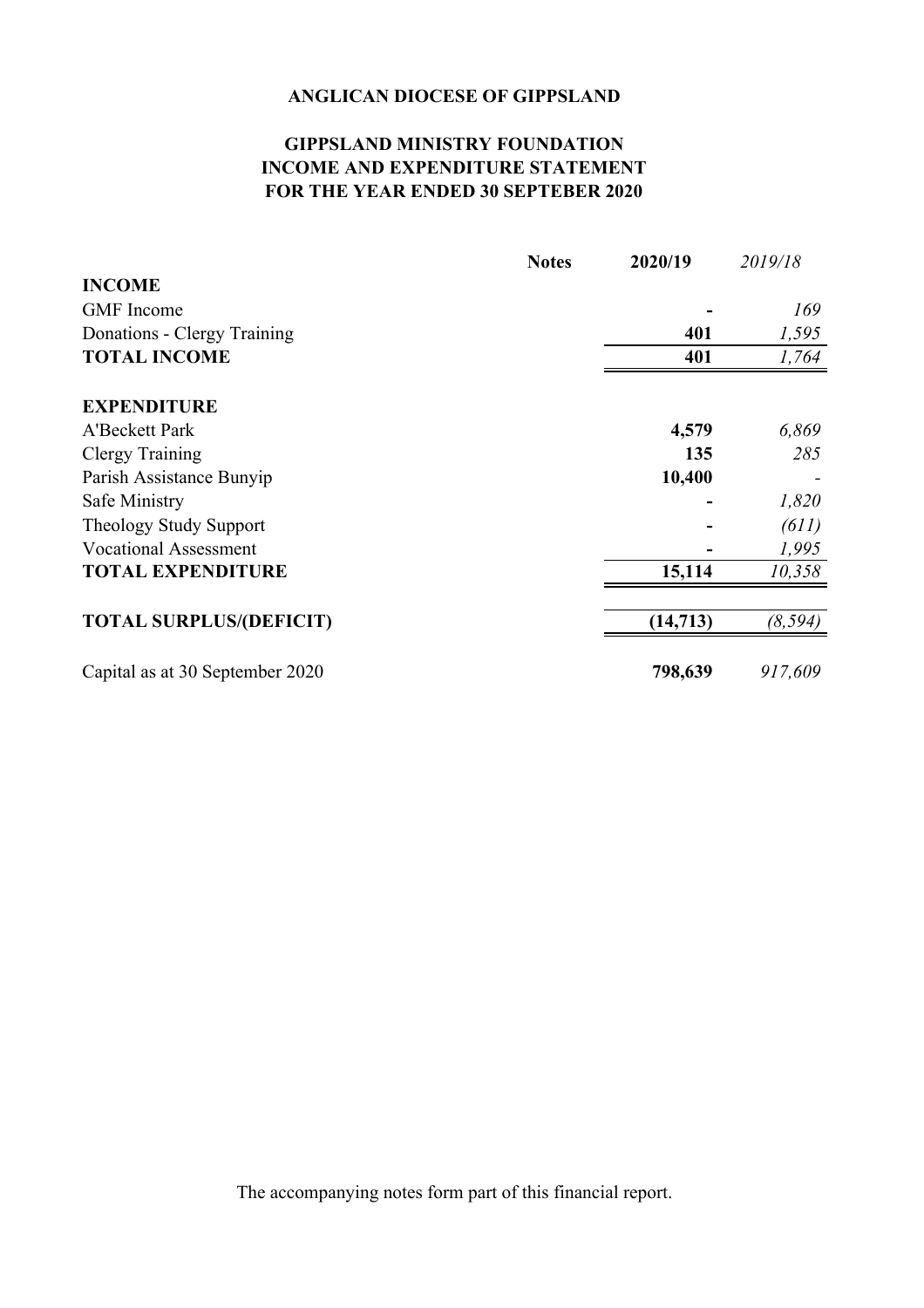**ANGLICAN DIOCESE OF GIPPSLAND**

**GIPPSLAND MINISTRY FOUNDATION**
**INCOME AND EXPENDITURE STATEMENT**
**FOR THE YEAR ENDED 30 SEPTEBER 2020**

| | Notes | 2020/19 | *2019/18* |
|---|---|---|---|
| **INCOME** | | | |
| GMF Income | | - | *169* |
| Donations - Clergy Training | | **401** | *1,595* |
| **TOTAL INCOME** | | **401** | *1,764* |
| | | | |
| **EXPENDITURE** | | | |
| A'Beckett Park | | **4,579** | *6,869* |
| Clergy Training | | **135** | *285* |
| Parish Assistance Bunyip | | **10,400** | *-* |
| Safe Ministry | | - | *1,820* |
| Theology Study Support | | - | *(611)* |
| Vocational Assessment | | - | *1,995* |
| **TOTAL EXPENDITURE** | | **15,114** | *10,358* |
| | | | |
| **TOTAL SURPLUS/(DEFICIT)** | | **(14,713)** | *(8,594)* |
| | | | |
| Capital as at 30 September 2020 | | **798,639** | *917,609* |

The accompanying notes form part of this financial report.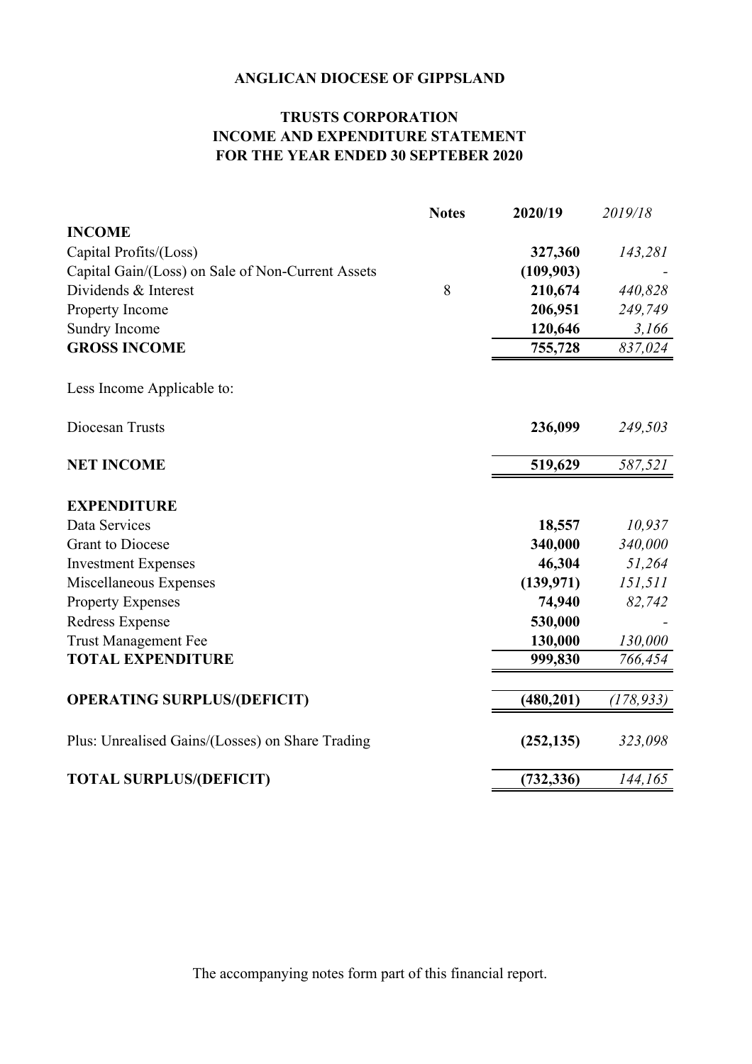# ANGLICAN DIOCESE OF GIPPSLAND

## TRUSTS CORPORATION
## INCOME AND EXPENDITURE STATEMENT
## FOR THE YEAR ENDED 30 SEPTEBER 2020

| | Notes | 2020/19 | *2019/18* |
|---|---|---|---|
| **INCOME** | | | |
| Capital Profits/(Loss) | | **327,360** | *143,281* |
| Capital Gain/(Loss) on Sale of Non-Current Assets | | **(109,903)** | *-* |
| Dividends & Interest | 8 | **210,674** | *440,828* |
| Property Income | | **206,951** | *249,749* |
| Sundry Income | | **120,646** | *3,166* |
| **GROSS INCOME** | | **755,728** | *837,024* |
| Less Income Applicable to: | | | |
| Diocesan Trusts | | **236,099** | *249,503* |
| **NET INCOME** | | **519,629** | *587,521* |
| **EXPENDITURE** | | | |
| Data Services | | **18,557** | *10,937* |
| Grant to Diocese | | **340,000** | *340,000* |
| Investment Expenses | | **46,304** | *51,264* |
| Miscellaneous Expenses | | **(139,971)** | *151,511* |
| Property Expenses | | **74,940** | *82,742* |
| Redress Expense | | **530,000** | *-* |
| Trust Management Fee | | **130,000** | *130,000* |
| **TOTAL EXPENDITURE** | | **999,830** | *766,454* |
| **OPERATING SURPLUS/(DEFICIT)** | | **(480,201)** | *(178,933)* |
| Plus: Unrealised Gains/(Losses) on Share Trading | | **(252,135)** | *323,098* |
| **TOTAL SURPLUS/(DEFICIT)** | | **(732,336)** | *144,165* |

The accompanying notes form part of this financial report.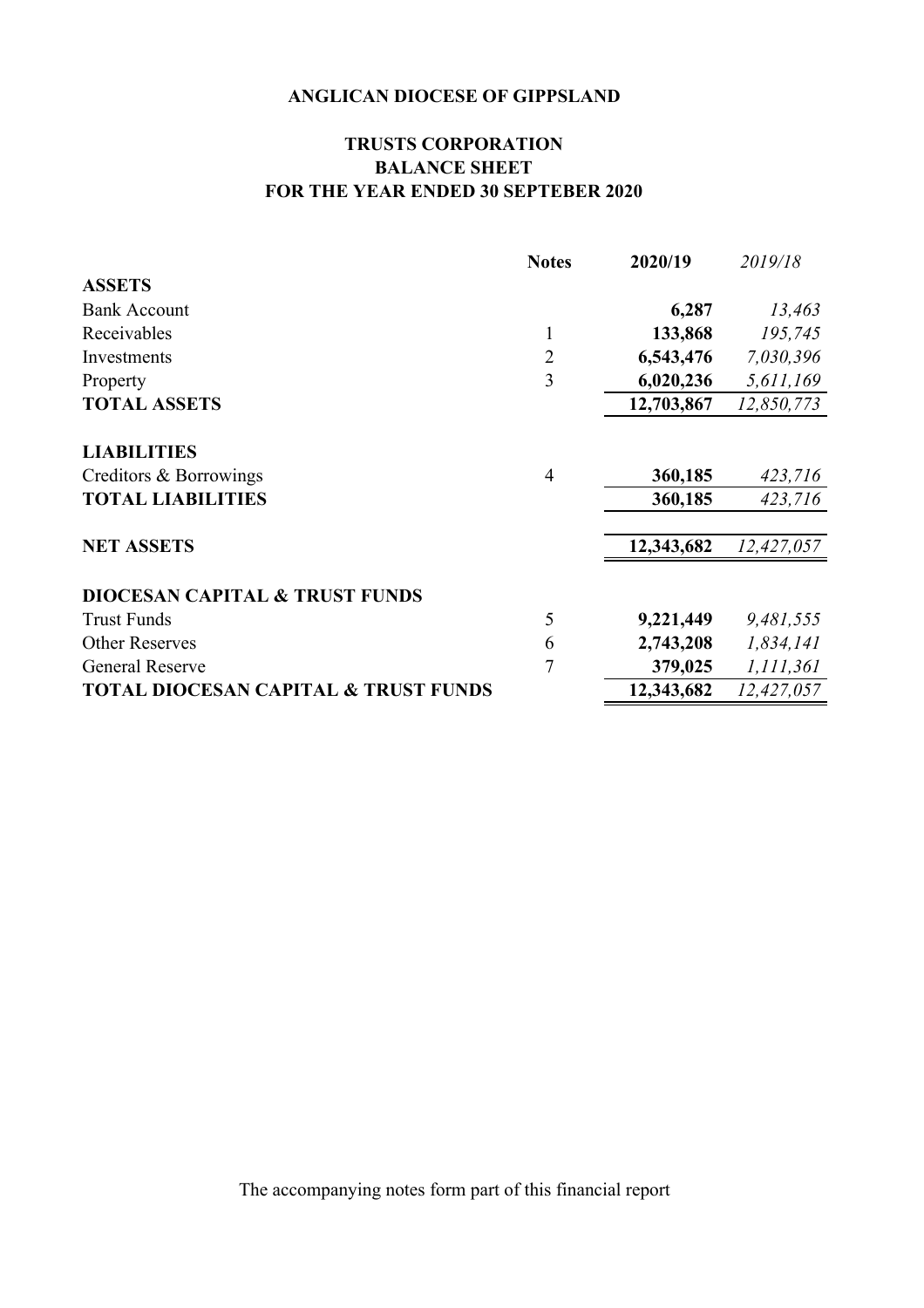**ANGLICAN DIOCESE OF GIPPSLAND**

**TRUSTS CORPORATION**
**BALANCE SHEET**
**FOR THE YEAR ENDED 30 SEPTEBER 2020**

| | **Notes** | **2020/19** | *2019/18* |
|---|---|---|---|
| **ASSETS** | | | |
| Bank Account | | **6,287** | *13,463* |
| Receivables | 1 | **133,868** | *195,745* |
| Investments | 2 | **6,543,476** | *7,030,396* |
| Property | 3 | **6,020,236** | *5,611,169* |
| **TOTAL ASSETS** | | **12,703,867** | *12,850,773* |
| | | | |
| **LIABILITIES** | | | |
| Creditors & Borrowings | 4 | **360,185** | *423,716* |
| **TOTAL LIABILITIES** | | **360,185** | *423,716* |
| | | | |
| **NET ASSETS** | | **12,343,682** | *12,427,057* |
| | | | |
| **DIOCESAN CAPITAL & TRUST FUNDS** | | | |
| Trust Funds | 5 | **9,221,449** | *9,481,555* |
| Other Reserves | 6 | **2,743,208** | *1,834,141* |
| General Reserve | 7 | **379,025** | *1,111,361* |
| **TOTAL DIOCESAN CAPITAL & TRUST FUNDS** | | **12,343,682** | *12,427,057* |

The accompanying notes form part of this financial report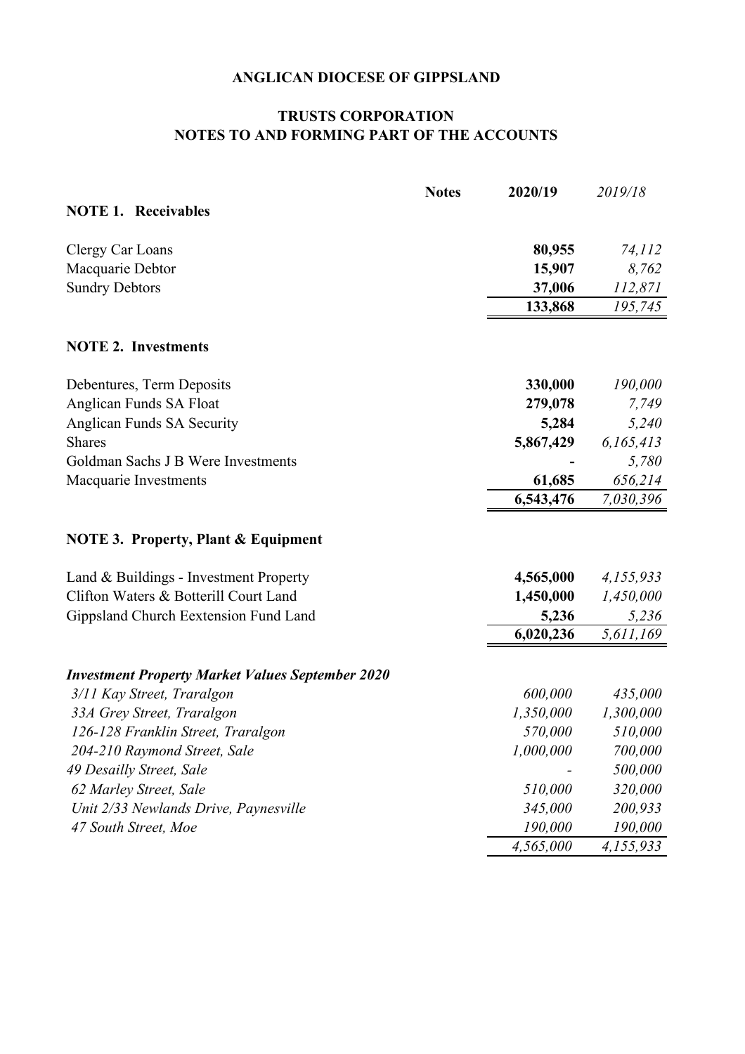**ANGLICAN DIOCESE OF GIPPSLAND**

**TRUSTS CORPORATION**
**NOTES TO AND FORMING PART OF THE ACCOUNTS**

| | Notes | 2020/19 | *2019/18* |
|---|---|---|---|
| **NOTE 1. Receivables** | | | |
| Clergy Car Loans | | **80,955** | *74,112* |
| Macquarie Debtor | | **15,907** | *8,762* |
| Sundry Debtors | | **37,006** | *112,871* |
| | | **133,868** | *195,745* |
| **NOTE 2. Investments** | | | |
| Debentures, Term Deposits | | **330,000** | *190,000* |
| Anglican Funds SA Float | | **279,078** | *7,749* |
| Anglican Funds SA Security | | **5,284** | *5,240* |
| Shares | | **5,867,429** | *6,165,413* |
| Goldman Sachs J B Were Investments | | **-** | *5,780* |
| Macquarie Investments | | **61,685** | *656,214* |
| | | **6,543,476** | *7,030,396* |
| **NOTE 3. Property, Plant & Equipment** | | | |
| Land & Buildings - Investment Property | | **4,565,000** | *4,155,933* |
| Clifton Waters & Botterill Court Land | | **1,450,000** | *1,450,000* |
| Gippsland Church Eextension Fund Land | | **5,236** | *5,236* |
| | | **6,020,236** | *5,611,169* |
| ***Investment Property Market Values September 2020*** | | | |
| *3/11 Kay Street, Traralgon* | | *600,000* | *435,000* |
| *33A Grey Street, Traralgon* | | *1,350,000* | *1,300,000* |
| *126-128 Franklin Street, Traralgon* | | *570,000* | *510,000* |
| *204-210 Raymond Street, Sale* | | *1,000,000* | *700,000* |
| *49 Desailly Street, Sale* | | *-* | *500,000* |
| *62 Marley Street, Sale* | | *510,000* | *320,000* |
| *Unit 2/33 Newlands Drive, Paynesville* | | *345,000* | *200,933* |
| *47 South Street, Moe* | | *190,000* | *190,000* |
| | | *4,565,000* | *4,155,933* |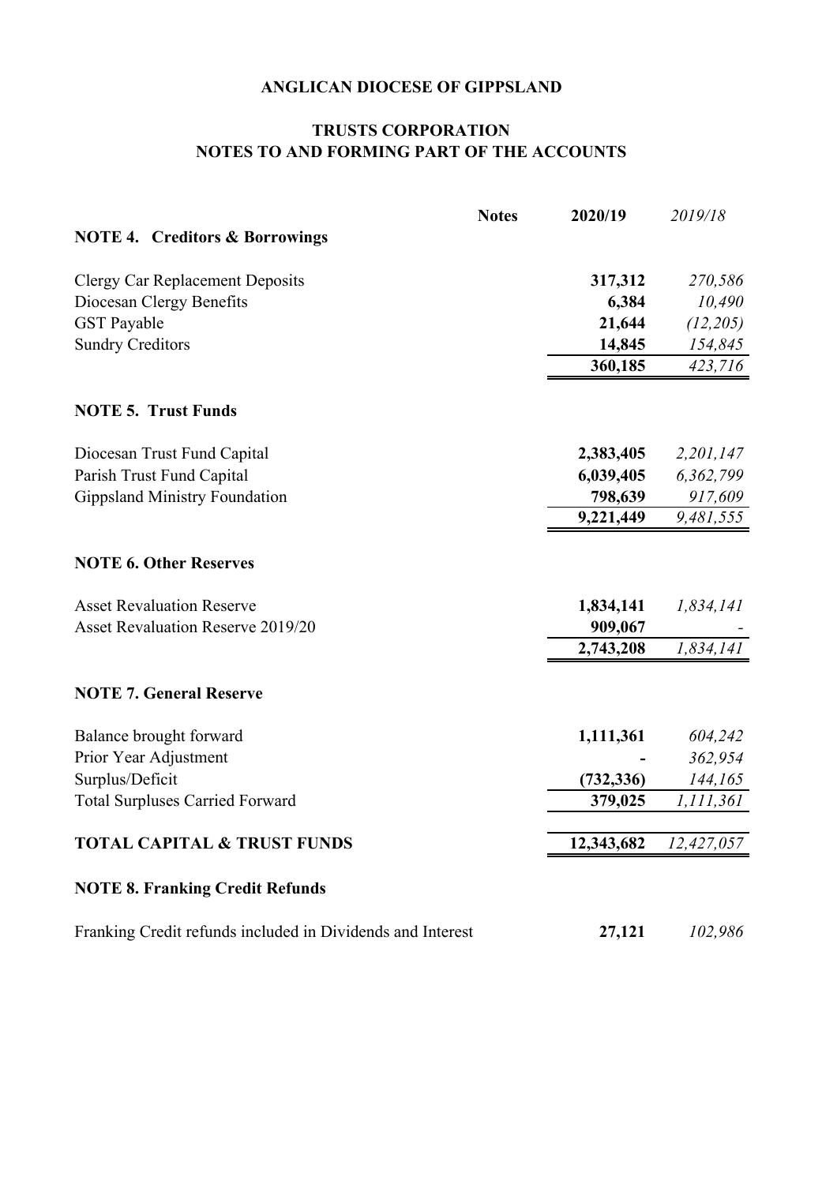**ANGLICAN DIOCESE OF GIPPSLAND**

**TRUSTS CORPORATION**
**NOTES TO AND FORMING PART OF THE ACCOUNTS**

| | Notes | 2020/19 | *2019/18* |
|---|---|---|---|
| **NOTE 4. Creditors & Borrowings** | | | |
| Clergy Car Replacement Deposits | | **317,312** | *270,586* |
| Diocesan Clergy Benefits | | **6,384** | *10,490* |
| GST Payable | | **21,644** | *(12,205)* |
| Sundry Creditors | | **14,845** | *154,845* |
| | | **360,185** | *423,716* |
| **NOTE 5. Trust Funds** | | | |
| Diocesan Trust Fund Capital | | **2,383,405** | *2,201,147* |
| Parish Trust Fund Capital | | **6,039,405** | *6,362,799* |
| Gippsland Ministry Foundation | | **798,639** | *917,609* |
| | | **9,221,449** | *9,481,555* |
| **NOTE 6. Other Reserves** | | | |
| Asset Revaluation Reserve | | **1,834,141** | *1,834,141* |
| Asset Revaluation Reserve 2019/20 | | **909,067** | *-* |
| | | **2,743,208** | *1,834,141* |
| **NOTE 7. General Reserve** | | | |
| Balance brought forward | | **1,111,361** | *604,242* |
| Prior Year Adjustment | | **-** | *362,954* |
| Surplus/Deficit | | **(732,336)** | *144,165* |
| Total Surpluses Carried Forward | | **379,025** | *1,111,361* |
| **TOTAL CAPITAL & TRUST FUNDS** | | **12,343,682** | *12,427,057* |
| **NOTE 8. Franking Credit Refunds** | | | |
| Franking Credit refunds included in Dividends and Interest | | **27,121** | *102,986* |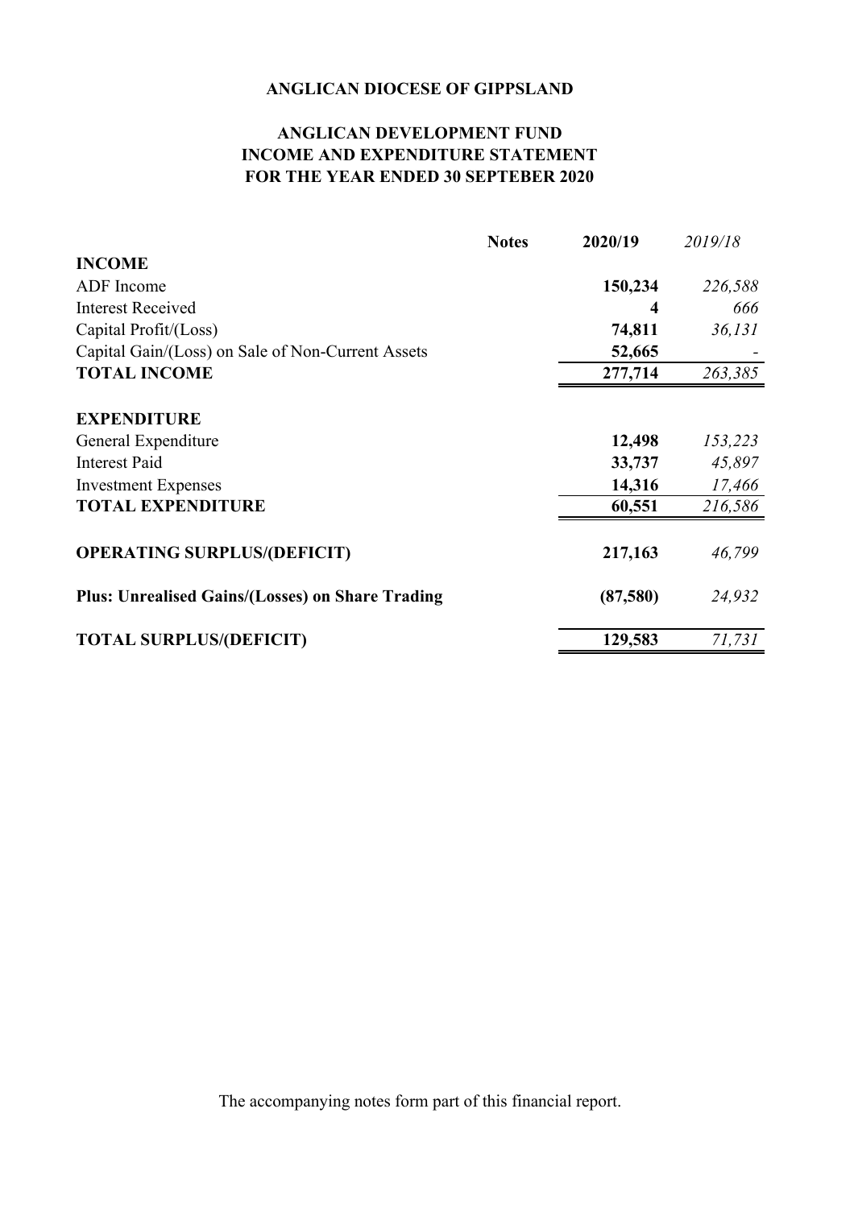**ANGLICAN DIOCESE OF GIPPSLAND**

**ANGLICAN DEVELOPMENT FUND**
**INCOME AND EXPENDITURE STATEMENT**
**FOR THE YEAR ENDED 30 SEPTEBER 2020**

| | Notes | 2020/19 | *2019/18* |
|---|---|---|---|
| **INCOME** | | | |
| ADF Income | | **150,234** | *226,588* |
| Interest Received | | **4** | *666* |
| Capital Profit/(Loss) | | **74,811** | *36,131* |
| Capital Gain/(Loss) on Sale of Non-Current Assets | | **52,665** | *-* |
| **TOTAL INCOME** | | **277,714** | *263,385* |
| | | | |
| **EXPENDITURE** | | | |
| General Expenditure | | **12,498** | *153,223* |
| Interest Paid | | **33,737** | *45,897* |
| Investment Expenses | | **14,316** | *17,466* |
| **TOTAL EXPENDITURE** | | **60,551** | *216,586* |
| | | | |
| **OPERATING SURPLUS/(DEFICIT)** | | **217,163** | *46,799* |
| | | | |
| **Plus: Unrealised Gains/(Losses) on Share Trading** | | **(87,580)** | *24,932* |
| | | | |
| **TOTAL SURPLUS/(DEFICIT)** | | **129,583** | *71,731* |

The accompanying notes form part of this financial report.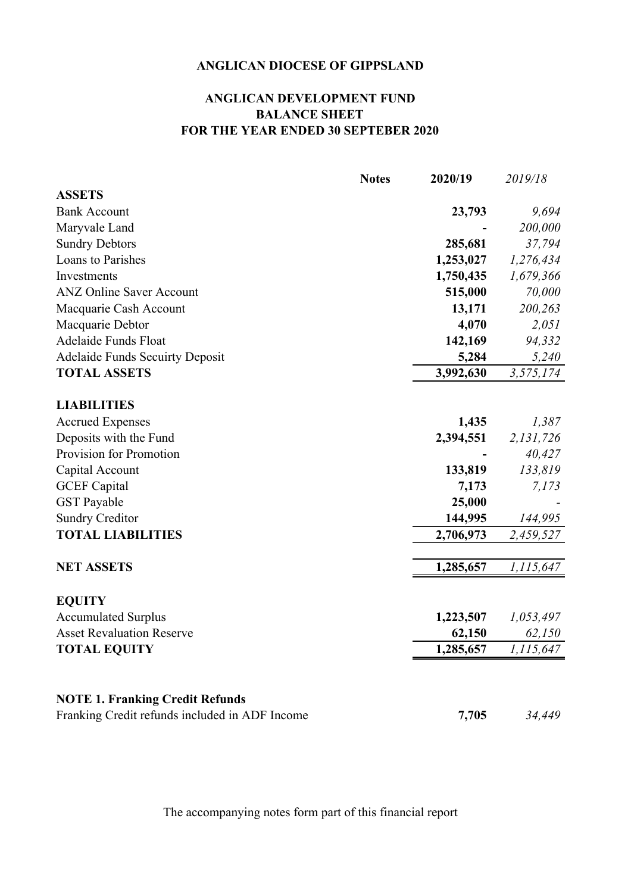**ANGLICAN DIOCESE OF GIPPSLAND**

**ANGLICAN DEVELOPMENT FUND**
**BALANCE SHEET**
**FOR THE YEAR ENDED 30 SEPTEBER 2020**

| | Notes | 2020/19 | *2019/18* |
|---|---|---|---|
| **ASSETS** | | | |
| Bank Account | | **23,793** | *9,694* |
| Maryvale Land | | **-** | *200,000* |
| Sundry Debtors | | **285,681** | *37,794* |
| Loans to Parishes | | **1,253,027** | *1,276,434* |
| Investments | | **1,750,435** | *1,679,366* |
| ANZ Online Saver Account | | **515,000** | *70,000* |
| Macquarie Cash Account | | **13,171** | *200,263* |
| Macquarie Debtor | | **4,070** | *2,051* |
| Adelaide Funds Float | | **142,169** | *94,332* |
| Adelaide Funds Secuirty Deposit | | **5,284** | *5,240* |
| **TOTAL ASSETS** | | **3,992,630** | *3,575,174* |
| | | | |
| **LIABILITIES** | | | |
| Accrued Expenses | | **1,435** | *1,387* |
| Deposits with the Fund | | **2,394,551** | *2,131,726* |
| Provision for Promotion | | **-** | *40,427* |
| Capital Account | | **133,819** | *133,819* |
| GCEF Capital | | **7,173** | *7,173* |
| GST Payable | | **25,000** | *-* |
| Sundry Creditor | | **144,995** | *144,995* |
| **TOTAL LIABILITIES** | | **2,706,973** | *2,459,527* |
| | | | |
| **NET ASSETS** | | **1,285,657** | *1,115,647* |
| | | | |
| **EQUITY** | | | |
| Accumulated Surplus | | **1,223,507** | *1,053,497* |
| Asset Revaluation Reserve | | **62,150** | *62,150* |
| **TOTAL EQUITY** | | **1,285,657** | *1,115,647* |

**NOTE 1. Franking Credit Refunds**

| | | |
|---|---|---|
| Franking Credit refunds included in ADF Income | **7,705** | *34,449* |

The accompanying notes form part of this financial report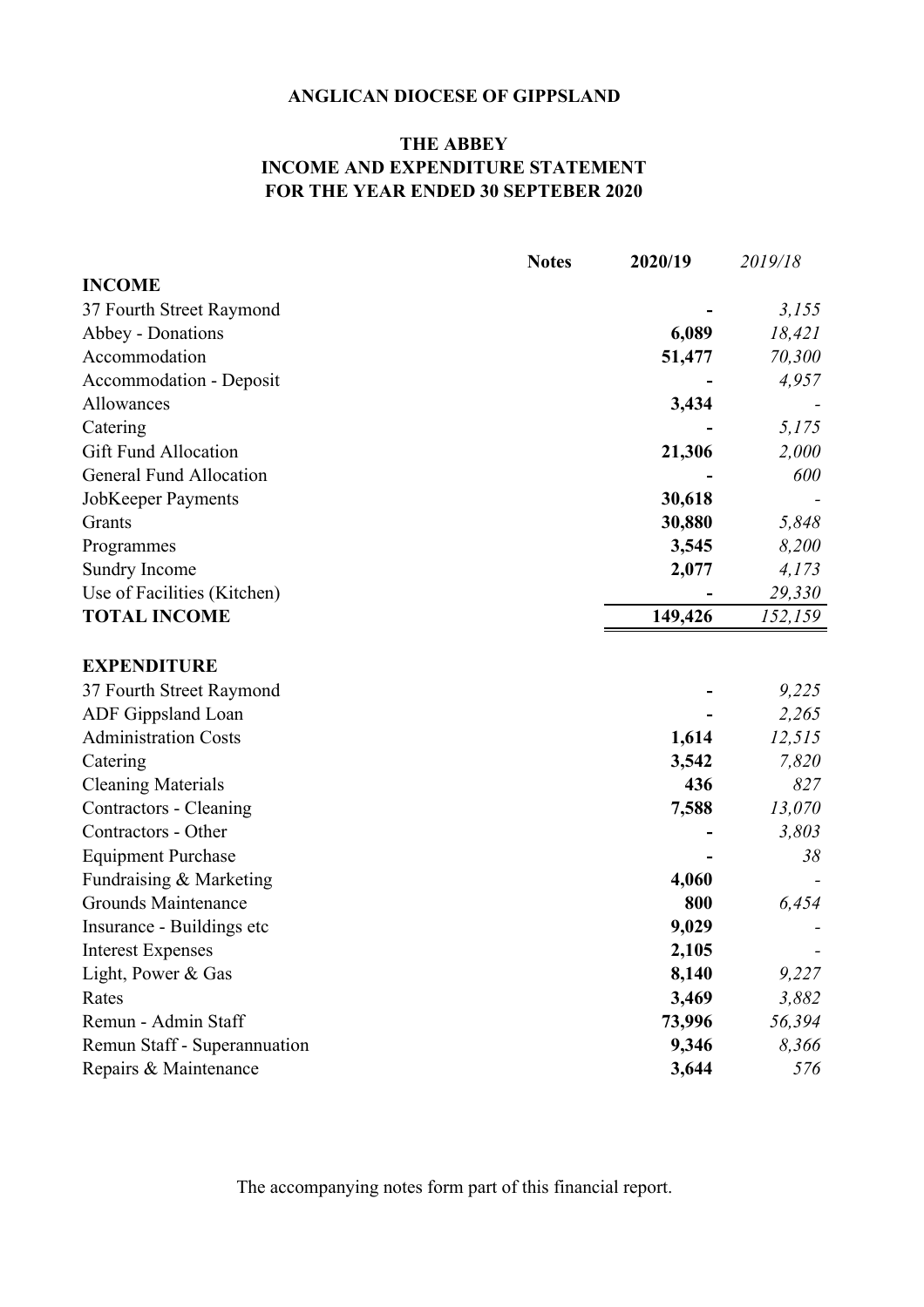**ANGLICAN DIOCESE OF GIPPSLAND**

**THE ABBEY**
**INCOME AND EXPENDITURE STATEMENT**
**FOR THE YEAR ENDED 30 SEPTEBER 2020**

| | Notes | 2020/19 | *2019/18* |
|---|---|---|---|
| **INCOME** | | | |
| 37 Fourth Street Raymond | | - | *3,155* |
| Abbey - Donations | | 6,089 | *18,421* |
| Accommodation | | 51,477 | *70,300* |
| Accommodation - Deposit | | - | *4,957* |
| Allowances | | 3,434 | *-* |
| Catering | | - | *5,175* |
| Gift Fund Allocation | | 21,306 | *2,000* |
| General Fund Allocation | | - | *600* |
| JobKeeper Payments | | 30,618 | *-* |
| Grants | | 30,880 | *5,848* |
| Programmes | | 3,545 | *8,200* |
| Sundry Income | | 2,077 | *4,173* |
| Use of Facilities (Kitchen) | | - | *29,330* |
| **TOTAL INCOME** | | **149,426** | *152,159* |
| | | | |
| **EXPENDITURE** | | | |
| 37 Fourth Street Raymond | | - | *9,225* |
| ADF Gippsland Loan | | - | *2,265* |
| Administration Costs | | 1,614 | *12,515* |
| Catering | | 3,542 | *7,820* |
| Cleaning Materials | | 436 | *827* |
| Contractors - Cleaning | | 7,588 | *13,070* |
| Contractors - Other | | - | *3,803* |
| Equipment Purchase | | - | *38* |
| Fundraising & Marketing | | 4,060 | *-* |
| Grounds Maintenance | | 800 | *6,454* |
| Insurance - Buildings etc | | 9,029 | *-* |
| Interest Expenses | | 2,105 | *-* |
| Light, Power & Gas | | 8,140 | *9,227* |
| Rates | | 3,469 | *3,882* |
| Remun - Admin Staff | | 73,996 | *56,394* |
| Remun Staff - Superannuation | | 9,346 | *8,366* |
| Repairs & Maintenance | | 3,644 | *576* |

The accompanying notes form part of this financial report.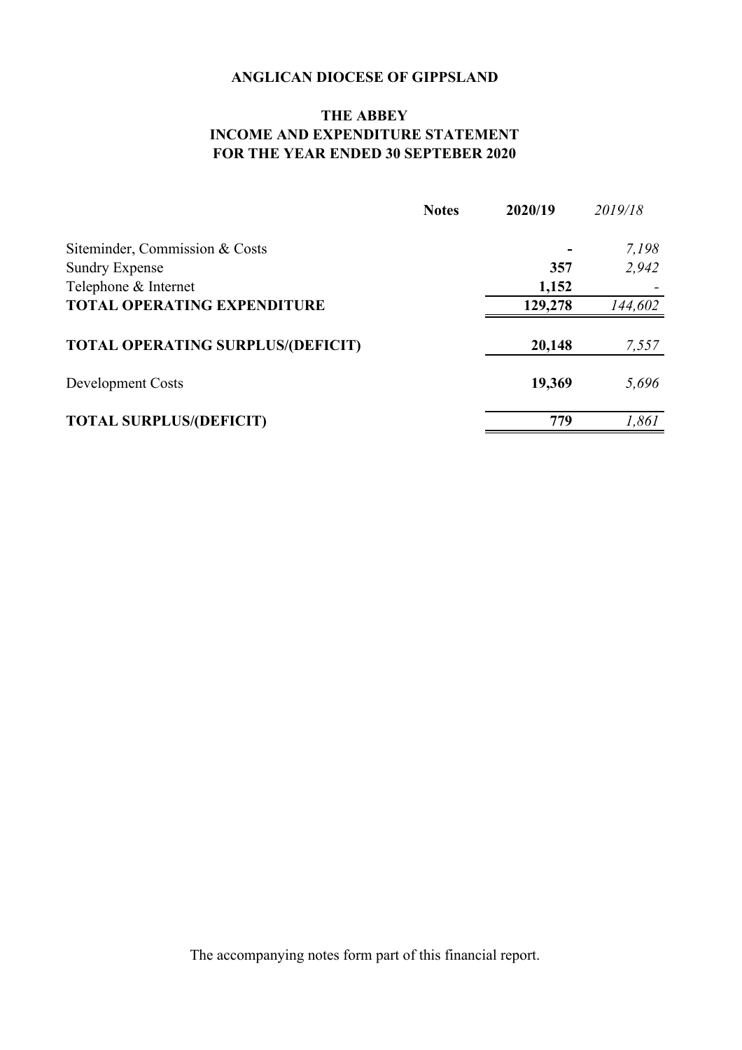**ANGLICAN DIOCESE OF GIPPSLAND**

**THE ABBEY**
**INCOME AND EXPENDITURE STATEMENT**
**FOR THE YEAR ENDED 30 SEPTEBER 2020**

| | Notes | 2020/19 | 2019/18 |
|---|---|---|---|
| Siteminder, Commission & Costs | | **-** | *7,198* |
| Sundry Expense | | **357** | *2,942* |
| Telephone & Internet | | **1,152** | *-* |
| **TOTAL OPERATING EXPENDITURE** | | **129,278** | *144,602* |
| **TOTAL OPERATING SURPLUS/(DEFICIT)** | | **20,148** | *7,557* |
| Development Costs | | **19,369** | *5,696* |
| **TOTAL SURPLUS/(DEFICIT)** | | **779** | *1,861* |

The accompanying notes form part of this financial report.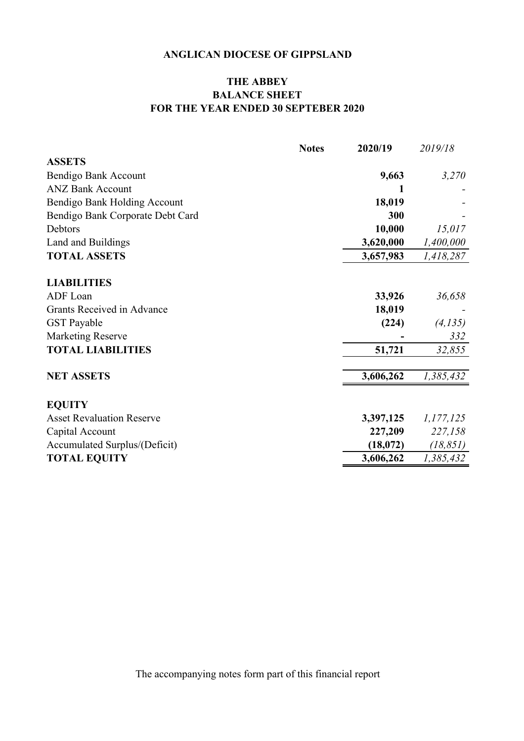**ANGLICAN DIOCESE OF GIPPSLAND**

**THE ABBEY**
**BALANCE SHEET**
**FOR THE YEAR ENDED 30 SEPTEBER 2020**

| | Notes | 2020/19 | *2019/18* |
|---|---|---|---|
| **ASSETS** | | | |
| Bendigo Bank Account | | **9,663** | *3,270* |
| ANZ Bank Account | | **1** | *-* |
| Bendigo Bank Holding Account | | **18,019** | *-* |
| Bendigo Bank Corporate Debt Card | | **300** | *-* |
| Debtors | | **10,000** | *15,017* |
| Land and Buildings | | **3,620,000** | *1,400,000* |
| **TOTAL ASSETS** | | **3,657,983** | *1,418,287* |
| | | | |
| **LIABILITIES** | | | |
| ADF Loan | | **33,926** | *36,658* |
| Grants Received in Advance | | **18,019** | *-* |
| GST Payable | | **(224)** | *(4,135)* |
| Marketing Reserve | | **-** | *332* |
| **TOTAL LIABILITIES** | | **51,721** | *32,855* |
| | | | |
| **NET ASSETS** | | **3,606,262** | *1,385,432* |
| | | | |
| **EQUITY** | | | |
| Asset Revaluation Reserve | | **3,397,125** | *1,177,125* |
| Capital Account | | **227,209** | *227,158* |
| Accumulated Surplus/(Deficit) | | **(18,072)** | *(18,851)* |
| **TOTAL EQUITY** | | **3,606,262** | *1,385,432* |

The accompanying notes form part of this financial report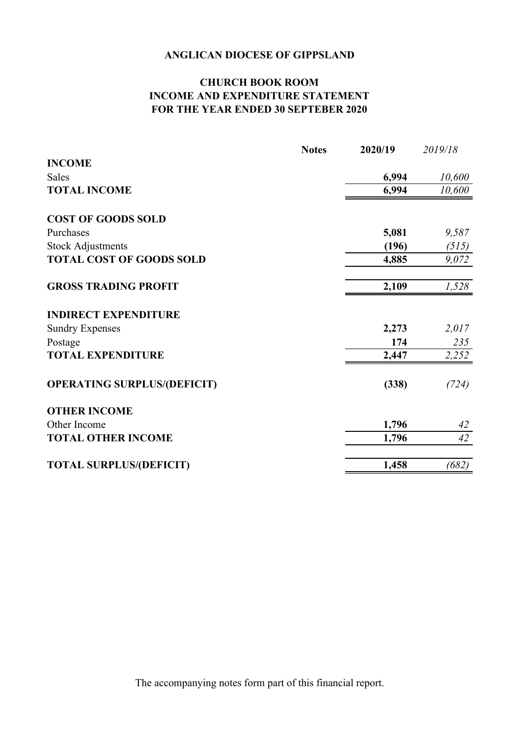**ANGLICAN DIOCESE OF GIPPSLAND**

**CHURCH BOOK ROOM**
**INCOME AND EXPENDITURE STATEMENT**
**FOR THE YEAR ENDED 30 SEPTEBER 2020**

| | Notes | 2020/19 | *2019/18* |
|---|---|---|---|
| **INCOME** | | | |
| Sales | | **6,994** | *10,600* |
| **TOTAL INCOME** | | **6,994** | *10,600* |
| | | | |
| **COST OF GOODS SOLD** | | | |
| Purchases | | **5,081** | *9,587* |
| Stock Adjustments | | **(196)** | *(515)* |
| **TOTAL COST OF GOODS SOLD** | | **4,885** | *9,072* |
| | | | |
| **GROSS TRADING PROFIT** | | **2,109** | *1,528* |
| | | | |
| **INDIRECT EXPENDITURE** | | | |
| Sundry Expenses | | **2,273** | *2,017* |
| Postage | | **174** | *235* |
| **TOTAL EXPENDITURE** | | **2,447** | *2,252* |
| | | | |
| **OPERATING SURPLUS/(DEFICIT)** | | **(338)** | *(724)* |
| | | | |
| **OTHER INCOME** | | | |
| Other Income | | **1,796** | *42* |
| **TOTAL OTHER INCOME** | | **1,796** | *42* |
| | | | |
| **TOTAL SURPLUS/(DEFICIT)** | | **1,458** | *(682)* |

The accompanying notes form part of this financial report.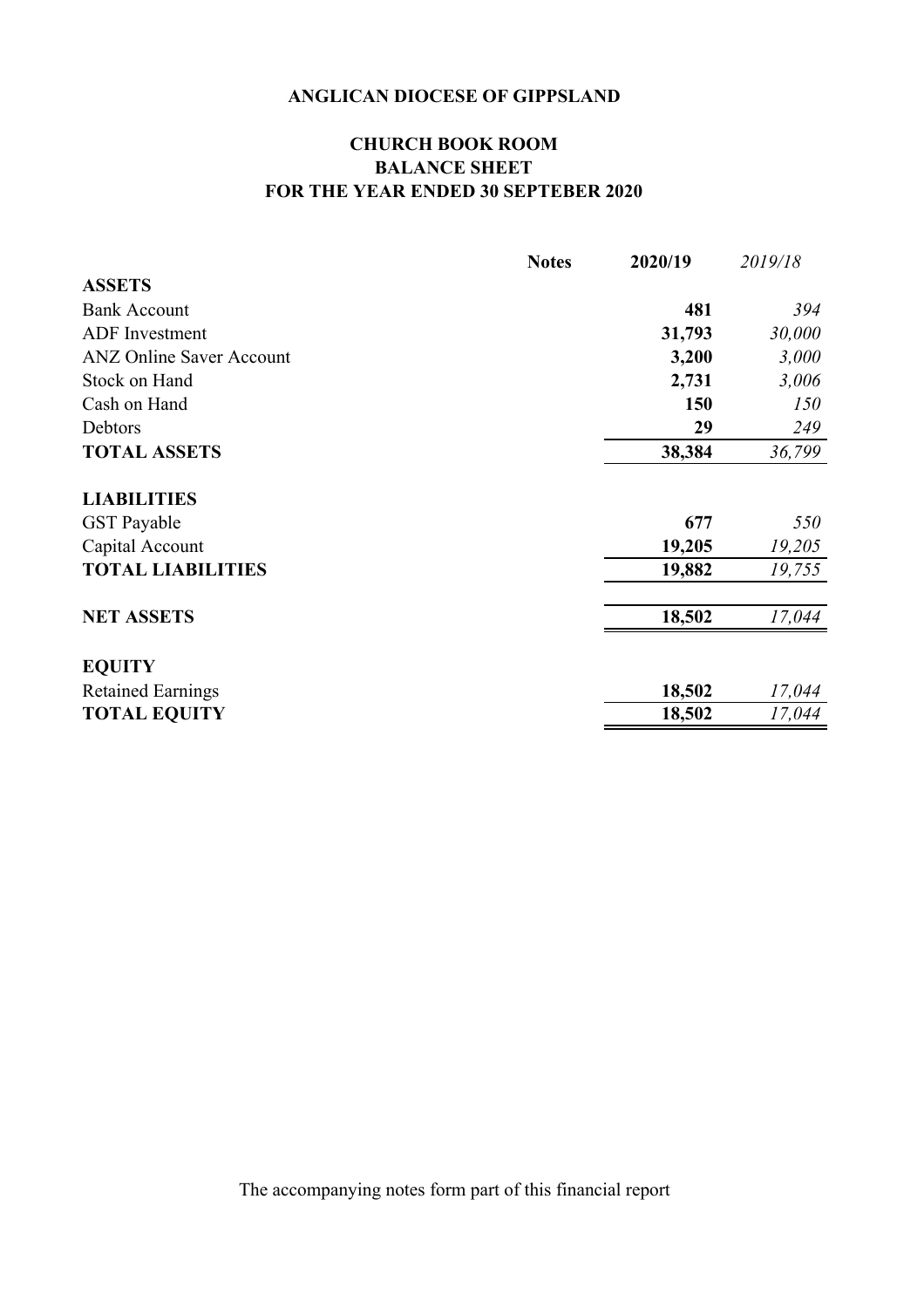**ANGLICAN DIOCESE OF GIPPSLAND**

**CHURCH BOOK ROOM**
**BALANCE SHEET**
**FOR THE YEAR ENDED 30 SEPTEBER 2020**

| | Notes | 2020/19 | *2019/18* |
|---|---|---|---|
| **ASSETS** | | | |
| Bank Account | | **481** | *394* |
| ADF Investment | | **31,793** | *30,000* |
| ANZ Online Saver Account | | **3,200** | *3,000* |
| Stock on Hand | | **2,731** | *3,006* |
| Cash on Hand | | **150** | *150* |
| Debtors | | **29** | *249* |
| **TOTAL ASSETS** | | **38,384** | *36,799* |
| | | | |
| **LIABILITIES** | | | |
| GST Payable | | **677** | *550* |
| Capital Account | | **19,205** | *19,205* |
| **TOTAL LIABILITIES** | | **19,882** | *19,755* |
| | | | |
| **NET ASSETS** | | **18,502** | *17,044* |
| | | | |
| **EQUITY** | | | |
| Retained Earnings | | **18,502** | *17,044* |
| **TOTAL EQUITY** | | **18,502** | *17,044* |

The accompanying notes form part of this financial report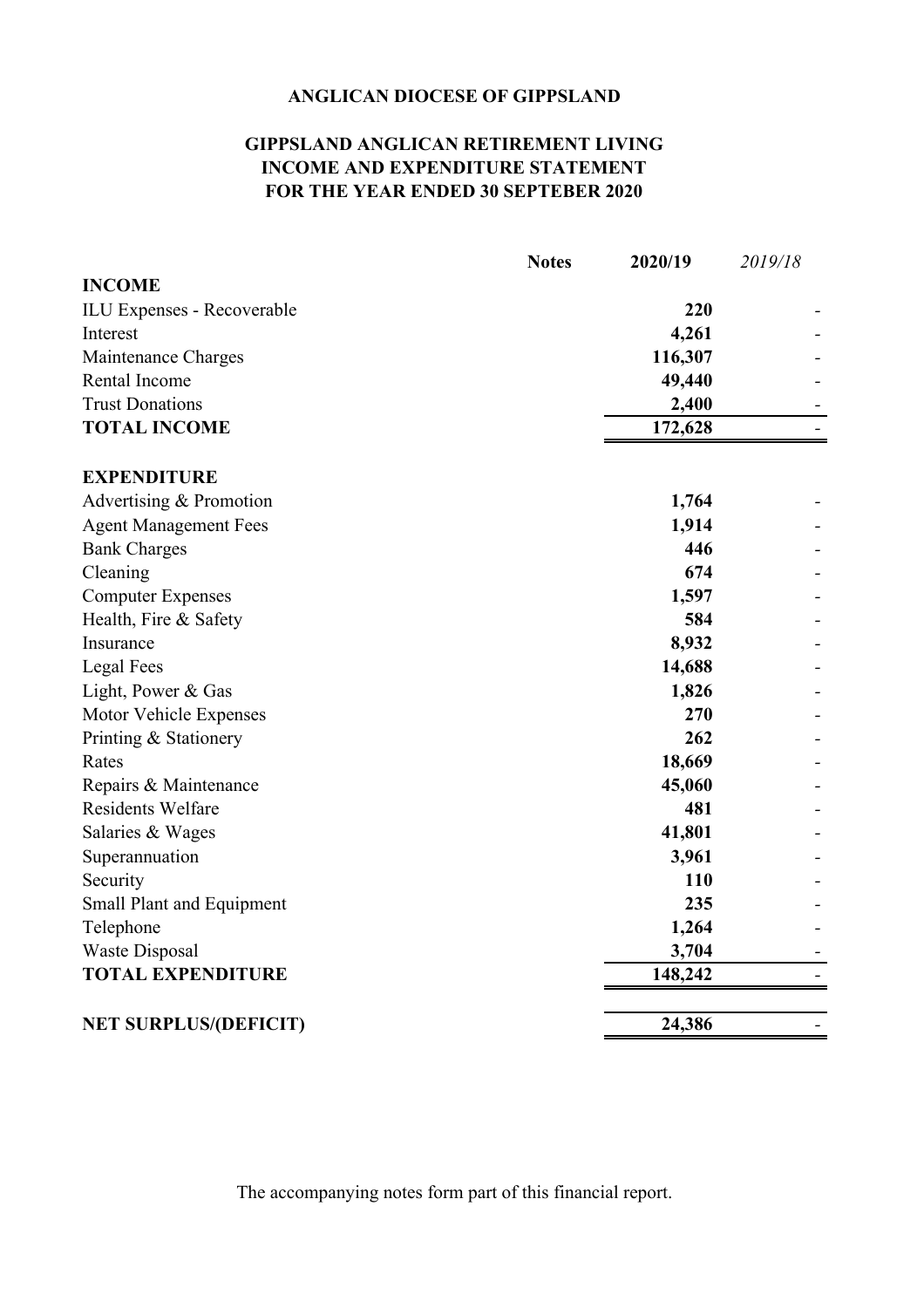# ANGLICAN DIOCESE OF GIPPSLAND

## GIPPSLAND ANGLICAN RETIREMENT LIVING
## INCOME AND EXPENDITURE STATEMENT
## FOR THE YEAR ENDED 30 SEPTEBER 2020

| | Notes | 2020/19 | *2019/18* |
|---|---|---|---|
| **INCOME** | | | |
| ILU Expenses - Recoverable | | **220** | - |
| Interest | | **4,261** | - |
| Maintenance Charges | | **116,307** | - |
| Rental Income | | **49,440** | - |
| Trust Donations | | **2,400** | - |
| **TOTAL INCOME** | | **172,628** | - |
| | | | |
| **EXPENDITURE** | | | |
| Advertising & Promotion | | **1,764** | - |
| Agent Management Fees | | **1,914** | - |
| Bank Charges | | **446** | - |
| Cleaning | | **674** | - |
| Computer Expenses | | **1,597** | - |
| Health, Fire & Safety | | **584** | - |
| Insurance | | **8,932** | - |
| Legal Fees | | **14,688** | - |
| Light, Power & Gas | | **1,826** | - |
| Motor Vehicle Expenses | | **270** | - |
| Printing & Stationery | | **262** | - |
| Rates | | **18,669** | - |
| Repairs & Maintenance | | **45,060** | - |
| Residents Welfare | | **481** | - |
| Salaries & Wages | | **41,801** | - |
| Superannuation | | **3,961** | - |
| Security | | **110** | - |
| Small Plant and Equipment | | **235** | - |
| Telephone | | **1,264** | - |
| Waste Disposal | | **3,704** | - |
| **TOTAL EXPENDITURE** | | **148,242** | - |
| | | | |
| **NET SURPLUS/(DEFICIT)** | | **24,386** | - |

The accompanying notes form part of this financial report.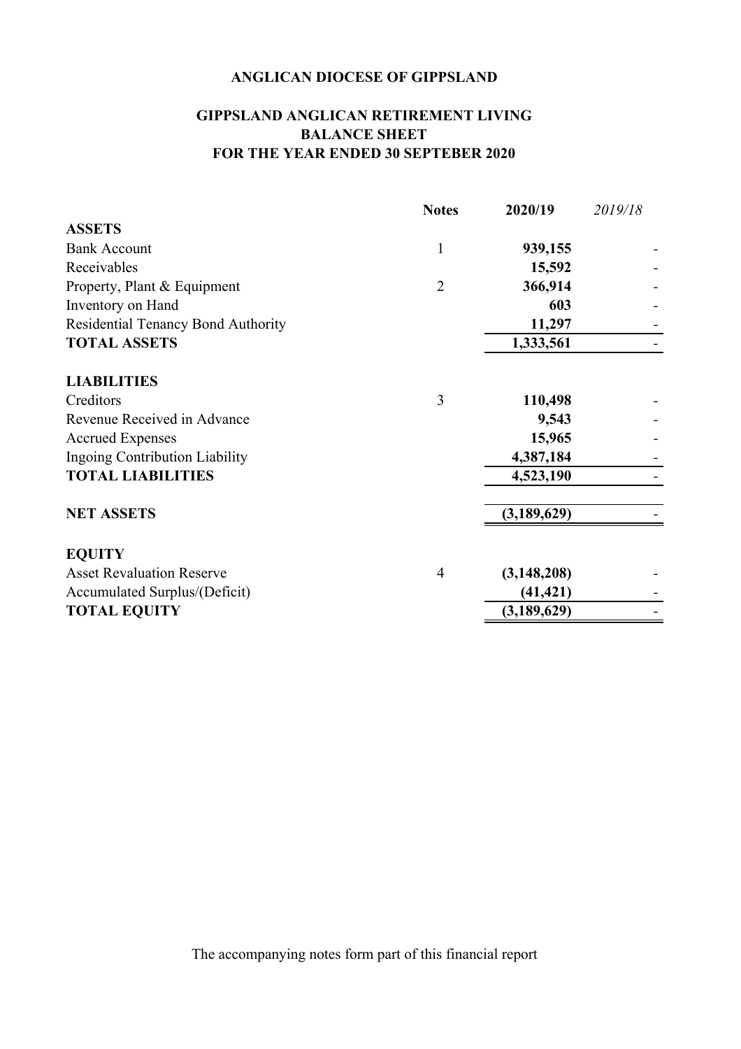**ANGLICAN DIOCESE OF GIPPSLAND**

**GIPPSLAND ANGLICAN RETIREMENT LIVING**
**BALANCE SHEET**
**FOR THE YEAR ENDED 30 SEPTEBER 2020**

| | Notes | 2020/19 | *2019/18* |
|---|---|---|---|
| **ASSETS** | | | |
| Bank Account | 1 | **939,155** | - |
| Receivables | | **15,592** | - |
| Property, Plant & Equipment | 2 | **366,914** | - |
| Inventory on Hand | | **603** | - |
| Residential Tenancy Bond Authority | | **11,297** | - |
| **TOTAL ASSETS** | | **1,333,561** | - |
| | | | |
| **LIABILITIES** | | | |
| Creditors | 3 | **110,498** | - |
| Revenue Received in Advance | | **9,543** | - |
| Accrued Expenses | | **15,965** | - |
| Ingoing Contribution Liability | | **4,387,184** | - |
| **TOTAL LIABILITIES** | | **4,523,190** | - |
| | | | |
| **NET ASSETS** | | **(3,189,629)** | - |
| | | | |
| **EQUITY** | | | |
| Asset Revaluation Reserve | 4 | **(3,148,208)** | - |
| Accumulated Surplus/(Deficit) | | **(41,421)** | - |
| **TOTAL EQUITY** | | **(3,189,629)** | - |

The accompanying notes form part of this financial report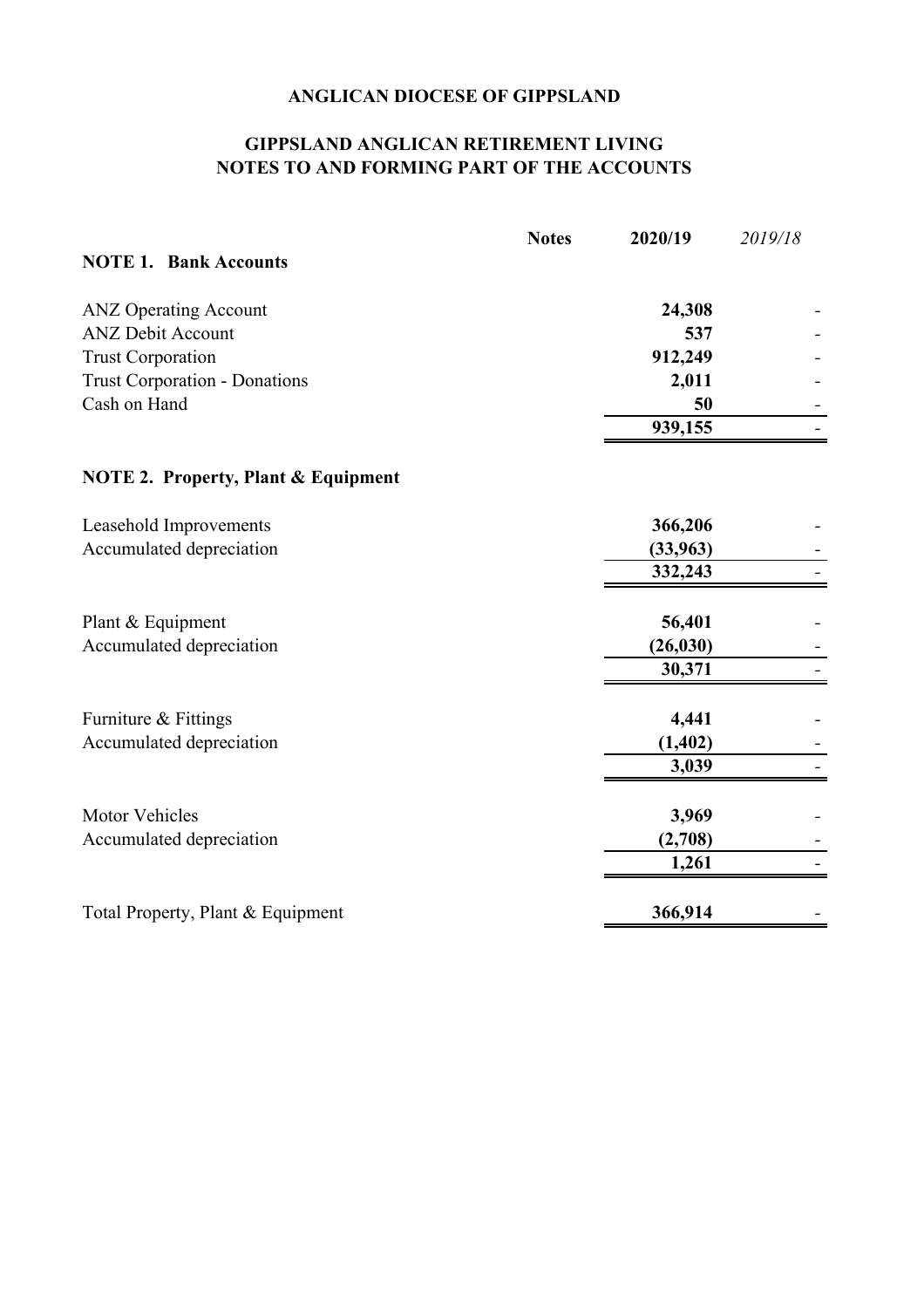**ANGLICAN DIOCESE OF GIPPSLAND**

**GIPPSLAND ANGLICAN RETIREMENT LIVING**
**NOTES TO AND FORMING PART OF THE ACCOUNTS**

| | Notes | 2020/19 | *2019/18* |
|---|---|---|---|
| **NOTE 1. Bank Accounts** | | | |
| ANZ Operating Account | | **24,308** | - |
| ANZ Debit Account | | **537** | - |
| Trust Corporation | | **912,249** | - |
| Trust Corporation - Donations | | **2,011** | - |
| Cash on Hand | | **50** | - |
| | | **939,155** | - |
| **NOTE 2. Property, Plant & Equipment** | | | |
| Leasehold Improvements | | **366,206** | - |
| Accumulated depreciation | | **(33,963)** | - |
| | | **332,243** | - |
| Plant & Equipment | | **56,401** | - |
| Accumulated depreciation | | **(26,030)** | - |
| | | **30,371** | - |
| Furniture & Fittings | | **4,441** | - |
| Accumulated depreciation | | **(1,402)** | - |
| | | **3,039** | - |
| Motor Vehicles | | **3,969** | - |
| Accumulated depreciation | | **(2,708)** | - |
| | | **1,261** | - |
| Total Property, Plant & Equipment | | **366,914** | - |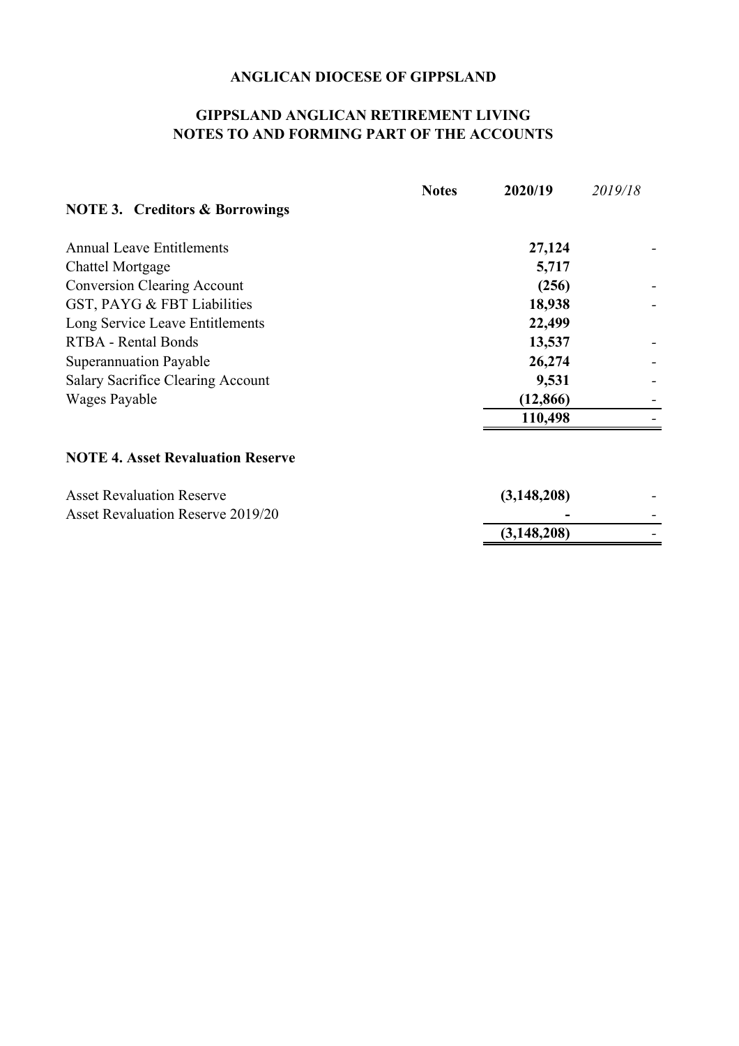# ANGLICAN DIOCESE OF GIPPSLAND

## GIPPSLAND ANGLICAN RETIREMENT LIVING
## NOTES TO AND FORMING PART OF THE ACCOUNTS

| | Notes | 2020/19 | *2019/18* |
|---|---|---|---|
| **NOTE 3. Creditors & Borrowings** | | | |
| Annual Leave Entitlements | | **27,124** | - |
| Chattel Mortgage | | **5,717** | |
| Conversion Clearing Account | | **(256)** | - |
| GST, PAYG & FBT Liabilities | | **18,938** | - |
| Long Service Leave Entitlements | | **22,499** | |
| RTBA - Rental Bonds | | **13,537** | - |
| Superannuation Payable | | **26,274** | - |
| Salary Sacrifice Clearing Account | | **9,531** | - |
| Wages Payable | | **(12,866)** | - |
| | | **110,498** | - |

| | Notes | 2020/19 | *2019/18* |
|---|---|---|---|
| **NOTE 4. Asset Revaluation Reserve** | | | |
| Asset Revaluation Reserve | | **(3,148,208)** | - |
| Asset Revaluation Reserve 2019/20 | | **-** | - |
| | | **(3,148,208)** | - |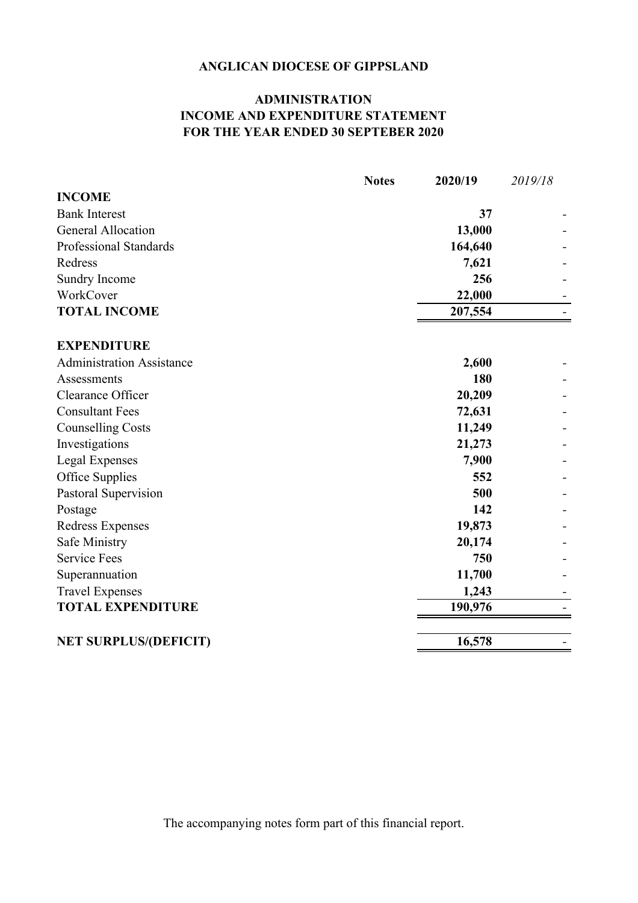**ANGLICAN DIOCESE OF GIPPSLAND**

**ADMINISTRATION**
**INCOME AND EXPENDITURE STATEMENT**
**FOR THE YEAR ENDED 30 SEPTEBER 2020**

| | Notes | 2020/19 | *2019/18* |
|---|---|---|---|
| **INCOME** | | | |
| Bank Interest | | **37** | - |
| General Allocation | | **13,000** | - |
| Professional Standards | | **164,640** | - |
| Redress | | **7,621** | - |
| Sundry Income | | **256** | - |
| WorkCover | | **22,000** | - |
| **TOTAL INCOME** | | **207,554** | - |
| | | | |
| **EXPENDITURE** | | | |
| Administration Assistance | | **2,600** | - |
| Assessments | | **180** | - |
| Clearance Officer | | **20,209** | - |
| Consultant Fees | | **72,631** | - |
| Counselling Costs | | **11,249** | - |
| Investigations | | **21,273** | - |
| Legal Expenses | | **7,900** | - |
| Office Supplies | | **552** | - |
| Pastoral Supervision | | **500** | - |
| Postage | | **142** | - |
| Redress Expenses | | **19,873** | - |
| Safe Ministry | | **20,174** | - |
| Service Fees | | **750** | - |
| Superannuation | | **11,700** | - |
| Travel Expenses | | **1,243** | - |
| **TOTAL EXPENDITURE** | | **190,976** | - |
| | | | |
| **NET SURPLUS/(DEFICIT)** | | **16,578** | - |

The accompanying notes form part of this financial report.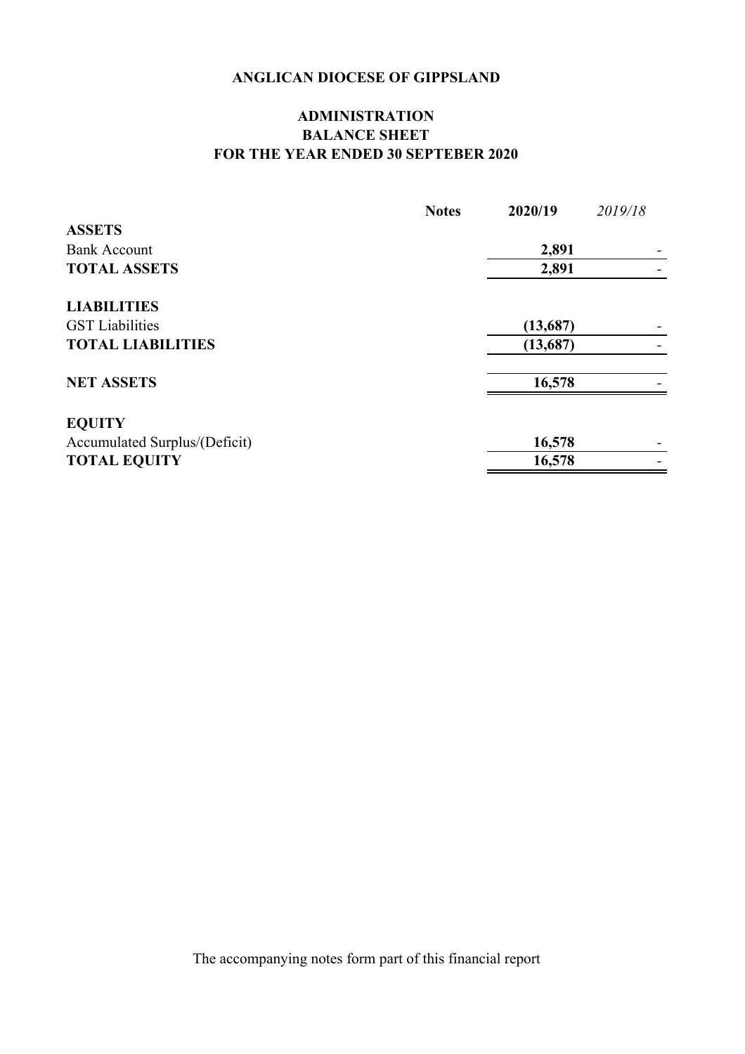**ANGLICAN DIOCESE OF GIPPSLAND**

**ADMINISTRATION**
**BALANCE SHEET**
**FOR THE YEAR ENDED 30 SEPTEBER 2020**

| | **Notes** | **2020/19** | *2019/18* |
|---|---|---|---|
| **ASSETS** | | | |
| Bank Account | | **2,891** | - |
| **TOTAL ASSETS** | | **2,891** | - |
| | | | |
| **LIABILITIES** | | | |
| GST Liabilities | | **(13,687)** | - |
| **TOTAL LIABILITIES** | | **(13,687)** | - |
| | | | |
| **NET ASSETS** | | **16,578** | - |
| | | | |
| **EQUITY** | | | |
| Accumulated Surplus/(Deficit) | | **16,578** | - |
| **TOTAL EQUITY** | | **16,578** | - |

The accompanying notes form part of this financial report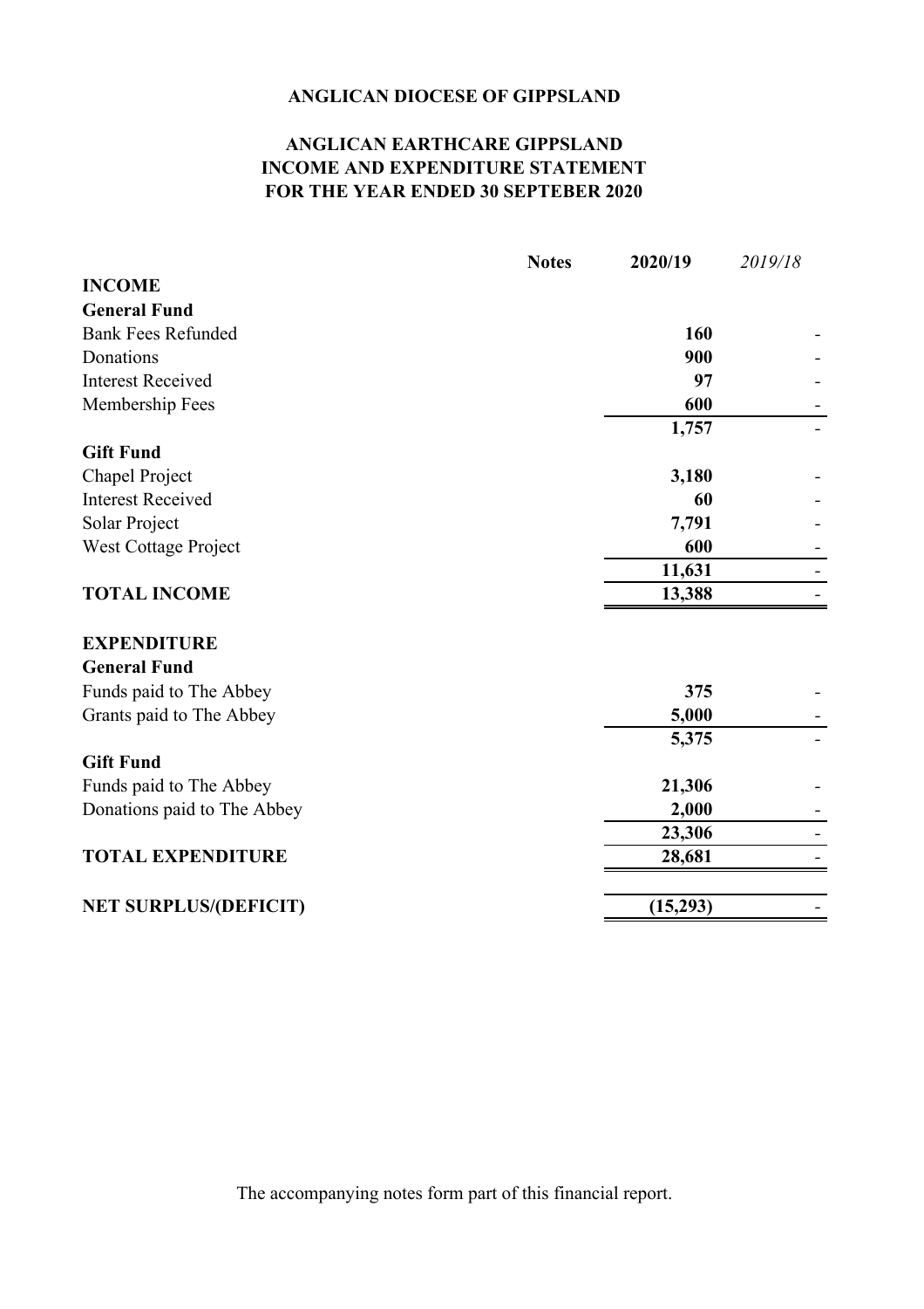**ANGLICAN DIOCESE OF GIPPSLAND**

**ANGLICAN EARTHCARE GIPPSLAND**
**INCOME AND EXPENDITURE STATEMENT**
**FOR THE YEAR ENDED 30 SEPTEBER 2020**

| | Notes | 2020/19 | *2019/18* |
|---|---|---|---|
| **INCOME** | | | |
| **General Fund** | | | |
| Bank Fees Refunded | | **160** | - |
| Donations | | **900** | - |
| Interest Received | | **97** | - |
| Membership Fees | | **600** | - |
| | | **1,757** | - |
| **Gift Fund** | | | |
| Chapel Project | | **3,180** | - |
| Interest Received | | **60** | - |
| Solar Project | | **7,791** | - |
| West Cottage Project | | **600** | - |
| | | **11,631** | - |
| **TOTAL INCOME** | | **13,388** | - |
| **EXPENDITURE** | | | |
| **General Fund** | | | |
| Funds paid to The Abbey | | **375** | - |
| Grants paid to The Abbey | | **5,000** | - |
| | | **5,375** | - |
| **Gift Fund** | | | |
| Funds paid to The Abbey | | **21,306** | - |
| Donations paid to The Abbey | | **2,000** | - |
| | | **23,306** | - |
| **TOTAL EXPENDITURE** | | **28,681** | - |
| **NET SURPLUS/(DEFICIT)** | | **(15,293)** | - |

The accompanying notes form part of this financial report.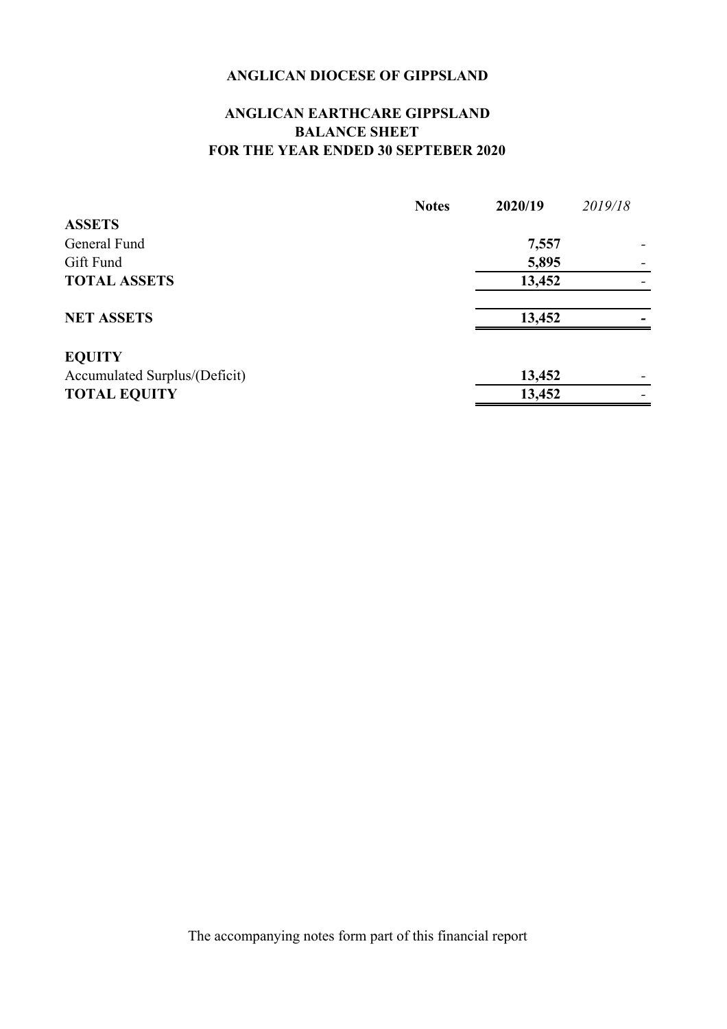**ANGLICAN DIOCESE OF GIPPSLAND**

**ANGLICAN EARTHCARE GIPPSLAND**
**BALANCE SHEET**
**FOR THE YEAR ENDED 30 SEPTEBER 2020**

| | Notes | 2020/19 | *2019/18* |
|---|---|---|---|
| **ASSETS** | | | |
| General Fund | | **7,557** | - |
| Gift Fund | | **5,895** | - |
| **TOTAL ASSETS** | | **13,452** | - |
| | | | |
| **NET ASSETS** | | **13,452** | **-** |
| | | | |
| **EQUITY** | | | |
| Accumulated Surplus/(Deficit) | | **13,452** | - |
| **TOTAL EQUITY** | | **13,452** | - |

The accompanying notes form part of this financial report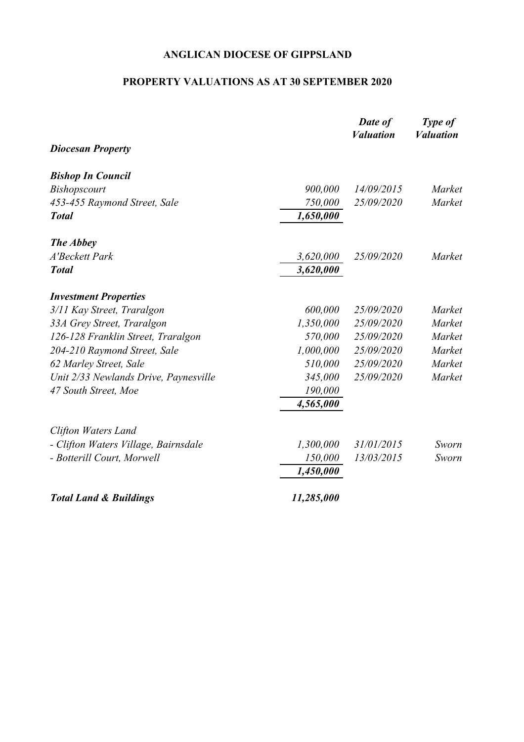**ANGLICAN DIOCESE OF GIPPSLAND**

**PROPERTY VALUATIONS AS AT 30 SEPTEMBER 2020**

| | | *Date of Valuation* | *Type of Valuation* |
|---|---|---|---|
| ***Diocesan Property*** | | | |
| ***Bishop In Council*** | | | |
| *Bishopscourt* | *900,000* | *14/09/2015* | *Market* |
| *453-455 Raymond Street, Sale* | *750,000* | *25/09/2020* | *Market* |
| ***Total*** | ***1,650,000*** | | |
| ***The Abbey*** | | | |
| *A'Beckett Park* | *3,620,000* | *25/09/2020* | *Market* |
| ***Total*** | ***3,620,000*** | | |
| ***Investment Properties*** | | | |
| *3/11 Kay Street, Traralgon* | *600,000* | *25/09/2020* | *Market* |
| *33A Grey Street, Traralgon* | *1,350,000* | *25/09/2020* | *Market* |
| *126-128 Franklin Street, Traralgon* | *570,000* | *25/09/2020* | *Market* |
| *204-210 Raymond Street, Sale* | *1,000,000* | *25/09/2020* | *Market* |
| *62 Marley Street, Sale* | *510,000* | *25/09/2020* | *Market* |
| *Unit 2/33 Newlands Drive, Paynesville* | *345,000* | *25/09/2020* | *Market* |
| *47 South Street, Moe* | *190,000* | | |
| | ***4,565,000*** | | |
| *Clifton Waters Land* | | | |
| *- Clifton Waters Village, Bairnsdale* | *1,300,000* | *31/01/2015* | *Sworn* |
| *- Botterill Court, Morwell* | *150,000* | *13/03/2015* | *Sworn* |
| | ***1,450,000*** | | |
| ***Total Land & Buildings*** | ***11,285,000*** | | |